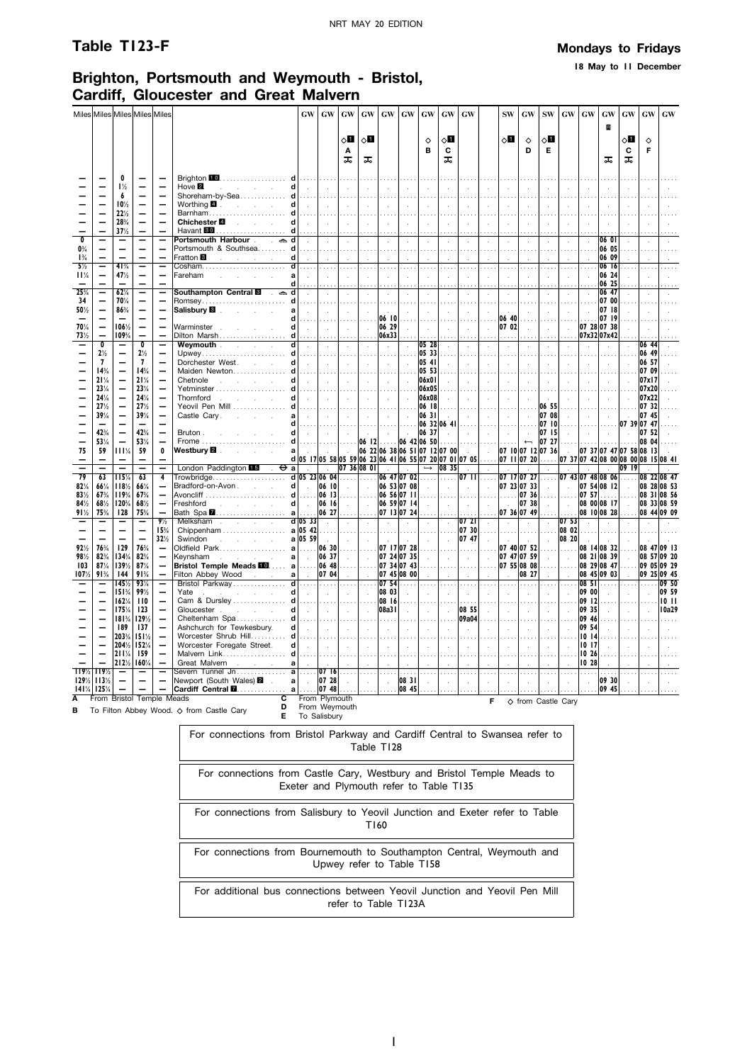## Table T123-F

**Mondays to Fridays**

**18 May to 11 December**

# Brighton, Portsmouth and Weymouth - Bristol, Cardiff, Gloucester and Great Malvern

| Miles | Miles | Miles | Miles | Miles | | | GW | GW | GW | GW | GW | GW | GW | GW | GW | SW | GW | SW | GW | GW | GW | GW | GW | GW |
|---|---|---|---|---|---|---|---|---|---|---|---|---|---|---|---|---|---|---|---|---|---|---|---|---|
| | | | | | | | | | ◇1 A 🚲 | ◇1 🚲 | | | ◇ B | ◇1 C 🚲 | | ◇1 | ◇ D | ◇1 E | | | R 🚲 | ◇1 C 🚲 | ◇ F | |
| — | — | 0 | — | — | Brighton 10 | d | | | | | | | | | | | | | | | | | | |
| — | — | 1½ | — | — | Hove 2 | d | | | | | | | | | | | | | | | | | | |
| — | — | 6 | — | — | Shoreham-by-Sea | d | | | | | | | | | | | | | | | | | | |
| — | — | 10½ | — | — | Worthing 4 | d | | | | | | | | | | | | | | | | | | |
| — | — | 22½ | — | — | Barnham | d | | | | | | | | | | | | | | | | | | |
| — | — | 28¾ | — | — | **Chichester** 4 | d | | | | | | | | | | | | | | | | | | |
| — | — | 37½ | — | — | Havant 3 | d | | | | | | | | | | | | | | | | | | |
| 0 | — | — | — | — | **Portsmouth Harbour** ⛴ | d | | | | | | | | | | | | | | | 06 01 | | | |
| 0¾ | — | — | — | — | Portsmouth & Southsea | d | | | | | | | | | | | | | | | 06 05 | | | |
| 1¾ | — | — | — | — | Fratton 3 | d | | | | | | | | | | | | | | | 06 09 | | | |
| 5½ | — | 41¼ | — | — | Cosham | d | | | | | | | | | | | | | | | 06 16 | | | |
| 11¼ | — | 47½ | — | — | Fareham | a | | | | | | | | | | | | | | | 06 24 | | | |
| | | | | | | d | | | | | | | | | | | | | | | 06 25 | | | |
| 25¾ | — | 62¼ | — | — | **Southampton Central** 8 ⛴ | d | | | | | | | | | | | | | | | 06 47 | | | |
| 34 | — | 70½ | — | — | Romsey | d | | | | | | | | | | | | | | | 07 00 | | | |
| 50½ | — | 86¾ | — | — | **Salisbury** 8 | a | | | | | | | | | | | | | | | 07 18 | | | |
| | | | | | | d | | | | | 06 10 | | | | | 06 40 | | | | | 07 19 | | | |
| 70¼ | — | 106½ | — | — | Warminster | d | | | | | 06 29 | | | | | 07 02 | | | | 07 28 | 07 38 | | | |
| 73½ | — | 109¾ | — | — | Dilton Marsh | d | | | | | 06x33 | | | | | | | | | 07x32 | 07x42 | | | |
| — | 0 | — | 0 | — | **Weymouth** | d | | | | | | | 05 28 | | | | | | | | | | 06 44 | |
| — | 2½ | — | 2½ | — | Upwey | d | | | | | | | 05 33 | | | | | | | | | | 06 49 | |
| — | 7 | — | 7 | — | Dorchester West | d | | | | | | | 05 41 | | | | | | | | | | 06 57 | |
| — | 14¾ | — | 14¾ | — | Maiden Newton | d | | | | | | | 05 53 | | | | | | | | | | 07 09 | |
| — | 21¼ | — | 21¼ | — | Chetnole | d | | | | | | | 06x01 | | | | | | | | | | 07x17 | |
| — | 23¼ | — | 23¼ | — | Yetminster | d | | | | | | | 06x05 | | | | | | | | | | 07x20 | |
| — | 24¼ | — | 24¼ | — | Thornford | d | | | | | | | 06x08 | | | | | | | | | | 07x22 | |
| — | 27½ | — | 27½ | — | Yeovil Pen Mill | d | | | | | | | 06 18 | | | | | 06 55 | | | | | 07 32 | |
| — | 39¼ | — | 39¼ | — | Castle Cary | a | | | | | | | 06 31 | | | | | 07 08 | | | | | 07 45 | |
| | | | | | | d | | | | | | | 06 32 | 06 41 | | | | 07 10 | | | | 07 39 | 07 47 | |
| — | 42¾ | — | 42¾ | — | Bruton | d | | | | | | | 06 37 | | | | ← | 07 15 | | | | | 07 52 | |
| — | 53¼ | — | 53¼ | — | Frome | d | | | | 06 12 | | 06 42 | 06 50 | | | | | 07 27 | | | | | 08 04 | |
| 75 | 59 | 111¾ | 59 | 0 | **Westbury** 2 | a | | | | 06 22 | 06 38 | 06 51 | 07 12 | 07 00 | | 07 10 | 07 12 | 07 36 | | 07 37 | 07 47 | 07 58 | 08 13 | |
| | | | | | | d | 05 17 | 05 58 | 05 59 | 06 23 | 06 41 | 06 55 | 07 20 | 07 01 | 07 05 | 07 11 | 07 20 | | 07 37 | 07 42 | 08 00 | 08 00 | 08 15 | 08 41 |
| — | — | — | — | — | London Paddington 15 ⊖ | a | | | | 07 36 | 08 01 | | → | 08 35 | | | | | | | | 09 19 | | |
| 79 | 63 | 115¾ | 63 | 4 | Trowbridge | d | 05 23 | 06 04 | | | 06 47 | 07 02 | | | 07 11 | 07 17 | 07 27 | | 07 43 | 07 48 | 08 06 | | 08 22 | 08 47 |
| 82¼ | 66¼ | 118¾ | 66¼ | | Bradford-on-Avon | d | | 06 10 | | | 06 53 | 07 08 | | | | 07 23 | 07 33 | | | 07 54 | 08 12 | | 08 28 | 08 53 |
| 83½ | 67¾ | 119¾ | 67¾ | | Avoncliff | d | | 06 13 | | | 06 56 | 07 11 | | | | | 07 36 | | | 07 57 | | | 08 31 | 08 56 |
| 84½ | 68½ | 120¾ | 68½ | | Freshford | d | | 06 16 | | | 06 59 | 07 14 | | | | | 07 38 | | | 08 00 | 08 17 | | 08 33 | 08 59 |
| 91½ | 75¾ | 128 | 75¾ | — | Bath Spa 7 | a | | 06 27 | | | 07 13 | 07 24 | | | | 07 36 | 07 49 | | | 08 10 | 08 28 | | 08 44 | 09 09 |
| — | — | — | — | 9½ | Melksham | d | 05 33 | | | | | | | | 07 21 | | | | 07 53 | | | | | |
| — | — | — | — | 15¾ | Chippenham | a | 05 42 | | | | | | | | 07 30 | | | | 08 02 | | | | | |
| — | — | — | — | 32½ | Swindon | a | 05 59 | | | | | | | | 07 47 | | | | 08 20 | | | | | |
| 92½ | 76¾ | 129 | 76¾ | — | Oldfield Park | a | | 06 30 | | | 07 17 | 07 28 | | | | 07 40 | 07 52 | | | 08 14 | 08 32 | | 08 47 | 09 13 |
| 98½ | 82¾ | 134¾ | 82¾ | — | Keynsham | a | | 06 37 | | | 07 24 | 07 35 | | | | 07 47 | 07 59 | | | 08 21 | 08 39 | | 08 57 | 09 20 |
| 103 | 87¼ | 139½ | 87¼ | — | **Bristol Temple Meads** 10 | a | | 06 48 | | | 07 34 | 07 43 | | | | 07 55 | 08 08 | | | 08 29 | 08 47 | | 09 05 | 09 29 |
| 107½ | 91¾ | 144 | 91¾ | — | Filton Abbey Wood | a | | 07 04 | | | 07 45 | 08 00 | | | | | 08 27 | | | 08 45 | 09 03 | | 09 25 | 09 45 |
| — | — | 145½ | 93¼ | — | Bristol Parkway | d | | | | | 07 54 | | | | | | | | | 08 51 | | | | 09 50 |
| — | — | 151¾ | 99½ | — | Yate | d | | | | | 08 03 | | | | | | | | | 09 00 | | | | 09 59 |
| — | — | 162¼ | 110 | — | Cam & Dursley | d | | | | | 08 16 | | | | | | | | | 09 12 | | | | 10 11 |
| — | — | 175¼ | 123 | — | Gloucester | d | | | | | 08a31 | | | | 08 55 | | | | | 09 35 | | | | 10a29 |
| — | — | 181¾ | 129½ | — | Cheltenham Spa | d | | | | | | | | | 09a04 | | | | | 09 46 | | | | |
| — | — | 189 | 137 | — | Ashchurch for Tewkesbury | d | | | | | | | | | | | | | | 09 54 | | | | |
| — | — | 203¾ | 151½ | — | Worcester Shrub Hill | d | | | | | | | | | | | | | | 10 14 | | | | |
| — | — | 204½ | 152¼ | — | Worcester Foregate Street | d | | | | | | | | | | | | | | 10 17 | | | | |
| — | — | 211¼ | 159 | — | Malvern Link | d | | | | | | | | | | | | | | 10 26 | | | | |
| — | — | 212½ | 160¼ | — | Great Malvern | a | | | | | | | | | | | | | | 10 28 | | | | |
| 119½ | 119½ | — | — | — | Severn Tunnel Jn | a | | 07 16 | | | | | | | | | | | | | | | | |
| 129½ | 113½ | — | — | — | Newport (South Wales) 2 | a | | 07 28 | | | | 08 31 | | | | | | | | | 09 30 | | | |
| 141¼ | 125¼ | — | — | — | **Cardiff Central** 7 | a | | 07 48 | | | | 08 45 | | | | | | | | | 09 45 | | | |

**A** From Bristol Temple Meads
**B** To Filton Abbey Wood. ◇ from Castle Cary
**C** From Plymouth
**D** From Weymouth
**E** To Salisbury
**F** ◇ from Castle Cary

For connections from Bristol Parkway and Cardiff Central to Swansea refer to Table T128

For connections from Castle Cary, Westbury and Bristol Temple Meads to Exeter and Plymouth refer to Table T135

For connections from Salisbury to Yeovil Junction and Exeter refer to Table T160

For connections from Bournemouth to Southampton Central, Weymouth and Upwey refer to Table T158

For additional bus connections between Yeovil Junction and Yeovil Pen Mill refer to Table T123A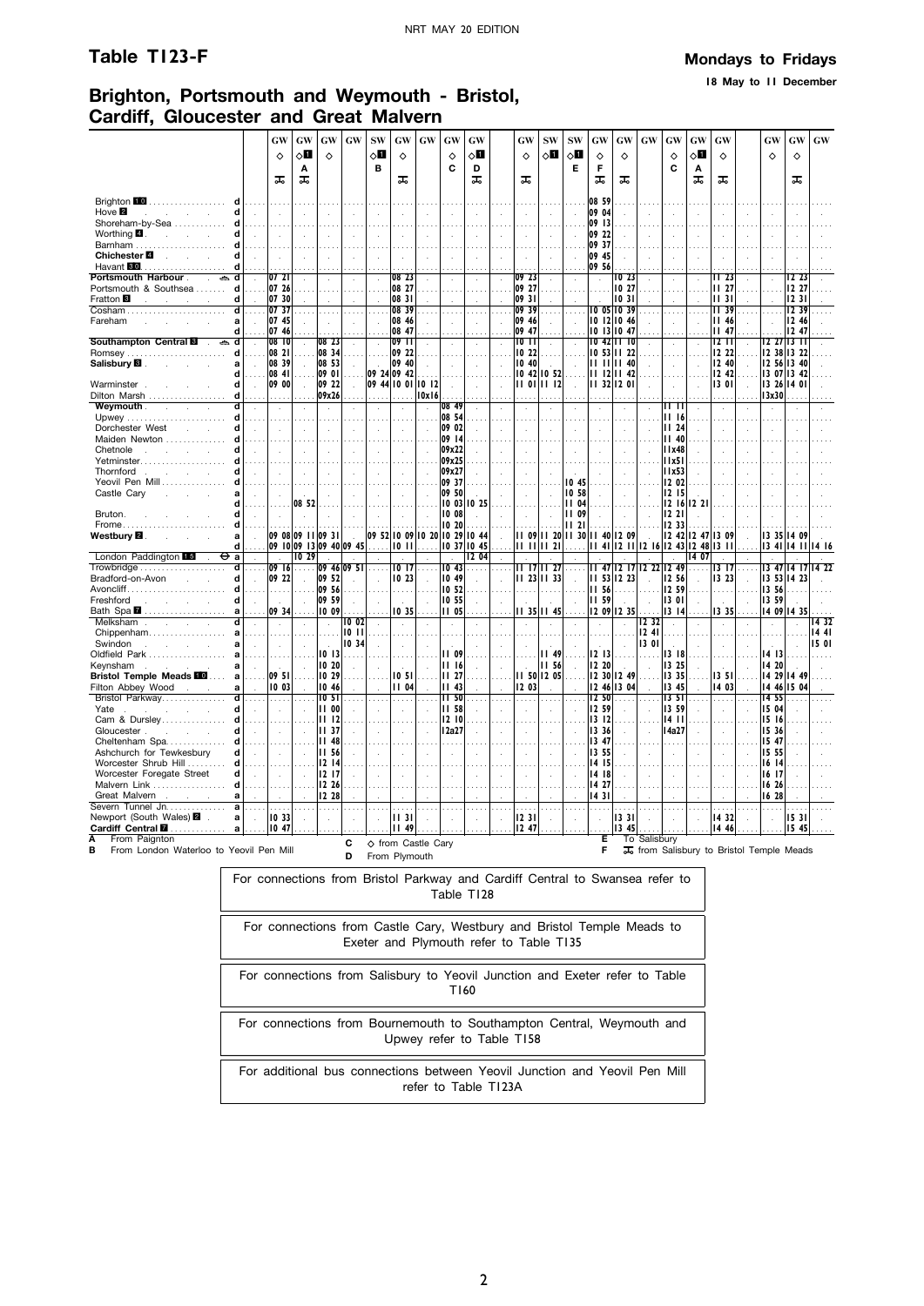# Table T123-F

**Mondays to Fridays**

**18 May to 11 December**

## Brighton, Portsmouth and Weymouth - Bristol, Cardiff, Gloucester and Great Malvern

| | | GW | GW | GW | GW | SW | GW | GW | GW | GW | GW | SW | SW | GW | GW | GW | GW | GW | GW | GW | GW | GW |
|---|---|---|---|---|---|---|---|---|---|---|---|---|---|---|---|---|---|---|---|---|---|---|
| | | ◇ | ◇1 | ◇ | | ◇1 | ◇ | | ◇ | ◇1 | ◇ | ◇1 | ◇1 | ◇ | ◇ | | ◇ | ◇1 | ◇ | | ◇ | ◇ |
| | | | A | | | B | | | C | D | | | E | F | | | C | A | | | | |
| | | 🚲 | 🚲 | | | | 🚲 | | | 🚲 | 🚲 | | | 🚲 | 🚲 | | | 🚲 | 🚲 | | 🚲 | |
| Brighton 10 | d | | | | | | | | | | | | | 08 59 | | | | | | | | |
| Hove 2 | d | | | | | | | | | | | | | 09 04 | | | | | | | | |
| Shoreham-by-Sea | d | | | | | | | | | | | | | 09 13 | | | | | | | | |
| Worthing 4 | d | | | | | | | | | | | | | 09 22 | | | | | | | | |
| Barnham | d | | | | | | | | | | | | | 09 37 | | | | | | | | |
| Chichester 4 | d | | | | | | | | | | | | | 09 45 | | | | | | | | |
| Havant 10 | d | | | | | | | | | | | | | 09 56 | | | | | | | | |
| Portsmouth Harbour ⛴ | d | 07 21 | | | | | 08 23 | | | | 09 23 | | | | 10 23 | | | | 11 23 | | 12 23 | |
| Portsmouth & Southsea | d | 07 26 | | | | | 08 27 | | | | 09 27 | | | | 10 27 | | | | 11 27 | | 12 27 | |
| Fratton 3 | d | 07 30 | | | | | 08 31 | | | | 09 31 | | | | 10 31 | | | | 11 31 | | 12 31 | |
| Cosham | d | 07 37 | | | | | 08 39 | | | | 09 39 | | | 10 05 | 10 39 | | | | 11 39 | | 12 39 | |
| Fareham | a | 07 45 | | | | | 08 46 | | | | 09 46 | | | 10 12 | 10 46 | | | | 11 46 | | 12 46 | |
| | d | 07 46 | | | | | 08 47 | | | | 09 47 | | | 10 13 | 10 47 | | | | 11 47 | | 12 47 | |
| Southampton Central 8 ⛴ | d | 08 10 | | 08 23 | | | 09 11 | | | | 10 11 | | | 10 42 | 11 10 | | | | 12 11 | 12 27 | 13 11 | |
| Romsey | d | 08 21 | | 08 34 | | | 09 22 | | | | 10 22 | | | 10 53 | 11 22 | | | | 12 22 | 12 38 | 13 22 | |
| Salisbury 8 | a | 08 39 | | 08 53 | | | 09 40 | | | | 10 40 | | | 11 11 | 11 40 | | | | 12 40 | 12 56 | 13 40 | |
| | d | 08 41 | | 09 01 | | 09 24 | 09 42 | | | | 10 42 | 10 52 | | 11 12 | 11 42 | | | | 12 42 | 13 07 | 13 42 | |
| Warminster | d | 09 00 | | 09 22 | | 09 44 | 10 01 | 10 12 | | | 11 01 | 11 12 | | 11 32 | 12 01 | | | | 13 01 | 13 26 | 14 01 | |
| Dilton Marsh | d | | | 09x26 | | | | 10x16 | | | | | | | | | | | | 13x30 | | |
| Weymouth | d | | | | | | | | 08 49 | | | | | | | | 11 11 | | | | | |
| Upwey | d | | | | | | | | 08 54 | | | | | | | | 11 16 | | | | | |
| Dorchester West | d | | | | | | | | 09 02 | | | | | | | | 11 24 | | | | | |
| Maiden Newton | d | | | | | | | | 09 14 | | | | | | | | 11 40 | | | | | |
| Chetnole | d | | | | | | | | 09x22 | | | | | | | | 11x48 | | | | | |
| Yetminster | d | | | | | | | | 09x25 | | | | | | | | 11x51 | | | | | |
| Thornford | d | | | | | | | | 09x27 | | | | | | | | 11x53 | | | | | |
| Yeovil Pen Mill | d | | | | | | | | 09 37 | | | | 10 45 | | | | 12 02 | | | | | |
| Castle Cary | a | | | | | | | | 09 50 | | | | 10 58 | | | | 12 15 | | | | | |
| | d | | 08 52 | | | | | | 10 03 | 10 25 | | | 11 04 | | | | 12 16 | 12 21 | | | | |
| Bruton | d | | | | | | | | 10 08 | | | | 11 09 | | | | 12 21 | | | | | |
| Frome | d | | | | | | | | 10 20 | | | | 11 21 | | | | 12 33 | | | | | |
| Westbury 2 | a | 09 08 | 09 11 | 09 31 | | 09 52 | 10 09 | 10 20 | 10 29 | 10 44 | 11 09 | 11 20 | 11 30 | 11 40 | 12 09 | | 12 42 | 12 47 | 13 09 | 13 35 | 14 09 | |
| | d | 09 10 | 09 13 | 09 40 | 09 45 | | 10 11 | | 10 37 | 10 45 | 11 11 | 11 21 | | 11 41 | 12 11 | 12 16 | 12 43 | 12 48 | 13 11 | 13 41 | 14 11 | 14 16 |
| London Paddington 15 ⊖ | a | | 10 29 | | | | | | | 12 04 | | | | | | | | 14 07 | | | | |
| Trowbridge | d | 09 16 | | 09 46 | 09 51 | | 10 17 | | 10 43 | | 11 17 | 11 27 | | 11 47 | 12 17 | 12 22 | 12 49 | | 13 17 | 13 47 | 14 17 | 14 22 |
| Bradford-on-Avon | d | 09 22 | | 09 52 | | | 10 23 | | 10 49 | | 11 23 | 11 33 | | 11 53 | 12 23 | | 12 56 | | 13 23 | 13 53 | 14 23 | |
| Avoncliff | d | | | 09 56 | | | | | 10 52 | | | | | 11 56 | | | 12 59 | | | 13 56 | | |
| Freshford | d | | | 09 59 | | | | | 10 55 | | | | | 11 59 | | | 13 01 | | | 13 59 | | |
| Bath Spa 7 | a | 09 34 | | 10 09 | | | 10 35 | | 11 05 | | 11 35 | 11 45 | | 12 09 | 12 35 | | 13 14 | | 13 35 | 14 09 | 14 35 | |
| Melksham | d | | | | 10 02 | | | | | | | | | | | 12 32 | | | | | | 14 32 |
| Chippenham | a | | | | 10 11 | | | | | | | | | | | 12 41 | | | | | | 14 41 |
| Swindon | a | | | | 10 34 | | | | | | | | | | | 13 01 | | | | | | 15 01 |
| Oldfield Park | a | | | 10 13 | | | | | 11 09 | | | 11 49 | | 12 13 | | | 13 18 | | | 14 13 | | |
| Keynsham | a | | | 10 20 | | | | | 11 16 | | | 11 56 | | 12 20 | | | 13 25 | | | 14 20 | | |
| Bristol Temple Meads 10 | a | 09 51 | | 10 29 | | | 10 51 | | 11 27 | | 11 50 | 12 05 | | 12 30 | 12 49 | | 13 35 | | 13 51 | 14 29 | 14 49 | |
| Filton Abbey Wood | a | 10 03 | | 10 46 | | | 11 04 | | 11 43 | | 12 03 | | | 12 46 | 13 04 | | 13 45 | | 14 03 | 14 46 | 15 04 | |
| Bristol Parkway | d | | | 10 51 | | | | | 11 50 | | | | | 12 50 | | | 13 51 | | | 14 55 | | |
| Yate | d | | | 11 00 | | | | | 11 58 | | | | | 12 59 | | | 13 59 | | | 15 04 | | |
| Cam & Dursley | d | | | 11 12 | | | | | 12 10 | | | | | 13 12 | | | 14 11 | | | 15 16 | | |
| Gloucester | d | | | 11 37 | | | | | 12a27 | | | | | 13 36 | | | 14a27 | | | 15 36 | | |
| Cheltenham Spa | d | | | 11 48 | | | | | | | | | | 13 47 | | | | | | 15 47 | | |
| Ashchurch for Tewkesbury | d | | | 11 56 | | | | | | | | | | 13 55 | | | | | | 15 55 | | |
| Worcester Shrub Hill | d | | | 12 14 | | | | | | | | | | 14 15 | | | | | | 16 14 | | |
| Worcester Foregate Street | d | | | 12 17 | | | | | | | | | | 14 18 | | | | | | 16 17 | | |
| Malvern Link | d | | | 12 26 | | | | | | | | | | 14 27 | | | | | | 16 26 | | |
| Great Malvern | a | | | 12 28 | | | | | | | | | | 14 31 | | | | | | 16 28 | | |
| Severn Tunnel Jn. | a | | | | | | | | | | | | | | | | | | | | | |
| Newport (South Wales) 2 | a | 10 33 | | | | | 11 31 | | | | 12 31 | | | | 13 31 | | | | 14 32 | | 15 31 | |
| Cardiff Central 7 | a | 10 47 | | | | | 11 49 | | | | 12 47 | | | | 13 45 | | | | 14 46 | | 15 45 | |

**A** From Paignton
**B** From London Waterloo to Yeovil Pen Mill
**C** ◇ from Castle Cary
**D** From Plymouth
**E** To Salisbury
**F** 🚲 from Salisbury to Bristol Temple Meads

For connections from Bristol Parkway and Cardiff Central to Swansea refer to Table T128

For connections from Castle Cary, Westbury and Bristol Temple Meads to Exeter and Plymouth refer to Table T135

For connections from Salisbury to Yeovil Junction and Exeter refer to Table T160

For connections from Bournemouth to Southampton Central, Weymouth and Upwey refer to Table T158

For additional bus connections between Yeovil Junction and Yeovil Pen Mill refer to Table T123A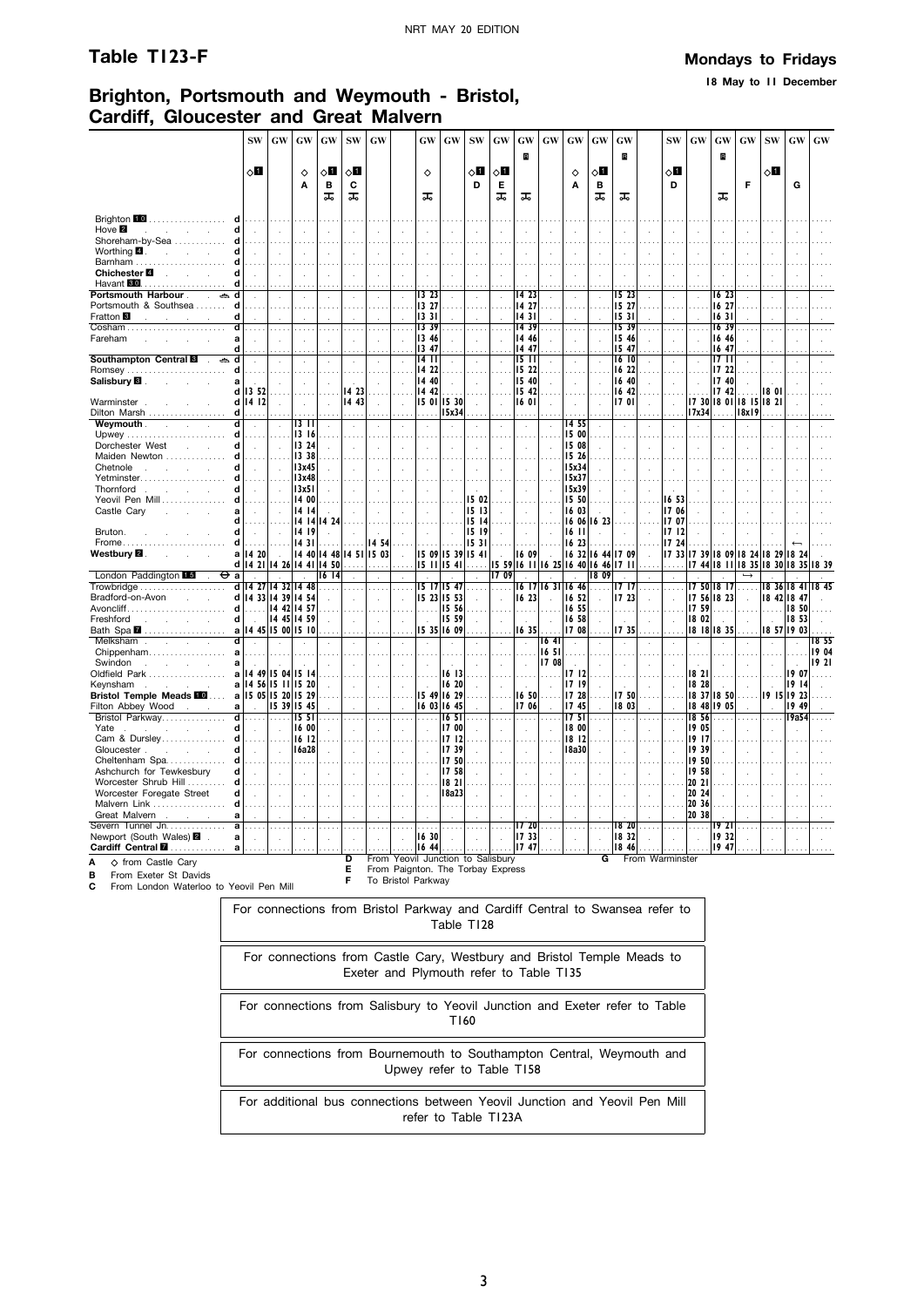# Table T123-F

**Mondays to Fridays**

**18 May to 11 December**

## Brighton, Portsmouth and Weymouth - Bristol, Cardiff, Gloucester and Great Malvern

| Station | | SW | GW | GW | GW | SW | GW | GW | GW | SW | GW | GW | GW | GW | GW | GW | SW | GW | GW | GW | SW | GW | GW |
|---|---|---|---|---|---|---|---|---|---|---|---|---|---|---|---|---|---|---|---|---|---|---|---|
| | | ◇1 | | ◇ | ◇1 | ◇1 | | ◇ | | ◇1 | ◇1 | 1 | | ◇ | ◇1 | 1 | ◇1 | | 1 | | ◇1 | | |
| | | | | A | B | C | | | | D | E | | | A | B | | D | | | F | | G | |
| | | | | | ☕ | ☕ | | ☕ | | | ☕ | ☕ | | | ☕ | ☕ | | | ☕ | | | | |
| Brighton 10 | d | | | | | | | | | | | | | | | | | | | | | | |
| Hove 2 | d | | | | | | | | | | | | | | | | | | | | | | |
| Shoreham-by-Sea | d | | | | | | | | | | | | | | | | | | | | | | |
| Worthing 4 | d | | | | | | | | | | | | | | | | | | | | | | |
| Barnham | d | | | | | | | | | | | | | | | | | | | | | | |
| Chichester 4 | d | | | | | | | | | | | | | | | | | | | | | | |
| Havant 10 | d | | | | | | | | | | | | | | | | | | | | | | |
| Portsmouth Harbour ⛴ | d | | | | | | | 13 23 | | | | 14 23 | | | | 15 23 | | | 16 23 | | | | |
| Portsmouth & Southsea | d | | | | | | | 13 27 | | | | 14 27 | | | | 15 27 | | | 16 27 | | | | |
| Fratton 8 | d | | | | | | | 13 31 | | | | 14 31 | | | | 15 31 | | | 16 31 | | | | |
| Cosham | d | | | | | | | 13 39 | | | | 14 39 | | | | 15 39 | | | 16 39 | | | | |
| Fareham | a | | | | | | | 13 46 | | | | 14 46 | | | | 15 46 | | | 16 46 | | | | |
| | d | | | | | | | 13 47 | | | | 14 47 | | | | 15 47 | | | 16 47 | | | | |
| Southampton Central 8 ⛴ | d | | | | | | | 14 11 | | | | 15 11 | | | | 16 10 | | | 17 11 | | | | |
| Romsey | d | | | | | | | 14 22 | | | | 15 22 | | | | 16 22 | | | 17 22 | | | | |
| Salisbury 8 | a | | | | | | | 14 40 | | | | 15 40 | | | | 16 40 | | | 17 40 | | | | |
| | d | 13 52 | | | | 14 23 | | 14 42 | | | | 15 42 | | | | 16 42 | | | 17 42 | | 18 01 | | |
| Warminster | d | 14 12 | | | | 14 43 | | 15 01 | 15 30 | | | 16 01 | | | | 17 01 | | 17 30 | 18 01 | 18 15 | 18 21 | | |
| Dilton Marsh | d | | | | | | | | 15x34 | | | | | | | | | 17x34 | | 18x19 | | | |
| Weymouth | d | | | 13 11 | | | | | | | | | | 14 55 | | | | | | | | | |
| Upwey | d | | | 13 16 | | | | | | | | | | 15 00 | | | | | | | | | |
| Dorchester West | d | | | 13 24 | | | | | | | | | | 15 08 | | | | | | | | | |
| Maiden Newton | d | | | 13 38 | | | | | | | | | | 15 26 | | | | | | | | | |
| Chetnole | d | | | 13x45 | | | | | | | | | | 15x34 | | | | | | | | | |
| Yetminster | d | | | 13x48 | | | | | | | | | | 15x37 | | | | | | | | | |
| Thornford | d | | | 13x51 | | | | | | | | | | 15x39 | | | | | | | | | |
| Yeovil Pen Mill | d | | | 14 00 | | | | | | 15 02 | | | | 15 50 | | | 16 53 | | | | | | |
| Castle Cary | a | | | 14 14 | | | | | | 15 13 | | | | 16 03 | | | 17 06 | | | | | | |
| | d | | | 14 14 | 14 24 | | | | | 15 14 | | | | 16 06 | 16 23 | | 17 07 | | | | | | |
| Bruton | d | | | 14 19 | | | | | | 15 19 | | | | 16 11 | | | 17 12 | | | | | | |
| Frome | d | | | 14 31 | | | 14 54 | | | 15 31 | | | | 16 23 | | | 17 24 | | | | | ← | |
| Westbury 2 | a | 14 20 | | 14 40 | 14 48 | 14 51 | 15 03 | 15 09 | 15 39 | 15 41 | | 16 09 | | 16 32 | 16 44 | 17 09 | 17 33 | 17 39 | 18 09 | 18 24 | 18 29 | 18 24 | |
| | d | 14 21 | 14 26 | 14 41 | 14 50 | | | 15 11 | 15 41 | | 15 59 | 16 11 | 16 25 | 16 40 | 16 46 | 17 11 | | 17 44 | 18 11 | 18 35 | 18 30 | 18 35 | 18 39 |
| London Paddington 15 ⊖ | a | | | | 16 14 | | | | | | 17 09 | | | | 18 09 | | | | | → | | | |
| Trowbridge | d | 14 27 | 14 32 | 14 48 | | | | 15 17 | 15 47 | | | 16 17 | 16 31 | 16 46 | | 17 17 | | 17 50 | 18 17 | | 18 36 | 18 41 | 18 45 |
| Bradford-on-Avon | d | 14 33 | 14 39 | 14 54 | | | | 15 23 | 15 53 | | | 16 23 | | 16 52 | | 17 23 | | 17 56 | 18 23 | | 18 42 | 18 47 | |
| Avoncliff | d | | 14 42 | 14 57 | | | | | 15 56 | | | | | 16 55 | | | | 17 59 | | | | 18 50 | |
| Freshford | d | | 14 45 | 14 59 | | | | | 15 59 | | | | | 16 58 | | | | 18 02 | | | | 18 53 | |
| Bath Spa 7 | a | 14 45 | 15 00 | 15 10 | | | | 15 35 | 16 09 | | | 16 35 | | 17 08 | | 17 35 | | 18 18 | 18 35 | | 18 57 | 19 03 | |
| Melksham | d | | | | | | | | | | | | 16 41 | | | | | | | | | | 18 55 |
| Chippenham | a | | | | | | | | | | | | 16 51 | | | | | | | | | | 19 04 |
| Swindon | a | | | | | | | | | | | | 17 08 | | | | | | | | | | 19 21 |
| Oldfield Park | a | 14 49 | 15 04 | 15 14 | | | | | 16 13 | | | | | 17 12 | | | | 18 21 | | | | 19 07 | |
| Keynsham | a | 14 56 | 15 11 | 15 20 | | | | | 16 20 | | | | | 17 19 | | | | 18 28 | | | | 19 14 | |
| Bristol Temple Meads 10 | a | 15 05 | 15 20 | 15 29 | | | | 15 49 | 16 29 | | | 16 50 | | 17 28 | | 17 50 | | 18 37 | 18 50 | | 19 15 | 19 23 | |
| Filton Abbey Wood | a | | 15 39 | 15 45 | | | | 16 03 | 16 45 | | | 17 06 | | 17 45 | | 18 03 | | 18 48 | 19 05 | | | 19 49 | |
| Bristol Parkway | d | | | 15 51 | | | | | 16 51 | | | | | 17 51 | | | | 18 56 | | | | 19a54 | |
| Yate | d | | | 16 00 | | | | | 17 00 | | | | | 18 00 | | | | 19 05 | | | | | |
| Cam & Dursley | d | | | 16 12 | | | | | 17 12 | | | | | 18 12 | | | | 19 17 | | | | | |
| Gloucester | d | | | 16a28 | | | | | 17 39 | | | | | 18a30 | | | | 19 39 | | | | | |
| Cheltenham Spa | d | | | | | | | | 17 50 | | | | | | | | | 19 50 | | | | | |
| Ashchurch for Tewkesbury | d | | | | | | | | 17 58 | | | | | | | | | 19 58 | | | | | |
| Worcester Shrub Hill | d | | | | | | | | 18 21 | | | | | | | | | 20 21 | | | | | |
| Worcester Foregate Street | d | | | | | | | | 18a23 | | | | | | | | | 20 24 | | | | | |
| Malvern Link | d | | | | | | | | | | | | | | | | | 20 36 | | | | | |
| Great Malvern | a | | | | | | | | | | | | | | | | | 20 38 | | | | | |
| Severn Tunnel Jn. | a | | | | | | | | | | | 17 20 | | | | 18 20 | | | 19 21 | | | | |
| Newport (South Wales) 2 | a | | | | | | | 16 30 | | | | 17 33 | | | | 18 32 | | | 19 32 | | | | |
| Cardiff Central 7 | a | | | | | | | 16 44 | | | | 17 47 | | | | 18 46 | | | 19 47 | | | | |

**A** ◇ from Castle Cary
**B** From Exeter St Davids
**C** From London Waterloo to Yeovil Pen Mill
**D** From Yeovil Junction to Salisbury
**E** From Paignton. The Torbay Express
**F** To Bristol Parkway
**G** From Warminster

For connections from Bristol Parkway and Cardiff Central to Swansea refer to Table T128

For connections from Castle Cary, Westbury and Bristol Temple Meads to Exeter and Plymouth refer to Table T135

For connections from Salisbury to Yeovil Junction and Exeter refer to Table T160

For connections from Bournemouth to Southampton Central, Weymouth and Upwey refer to Table T158

For additional bus connections between Yeovil Junction and Yeovil Pen Mill refer to Table T123A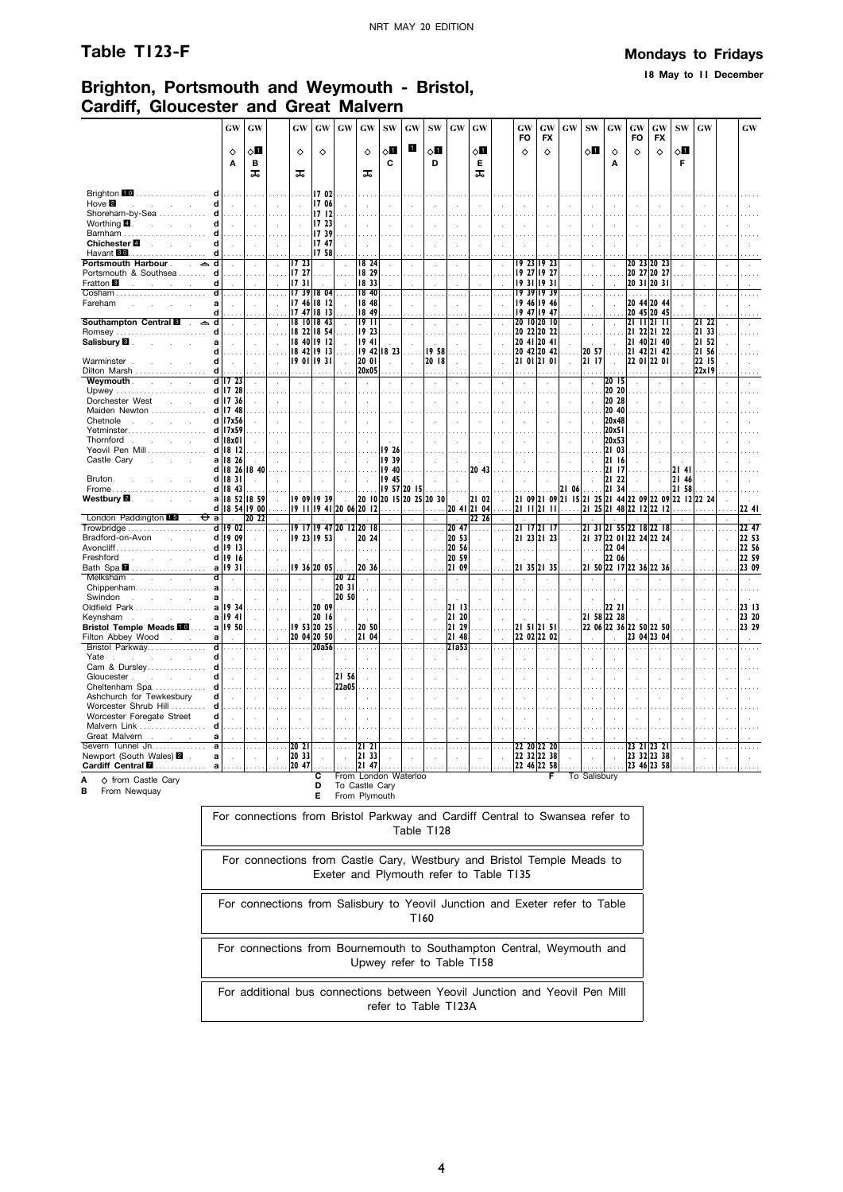# Table T123-F

**Mondays to Fridays**

**18 May to 11 December**

## Brighton, Portsmouth and Weymouth - Bristol, Cardiff, Gloucester and Great Malvern

| | | GW | GW | | GW | GW | GW | GW | SW | GW | SW | GW | GW | | GW | GW | GW | SW | GW | GW | GW | SW | GW | | GW |
|---|---|---|---|---|---|---|---|---|---|---|---|---|---|---|---|---|---|---|---|---|---|---|---|---|---|
| | | | | | | | | | | | | | | | FO | FX | | | | FO | FX | | | | |
| | | ◇ | ◇1 | | ◇ | ◇ | | ◇ | ◇1 | 1 | ◇1 | | ◇1 | | ◇ | ◇ | | ◇1 | ◇ | ◇ | ◇ | ◇1 | | | |
| | | A | B | | | | | | C | | D | | E | | | | | | A | | | F | | | |
| | | | 🚲 | | 🚲 | | | 🚲 | | | | | 🚲 | | | | | | | | | | | | |
| Brighton 10 | d | | | | | 17 02 | | | | | | | | | | | | | | | | | | | |
| Hove 2 | d | | | | | 17 06 | | | | | | | | | | | | | | | | | | | |
| Shoreham-by-Sea | d | | | | | 17 12 | | | | | | | | | | | | | | | | | | | |
| Worthing 4 | d | | | | | 17 23 | | | | | | | | | | | | | | | | | | | |
| Barnham | d | | | | | 17 39 | | | | | | | | | | | | | | | | | | | |
| Chichester 4 | d | | | | | 17 47 | | | | | | | | | | | | | | | | | | | |
| Havant 10 | d | | | | | 17 58 | | | | | | | | | | | | | | | | | | | |
| **Portsmouth Harbour** ⛴ | d | | | | 17 23 | | | 18 24 | | | | | | | 19 23 | 19 23 | | | | 20 23 | 20 23 | | | | |
| Portsmouth & Southsea | d | | | | 17 27 | | | 18 29 | | | | | | | 19 27 | 19 27 | | | | 20 27 | 20 27 | | | | |
| Fratton 8 | d | | | | 17 31 | | | 18 33 | | | | | | | 19 31 | 19 31 | | | | 20 31 | 20 31 | | | | |
| Cosham | d | | | | 17 39 | 18 04 | | 18 40 | | | | | | | 19 39 | 19 39 | | | | | | | | | |
| Fareham | a | | | | 17 46 | 18 12 | | 18 48 | | | | | | | 19 46 | 19 46 | | | | 20 44 | 20 44 | | | | |
| | d | | | | 17 47 | 18 13 | | 18 49 | | | | | | | 19 47 | 19 47 | | | | 20 45 | 20 45 | | | | |
| **Southampton Central 8** ⛴ | d | | | | 18 10 | 18 43 | | 19 11 | | | | | | | 20 10 | 20 10 | | | | 21 11 | 21 11 | | 21 22 | | |
| Romsey | d | | | | 18 22 | 18 54 | | 19 23 | | | | | | | 20 22 | 20 22 | | | | 21 22 | 21 22 | | 21 33 | | |
| **Salisbury 8** | a | | | | 18 40 | 19 12 | | 19 41 | | | | | | | 20 41 | 20 41 | | | | 21 40 | 21 40 | | 21 52 | | |
| | d | | | | 18 42 | 19 13 | | 19 42 | 18 23 | | 19 58 | | | | 20 42 | 20 42 | | 20 57 | | 21 42 | 21 42 | | 21 56 | | |
| Warminster | d | | | | 19 01 | 19 31 | | 20 01 | | | 20 18 | | | | 21 01 | 21 01 | | 21 17 | | 22 01 | 22 01 | | 22 15 | | |
| Dilton Marsh | d | | | | | | | 20x05 | | | | | | | | | | | | | | | 22x19 | | |
| **Weymouth** | d | 17 23 | | | | | | | | | | | | | | | | | 20 15 | | | | | | |
| Upwey | d | 17 28 | | | | | | | | | | | | | | | | | 20 20 | | | | | | |
| Dorchester West | d | 17 36 | | | | | | | | | | | | | | | | | 20 28 | | | | | | |
| Maiden Newton | d | 17 48 | | | | | | | | | | | | | | | | | 20 40 | | | | | | |
| Chetnole | d | 17x56 | | | | | | | | | | | | | | | | | 20x48 | | | | | | |
| Yetminster | d | 17x59 | | | | | | | | | | | | | | | | | 20x51 | | | | | | |
| Thornford | d | 18x01 | | | | | | | | | | | | | | | | | 20x53 | | | | | | |
| Yeovil Pen Mill | d | 18 12 | | | | | | | 19 26 | | | | | | | | | | 21 03 | | | | | | |
| Castle Cary | a | 18 26 | | | | | | | 19 39 | | | | | | | | | | 21 16 | | | | | | |
| | d | 18 26 | 18 40 | | | | | | 19 40 | | | | 20 43 | | | | | | 21 17 | | | 21 41 | | | |
| Bruton | d | 18 31 | | | | | | | 19 45 | | | | | | | | | | 21 22 | | | 21 46 | | | |
| Frome | d | 18 43 | | | | | | | 19 57 | 20 15 | | | | | | | 21 06 | | 21 34 | | | 21 58 | | | |
| **Westbury 2** | a | 18 52 | 18 59 | | 19 09 | 19 39 | | 20 10 | 20 15 | 20 25 | 20 30 | | 21 02 | | 21 09 | 21 09 | 21 15 | 21 25 | 21 44 | 22 09 | 22 09 | 22 12 | 22 24 | | |
| | d | 18 54 | 19 00 | | 19 11 | 19 41 | 20 06 | 20 12 | | | | 20 41 | 21 04 | | 21 11 | 21 11 | | 21 25 | 21 48 | 22 12 | 22 12 | | | | 22 41 |
| London Paddington 15 ⊖ | a | | 20 22 | | | | | | | | | | 22 26 | | | | | | | | | | | | |
| Trowbridge | d | 19 02 | | | 19 17 | 19 47 | 20 12 | 20 18 | | | | 20 47 | | | 21 17 | 21 17 | | 21 31 | 21 55 | 22 18 | 22 18 | | | | 22 47 |
| Bradford-on-Avon | d | 19 09 | | | 19 23 | 19 53 | | 20 24 | | | | 20 53 | | | 21 23 | 21 23 | | 21 37 | 22 01 | 22 24 | 22 24 | | | | 22 53 |
| Avoncliff | d | 19 13 | | | | | | | | | | 20 56 | | | | | | | 22 04 | | | | | | 22 56 |
| Freshford | d | 19 16 | | | | | | | | | | 20 59 | | | | | | | 22 06 | | | | | | 22 59 |
| Bath Spa 7 | a | 19 31 | | | 19 36 | 20 05 | | 20 36 | | | | 21 09 | | | 21 35 | 21 35 | | 21 50 | 22 17 | 22 36 | 22 36 | | | | 23 09 |
| Melksham | d | | | | | | 20 22 | | | | | | | | | | | | | | | | | | |
| Chippenham | a | | | | | | 20 31 | | | | | | | | | | | | | | | | | | |
| Swindon | a | | | | | | 20 50 | | | | | | | | | | | | | | | | | | |
| Oldfield Park | a | 19 34 | | | | 20 09 | | | | | | 21 13 | | | | | | | 22 21 | | | | | | 23 13 |
| Keynsham | a | 19 41 | | | | 20 16 | | | | | | 21 20 | | | | | | 21 58 | 22 28 | | | | | | 23 20 |
| **Bristol Temple Meads 10** | a | 19 50 | | | 19 53 | 20 25 | | 20 50 | | | | 21 29 | | | 21 51 | 21 51 | | 22 06 | 22 36 | 22 50 | 22 50 | | | | 23 29 |
| Filton Abbey Wood | a | | | | 20 04 | 20 50 | | 21 04 | | | | 21 48 | | | 22 02 | 22 02 | | | | 23 04 | 23 04 | | | | |
| Bristol Parkway | d | | | | | 20a56 | | | | | | 21a53 | | | | | | | | | | | | | |
| Yate | d | | | | | | | | | | | | | | | | | | | | | | | | |
| Cam & Dursley | d | | | | | | | | | | | | | | | | | | | | | | | | |
| Gloucester | d | | | | | | 21 56 | | | | | | | | | | | | | | | | | | |
| Cheltenham Spa | d | | | | | | 22a05 | | | | | | | | | | | | | | | | | | |
| Ashchurch for Tewkesbury | d | | | | | | | | | | | | | | | | | | | | | | | | |
| Worcester Shrub Hill | d | | | | | | | | | | | | | | | | | | | | | | | | |
| Worcester Foregate Street | d | | | | | | | | | | | | | | | | | | | | | | | | |
| Malvern Link | d | | | | | | | | | | | | | | | | | | | | | | | | |
| Great Malvern | a | | | | | | | | | | | | | | | | | | | | | | | | |
| Severn Tunnel Jn | a | | | | 20 21 | | | 21 21 | | | | | | | 22 20 | 22 20 | | | | 23 21 | 23 21 | | | | |
| Newport (South Wales) 2 | a | | | | 20 33 | | | 21 33 | | | | | | | 22 32 | 22 38 | | | | 23 32 | 23 38 | | | | |
| **Cardiff Central 7** | a | | | | 20 47 | | | 21 47 | | | | | | | 22 46 | 22 58 | | | | 23 46 | 23 58 | | | | |

**A** ◇ from Castle Cary
**B** From Newquay
**C** From London Waterloo
**D** To Castle Cary
**E** From Plymouth
**F** To Salisbury

For connections from Bristol Parkway and Cardiff Central to Swansea refer to Table T128

For connections from Castle Cary, Westbury and Bristol Temple Meads to Exeter and Plymouth refer to Table T135

For connections from Salisbury to Yeovil Junction and Exeter refer to Table T160

For connections from Bournemouth to Southampton Central, Weymouth and Upwey refer to Table T158

For additional bus connections between Yeovil Junction and Yeovil Pen Mill refer to Table T123A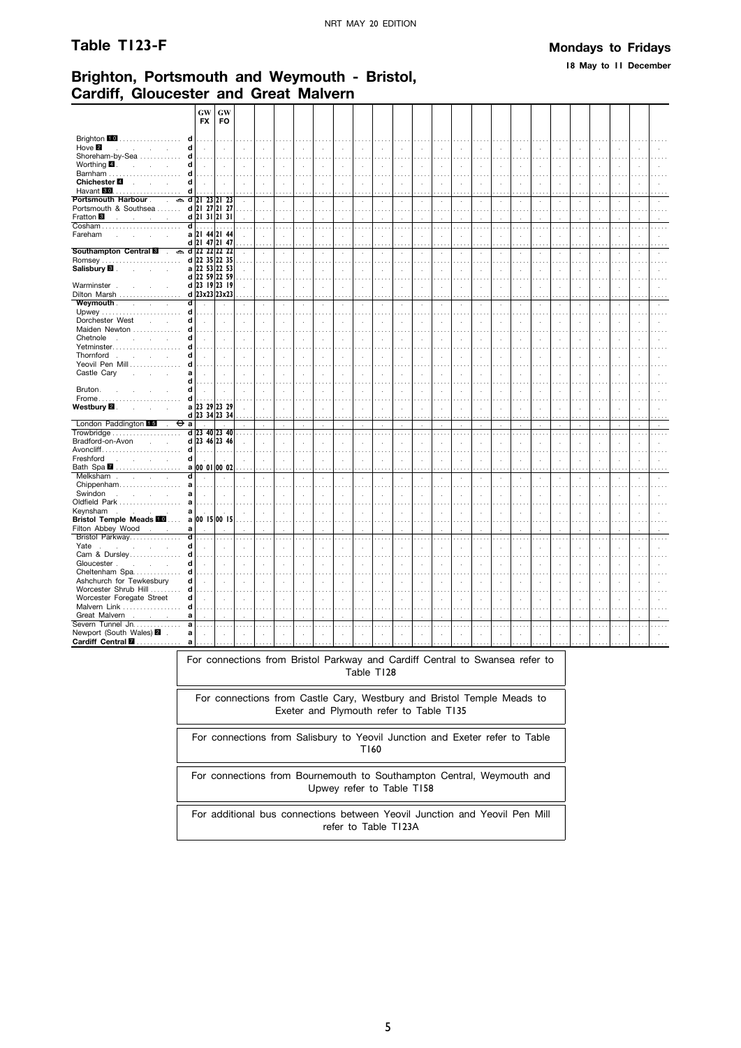NRT MAY 20 EDITION

# Table T123-F

**Mondays to Fridays**

**18 May to 11 December**

## Brighton, Portsmouth and Weymouth - Bristol, Cardiff, Gloucester and Great Malvern

| Station | | GW FX | GW FO |
|---|---|---|---|
| Brighton 10 | d | | |
| Hove 2 | d | | |
| Shoreham-by-Sea | d | | |
| Worthing 4 | d | | |
| Barnham | d | | |
| Chichester 4 | d | | |
| Havant 30 | d | | |
| **Portsmouth Harbour** ⛴ | d | 21 23 | 21 23 |
| Portsmouth & Southsea | d | 21 27 | 21 27 |
| Fratton 3 | d | 21 31 | 21 31 |
| Cosham | d | | |
| Fareham | a | 21 44 | 21 44 |
| | d | 21 47 | 21 47 |
| **Southampton Central 8** ⛴ | d | 22 22 | 22 22 |
| Romsey | d | 22 35 | 22 35 |
| **Salisbury 3** | a | 22 53 | 22 53 |
| | d | 22 59 | 22 59 |
| Warminster | d | 23 19 | 23 19 |
| Dilton Marsh | d | 23x23 | 23x23 |
| **Weymouth** | d | | |
| Upwey | d | | |
| Dorchester West | d | | |
| Maiden Newton | d | | |
| Chetnole | d | | |
| Yetminster | d | | |
| Thornford | d | | |
| Yeovil Pen Mill | d | | |
| Castle Cary | a | | |
| | d | | |
| Bruton | d | | |
| Frome | d | | |
| **Westbury 2** | a | 23 29 | 23 29 |
| | d | 23 34 | 23 34 |
| London Paddington 15 ⊖ | a | | |
| Trowbridge | d | 23 40 | 23 40 |
| Bradford-on-Avon | d | 23 46 | 23 46 |
| Avoncliff | d | | |
| Freshford | d | | |
| Bath Spa 7 | a | 00 01 | 00 02 |
| Melksham | d | | |
| Chippenham | a | | |
| Swindon | a | | |
| Oldfield Park | a | | |
| Keynsham | a | | |
| **Bristol Temple Meads 10** | a | 00 15 | 00 15 |
| Filton Abbey Wood | a | | |
| Bristol Parkway | d | | |
| Yate | d | | |
| Cam & Dursley | d | | |
| Gloucester | d | | |
| Cheltenham Spa | d | | |
| Ashchurch for Tewkesbury | d | | |
| Worcester Shrub Hill | d | | |
| Worcester Foregate Street | d | | |
| Malvern Link | d | | |
| Great Malvern | a | | |
| Severn Tunnel Jn. | a | | |
| Newport (South Wales) 2 | a | | |
| **Cardiff Central 7** | a | | |

For connections from Bristol Parkway and Cardiff Central to Swansea refer to Table T128

For connections from Castle Cary, Westbury and Bristol Temple Meads to Exeter and Plymouth refer to Table T135

For connections from Salisbury to Yeovil Junction and Exeter refer to Table T160

For connections from Bournemouth to Southampton Central, Weymouth and Upwey refer to Table T158

For additional bus connections between Yeovil Junction and Yeovil Pen Mill refer to Table T123A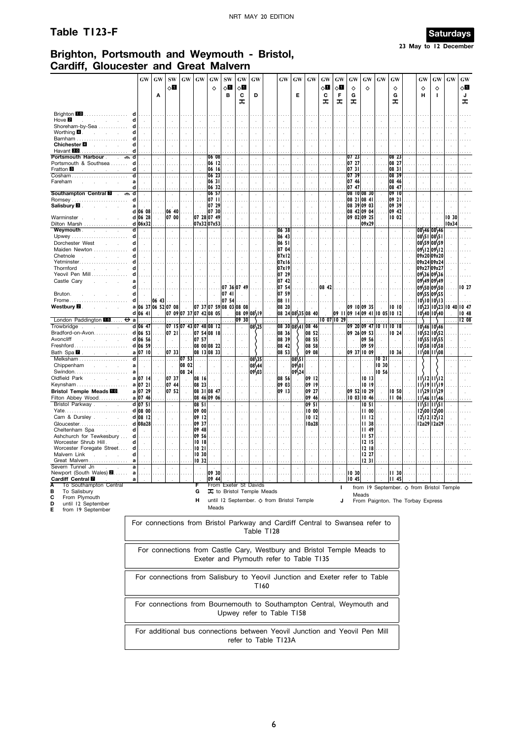# Table T123-F

**Saturdays**

23 May to 12 December

## Brighton, Portsmouth and Weymouth - Bristol, Cardiff, Gloucester and Great Malvern

| | | GW | GW | SW | GW | GW | GW | SW | GW | GW | GW | GW | GW | GW | GW | GW | GW | GW | GW | GW | GW | GW | GW |
|---|---|---|---|---|---|---|---|---|---|---|---|---|---|---|---|---|---|---|---|---|---|---|---|
| | | | | ◇1 | | | ◇ | ◇1 | ◇1 | | | | | ◇1 | ◇1 | ◇ | ◇ | | ◇ | ◇ | ◇ | | ◇1 |
| | | | A | | | | | B | C | D | | E | | C | F | G | | | G | H | I | | J |
| | | | | | | | | | 🚲 | | | | | 🚲 | 🚲 | 🚲 | | | 🚲 | | | | 🚲 |
| Brighton 10 | d | | | | | | | | | | | | | | | | | | | | | | |
| Hove 2 | d | | | | | | | | | | | | | | | | | | | | | | |
| Shoreham-by-Sea | d | | | | | | | | | | | | | | | | | | | | | | |
| Worthing 4 | d | | | | | | | | | | | | | | | | | | | | | | |
| Barnham | d | | | | | | | | | | | | | | | | | | | | | | |
| **Chichester 4** | d | | | | | | | | | | | | | | | | | | | | | | |
| Havant 30 | d | | | | | | | | | | | | | | | | | | | | | | |
| **Portsmouth Harbour** ⛴ | d | | | | | | 06 08 | | | | | | | | | 07 23 | | | 08 23 | | | | |
| Portsmouth & Southsea | d | | | | | | 06 12 | | | | | | | | | 07 27 | | | 08 27 | | | | |
| Fratton 3 | d | | | | | | 06 16 | | | | | | | | | 07 31 | | | 08 31 | | | | |
| Cosham | d | | | | | | 06 23 | | | | | | | | | 07 39 | | | 08 39 | | | | |
| Fareham | a | | | | | | 06 31 | | | | | | | | | 07 46 | | | 08 46 | | | | |
| | d | | | | | | 06 32 | | | | | | | | | 07 47 | | | 08 47 | | | | |
| **Southampton Central 8** ⛴ | d | | | | | | 06 57 | | | | | | | | | 08 10 | 08 30 | | 09 10 | | | | |
| Romsey | d | | | | | | 07 11 | | | | | | | | | 08 21 | 08 41 | | 09 21 | | | | |
| **Salisbury 8** | a | | | | | | 07 29 | | | | | | | | | 08 39 | 09 03 | | 09 39 | | | | |
| | d | 06 08 | | 06 40 | | | 07 30 | | | | | | | | | 08 42 | 09 04 | | 09 42 | | | | |
| Warminster | d | 06 28 | | 07 00 | | 07 28 | 07 49 | | | | | | | | | 09 02 | 09 25 | | 10 02 | | | 10 30 | |
| Dilton Marsh | d | 06x32 | | | | 07x32 | 07x53 | | | | | | | | | | 09x29 | | | | | 10x34 | |
| **Weymouth** | d | | | | | | | | | | 06 38 | | | | | | | | | 08\46 | 08\46 | | |
| Upwey | d | | | | | | | | | | 06 43 | | | | | | | | | 08\51 | 08\51 | | |
| Dorchester West | d | | | | | | | | | | 06 51 | | | | | | | | | 08\59 | 08\59 | | |
| Maiden Newton | d | | | | | | | | | | 07 04 | | | | | | | | | 09\12 | 09\12 | | |
| Chetnole | d | | | | | | | | | | 07x12 | | | | | | | | | 09x20 | 09x20 | | |
| Yetminster | d | | | | | | | | | | 07x16 | | | | | | | | | 09x24 | 09x24 | | |
| Thornford | d | | | | | | | | | | 07x19 | | | | | | | | | 09x27 | 09x27 | | |
| Yeovil Pen Mill | d | | | | | | | | | | 07 29 | | | | | | | | | 09\36 | 09\36 | | |
| Castle Cary | a | | | | | | | | | | 07 42 | | | | | | | | | 09\49 | 09\49 | | |
| | d | | | | | | | 07 36 | 07 49 | | 07 54 | | | 08 42 | | | | | | 09\50 | 09\50 | | 10 27 |
| Bruton | d | | | | | | | 07 41 | | | 07 59 | | | | | | | | | 09\55 | 09\55 | | |
| Frome | d | | 06 43 | | | | | 07 54 | | | 08 11 | | | | | | | | | 10\10 | 10\10 | | |
| **Westbury 2** | a | 06 37 | 06 52 | 07 08 | | 07 37 | 07 59 | 08 03 | 08 08 | | 08 20 | | | | | 09 10 | 09 35 | | 10 10 | 10\23 | 10\23 | 10 40 | 10 47 |
| | d | 06 41 | | 07 09 | 07 37 | 07 42 | 08 05 | | 08 09 | 08\19 | 08 24 | 08\35 | 08 40 | | 09 11 | 09 14 | 09 41 | 10 05 | 10 12 | 10\40 | 10\40 | | 10 48 |
| London Paddington 15 ⊖ | a | | | | | | | | 09 30 | | | | | 10 07 | 10 29 | | | | | | | | 12 08 |
| Trowbridge | d | 06 47 | | 07 15 | 07 43 | 07 48 | 08 12 | | | 08\25 | 08 30 | 08\41 | 08 46 | | | 09 20 | 09 47 | 10 11 | 10 18 | 10\46 | 10\46 | | |
| Bradford-on-Avon | d | 06 53 | | 07 21 | | 07 54 | 08 18 | | | | 08 36 | | 08 52 | | | 09 26 | 09 53 | | 10 24 | 10\52 | 10\52 | | |
| Avoncliff | d | 06 56 | | | | 07 57 | | | | | 08 39 | | 08 55 | | | | 09 56 | | | 10\55 | 10\55 | | |
| Freshford | d | 06 59 | | | | 08 00 | 08 22 | | | | 08 42 | | 08 58 | | | | 09 59 | | | 10\58 | 10\58 | | |
| Bath Spa 7 | a | 07 10 | | 07 33 | | 08 13 | 08 33 | | | | 08 53 | | 09 08 | | | 09 37 | 10 09 | | 10 36 | 11\08 | 11\08 | | |
| Melksham | d | | | | 07 53 | | | | | 08\35 | | 08\51 | | | | | | 10 21 | | | | | |
| Chippenham | a | | | | 08 02 | | | | | 08\44 | | 09\01 | | | | | | 10 30 | | | | | |
| Swindon | a | | | | 08 24 | | | | | 09\03 | | 09\24 | | | | | | 10 56 | | | | | |
| Oldfield Park | a | 07 14 | | 07 37 | | 08 16 | | | | | 08 56 | | 09 12 | | | | 10 13 | | | 11\12 | 11\12 | | |
| Keynsham | a | 07 21 | | 07 44 | | 08 23 | | | | | 09 03 | | 09 19 | | | | 10 19 | | | 11\19 | 11\19 | | |
| **Bristol Temple Meads 10** | a | 07 29 | | 07 52 | | 08 31 | 08 47 | | | | 09 13 | | 09 27 | | | 09 52 | 10 29 | | 10 50 | 11\29 | 11\29 | | |
| Filton Abbey Wood | a | 07 46 | | | | 08 46 | 09 06 | | | | | | 09 46 | | | 10 03 | 10 46 | | 11 06 | 11\46 | 11\46 | | |
| Bristol Parkway | d | 07 51 | | | | 08 51 | | | | | | | 09 51 | | | | 10 51 | | | 11\51 | 11\51 | | |
| Yate | d | 08 00 | | | | 09 00 | | | | | | | 10 00 | | | | 11 00 | | | 12\00 | 12\00 | | |
| Cam & Dursley | d | 08 12 | | | | 09 12 | | | | | | | 10 12 | | | | 11 12 | | | 12\12 | 12\12 | | |
| Gloucester | d | 08a28 | | | | 09 37 | | | | | | | 10a28 | | | | 11 38 | | | 12a29 | 12a29 | | |
| Cheltenham Spa | d | | | | | 09 48 | | | | | | | | | | | 11 49 | | | | | | |
| Ashchurch for Tewkesbury | d | | | | | 09 56 | | | | | | | | | | | 11 57 | | | | | | |
| Worcester Shrub Hill | d | | | | | 10 18 | | | | | | | | | | | 12 15 | | | | | | |
| Worcester Foregate Street | d | | | | | 10 21 | | | | | | | | | | | 12 18 | | | | | | |
| Malvern Link | d | | | | | 10 30 | | | | | | | | | | | 12 27 | | | | | | |
| Great Malvern | a | | | | | 10 32 | | | | | | | | | | | 12 31 | | | | | | |
| Severn Tunnel Jn | a | | | | | | | | | | | | | | | | | | | | | | |
| Newport (South Wales) 2 | a | | | | | | 09 30 | | | | | | | | | 10 30 | | | 11 30 | | | | |
| **Cardiff Central 7** | a | | | | | | 09 44 | | | | | | | | | 10 45 | | | 11 45 | | | | |

**A** To Southampton Central
**B** To Salisbury
**C** From Plymouth
**D** until 12 September
**E** from 19 September
**F** From Exeter St Davids
**G** 🚲 to Bristol Temple Meads
**H** until 12 September. ◇ from Bristol Temple Meads
**I** from 19 September. ◇ from Bristol Temple Meads
**J** From Paignton. The Torbay Express

For connections from Bristol Parkway and Cardiff Central to Swansea refer to Table T128

For connections from Castle Cary, Westbury and Bristol Temple Meads to Exeter and Plymouth refer to Table T135

For connections from Salisbury to Yeovil Junction and Exeter refer to Table T160

For connections from Bournemouth to Southampton Central, Weymouth and Upwey refer to Table T158

For additional bus connections between Yeovil Junction and Yeovil Pen Mill refer to Table T123A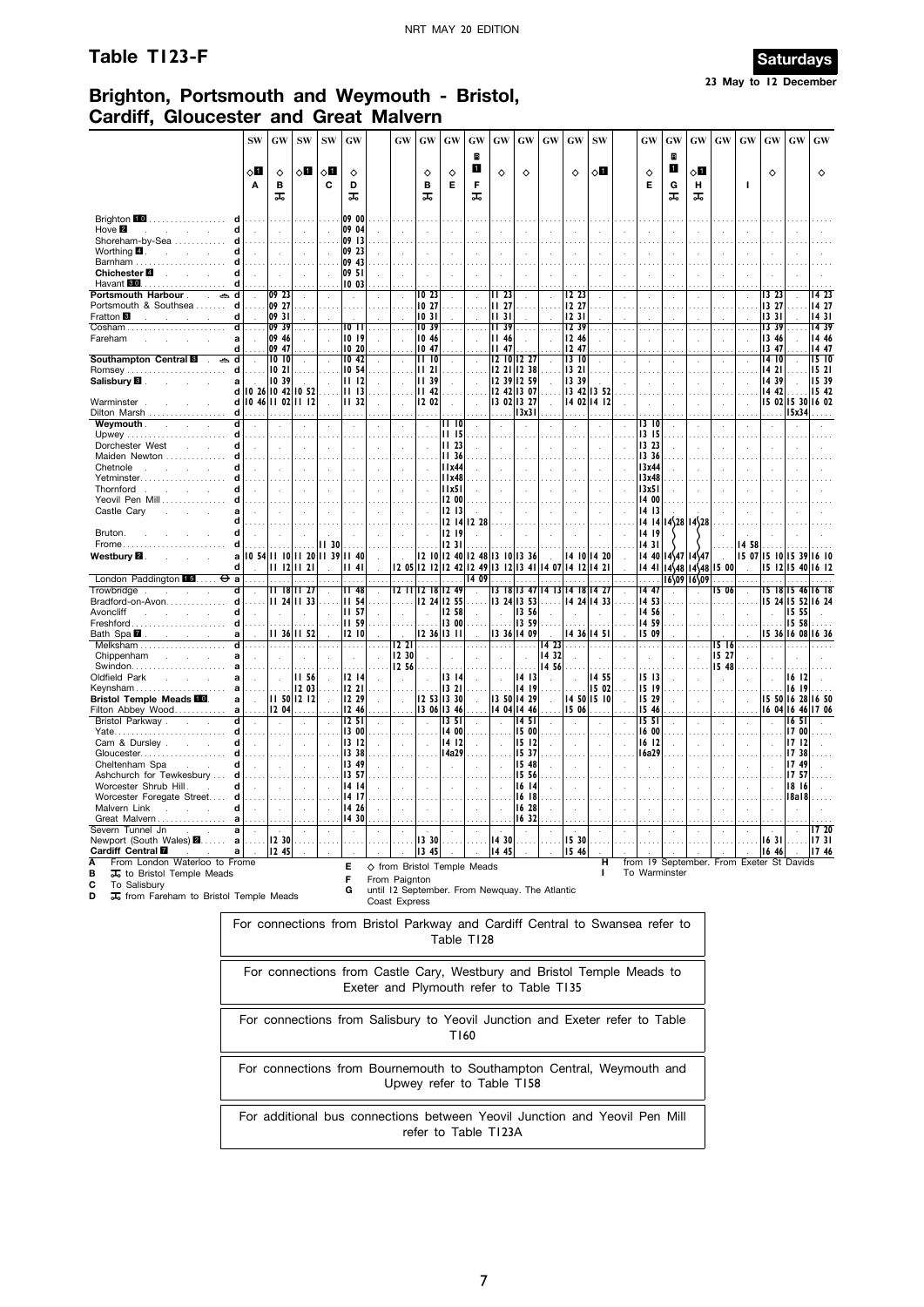## Table T123-F

**Saturdays**
23 May to 12 December

# Brighton, Portsmouth and Weymouth - Bristol, Cardiff, Gloucester and Great Malvern

| | | SW | GW | SW | SW | GW | GW | GW | GW | GW | GW | GW | GW | GW | SW | GW | GW | GW | GW | GW | GW | GW | GW |
|---|---|---|---|---|---|---|---|---|---|---|---|---|---|---|---|---|---|---|---|---|---|---|---|
| | | ◇1 | ◇ | ◇1 | ◇1 | ◇ | | ◇ | ◇ | R 1 | ◇ | ◇ | | ◇ | ◇1 | ◇ | R 1 | ◇1 | | | ◇ | | ◇ |
| | | A | B | | C | D | | B | E | F | | | | | | E | G | H | | I | | | |
| | | | 🚲 | | | 🚲 | | 🚲 | | 🚲 | | | | | | | 🚲 | 🚲 | | | | | |
| Brighton 10 | d | | | | | 09 00 | | | | | | | | | | | | | | | | | |
| Hove 2 | d | | | | | 09 04 | | | | | | | | | | | | | | | | | |
| Shoreham-by-Sea | d | | | | | 09 13 | | | | | | | | | | | | | | | | | |
| Worthing 4 | d | | | | | 09 23 | | | | | | | | | | | | | | | | | |
| Barnham | d | | | | | 09 43 | | | | | | | | | | | | | | | | | |
| Chichester 4 | d | | | | | 09 51 | | | | | | | | | | | | | | | | | |
| Havant 10 | d | | | | | 10 03 | | | | | | | | | | | | | | | | | |
| Portsmouth Harbour ⛴ | d | | 09 23 | | | | | 10 23 | | | 11 23 | | | 12 23 | | | | | | | 13 23 | | 14 23 |
| Portsmouth & Southsea | d | | 09 27 | | | | | 10 27 | | | 11 27 | | | 12 27 | | | | | | | 13 27 | | 14 27 |
| Fratton 8 | d | | 09 31 | | | | | 10 31 | | | 11 31 | | | 12 31 | | | | | | | 13 31 | | 14 31 |
| Cosham | d | | 09 39 | | | 10 11 | | 10 39 | | | 11 39 | | | 12 39 | | | | | | | 13 39 | | 14 39 |
| Fareham | a | | 09 46 | | | 10 19 | | 10 46 | | | 11 46 | | | 12 46 | | | | | | | 13 46 | | 14 46 |
| | d | | 09 47 | | | 10 20 | | 10 47 | | | 11 47 | | | 12 47 | | | | | | | 13 47 | | 14 47 |
| Southampton Central 8 ⛴ | d | | 10 10 | | | 10 42 | | 11 10 | | | 12 10 | 12 27 | | 13 10 | | | | | | | 14 10 | | 15 10 |
| Romsey | d | | 10 21 | | | 10 54 | | 11 21 | | | 12 21 | 12 38 | | 13 21 | | | | | | | 14 21 | | 15 21 |
| Salisbury 8 | a | | 10 39 | | | 11 12 | | 11 39 | | | 12 39 | 12 59 | | 13 39 | | | | | | | 14 39 | | 15 39 |
| | d | 10 26 | 10 42 | 10 52 | | 11 13 | | 11 42 | | | 12 42 | 13 07 | | 13 42 | 13 52 | | | | | | 14 42 | | 15 42 |
| Warminster | d | 10 46 | 11 02 | 11 12 | | 11 32 | | 12 02 | | | 13 02 | 13 27 | | 14 02 | 14 12 | | | | | | 15 02 | 15 30 | 16 02 |
| Dilton Marsh | d | | | | | | | | | | | 13x31 | | | | | | | | | | 15x34 | |
| Weymouth | d | | | | | | | | 11 10 | | | | | | | 13 10 | | | | | | | |
| Upwey | d | | | | | | | | 11 15 | | | | | | | 13 15 | | | | | | | |
| Dorchester West | d | | | | | | | | 11 23 | | | | | | | 13 23 | | | | | | | |
| Maiden Newton | d | | | | | | | | 11 36 | | | | | | | 13 36 | | | | | | | |
| Chetnole | d | | | | | | | | 11x44 | | | | | | | 13x44 | | | | | | | |
| Yetminster | d | | | | | | | | 11x48 | | | | | | | 13x48 | | | | | | | |
| Thornford | d | | | | | | | | 11x51 | | | | | | | 13x51 | | | | | | | |
| Yeovil Pen Mill | d | | | | | | | | 12 00 | | | | | | | 14 00 | | | | | | | |
| Castle Cary | a | | | | | | | | 12 13 | | | | | | | 14 13 | | | | | | | |
| | d | | | | | | | | 12 14 | 12 28 | | | | | | 14 14 | 14\28 | 14\28 | | | | | |
| Bruton | d | | | | | | | | 12 19 | | | | | | | 14 19 | | | | | | | |
| Frome | d | | | | 11 30 | | | | 12 31 | | | | | | | 14 31 | | | | 14 58 | | | |
| Westbury 2 | a | 10 54 | 11 10 | 11 20 | 11 39 | 11 40 | | 12 10 | 12 40 | 12 48 | 13 10 | 13 36 | | 14 10 | 14 20 | 14 40 | 14\47 | 14\47 | | 15 07 | 15 10 | 15 39 | 16 10 |
| | d | | 11 12 | 11 21 | | 11 41 | 12 05 | 12 12 | 12 42 | 12 49 | 13 12 | 13 41 | 14 07 | 14 12 | 14 21 | 14 41 | 14\48 | 14\48 | 15 00 | | 15 12 | 15 40 | 16 12 |
| London Paddington 15 ⊖ | a | | | | | | | | | 14 09 | | | | | | | 16\09 | 16\09 | | | | | |
| Trowbridge | d | | 11 18 | 11 27 | | 11 48 | 12 11 | 12 18 | 12 49 | | 13 18 | 13 47 | 14 13 | 14 18 | 14 27 | 14 47 | | | 15 06 | | 15 18 | 15 46 | 16 18 |
| Bradford-on-Avon | d | | 11 24 | 11 33 | | 11 54 | | 12 24 | 12 55 | | 13 24 | 13 53 | | 14 24 | 14 33 | 14 53 | | | | | 15 24 | 15 52 | 16 24 |
| Avoncliff | d | | | | | 11 57 | | | 12 58 | | | 13 56 | | | | 14 56 | | | | | | 15 55 | |
| Freshford | d | | | | | 11 59 | | | 13 00 | | | 13 59 | | | | 14 59 | | | | | | 15 58 | |
| Bath Spa 7 | a | | 11 36 | 11 52 | | 12 10 | | 12 36 | 13 11 | | 13 36 | 14 09 | | 14 36 | 14 51 | 15 09 | | | | | 15 36 | 16 08 | 16 36 |
| Melksham | a | | | | | | 12 21 | | | | | | 14 23 | | | | | | 15 16 | | | | |
| Chippenham | a | | | | | | 12 30 | | | | | | 14 32 | | | | | | 15 27 | | | | |
| Swindon | a | | | | | | 12 56 | | | | | | 14 56 | | | | | | 15 48 | | | | |
| Oldfield Park | a | | | 11 56 | | 12 14 | | | 13 14 | | | 14 13 | | | 14 55 | 15 13 | | | | | | 16 12 | |
| Keynsham | a | | | 12 03 | | 12 21 | | | 13 21 | | | 14 19 | | | 15 02 | 15 19 | | | | | | 16 19 | |
| Bristol Temple Meads 10 | a | | 11 50 | 12 12 | | 12 29 | | 12 53 | 13 30 | | 13 50 | 14 29 | | 14 50 | 15 10 | 15 29 | | | | | 15 50 | 16 28 | 16 50 |
| Filton Abbey Wood | a | | 12 04 | | | 12 46 | | 13 06 | 13 46 | | 14 04 | 14 46 | | 15 06 | | 15 46 | | | | | 16 04 | 16 46 | 17 06 |
| Bristol Parkway | d | | | | | 12 51 | | | 13 51 | | | 14 51 | | | | 15 51 | | | | | | 16 51 | |
| Yate | d | | | | | 13 00 | | | 14 00 | | | 15 00 | | | | 16 00 | | | | | | 17 00 | |
| Cam & Dursley | d | | | | | 13 12 | | | 14 12 | | | 15 12 | | | | 16 12 | | | | | | 17 12 | |
| Gloucester | d | | | | | 13 38 | | | 14a29 | | | 15 37 | | | | 16a29 | | | | | | 17 38 | |
| Cheltenham Spa | d | | | | | 13 49 | | | | | | 15 48 | | | | | | | | | | 17 49 | |
| Ashchurch for Tewkesbury | d | | | | | 13 57 | | | | | | 15 56 | | | | | | | | | | 17 57 | |
| Worcester Shrub Hill | d | | | | | 14 14 | | | | | | 16 14 | | | | | | | | | | 18 16 | |
| Worcester Foregate Street | d | | | | | 14 17 | | | | | | 16 18 | | | | | | | | | | 18a18 | |
| Malvern Link | d | | | | | 14 26 | | | | | | 16 28 | | | | | | | | | | | |
| Great Malvern | a | | | | | 14 30 | | | | | | 16 32 | | | | | | | | | | | |
| Severn Tunnel Jn | a | | | | | | | | | | | | | | | | | | | | | | 17 20 |
| Newport (South Wales) 2 | a | | 12 30 | | | | | 13 30 | | | 14 30 | | | 15 30 | | | | | | | 16 31 | | 17 31 |
| Cardiff Central 7 | a | | 12 45 | | | | | 13 45 | | | 14 45 | | | 15 46 | | | | | | | 16 46 | | 17 46 |

**A** From London Waterloo to Frome
**B** 🚲 to Bristol Temple Meads
**C** To Salisbury
**D** 🚲 from Fareham to Bristol Temple Meads
**E** ◇ from Bristol Temple Meads
**F** From Paignton
**G** until 12 September. From Newquay. The Atlantic Coast Express
**H** from 19 September. From Exeter St Davids
**I** To Warminster

For connections from Bristol Parkway and Cardiff Central to Swansea refer to Table T128

For connections from Castle Cary, Westbury and Bristol Temple Meads to Exeter and Plymouth refer to Table T135

For connections from Salisbury to Yeovil Junction and Exeter refer to Table T160

For connections from Bournemouth to Southampton Central, Weymouth and Upwey refer to Table T158

For additional bus connections between Yeovil Junction and Yeovil Pen Mill refer to Table T123A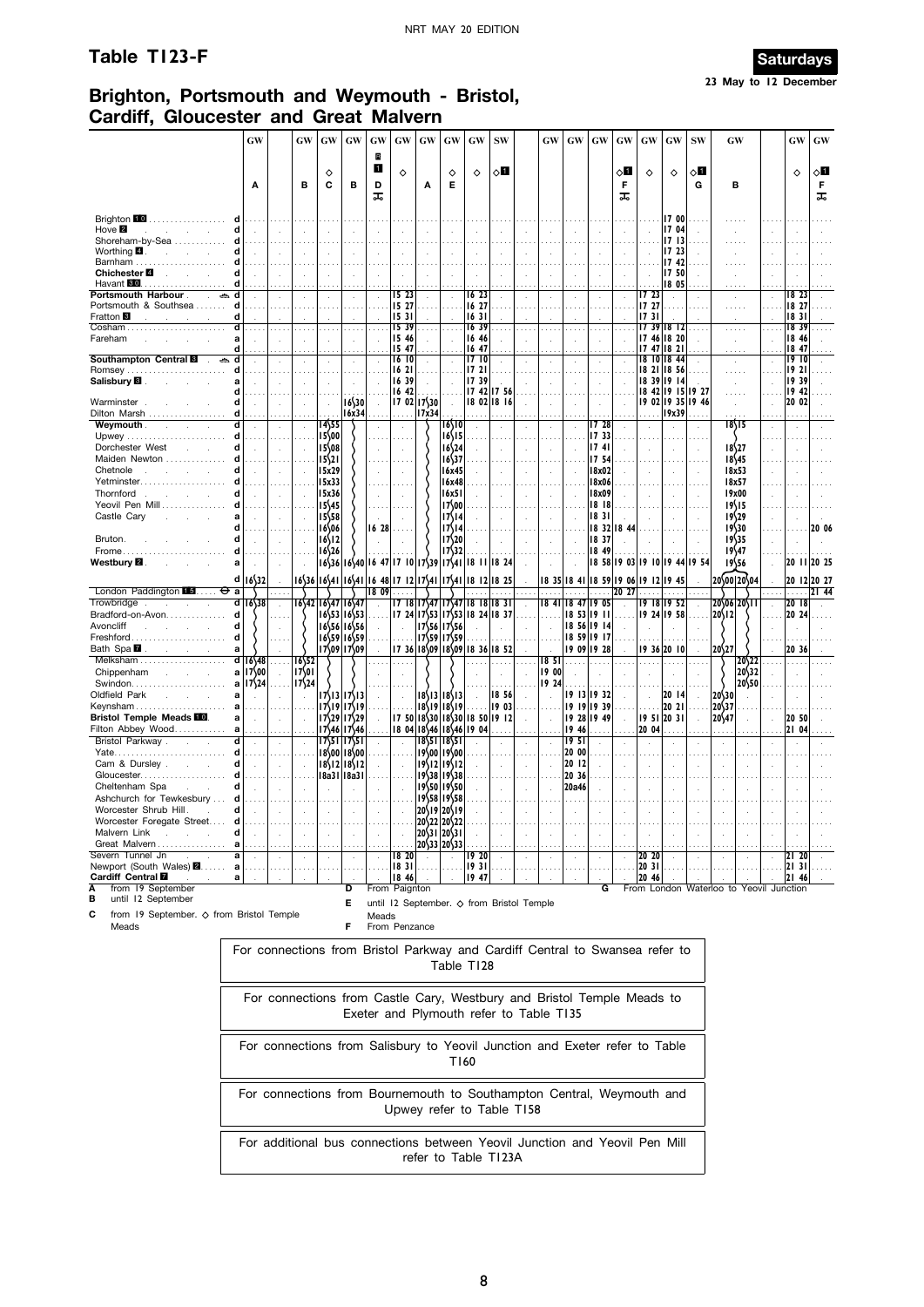# Table T123-F

**Saturdays**
**23 May to 12 December**

## Brighton, Portsmouth and Weymouth - Bristol, Cardiff, Gloucester and Great Malvern

| Station | | GW | GW | GW | GW | GW | GW | GW | GW | GW | SW | GW | GW | GW | GW | GW | GW | SW | GW | GW | GW | GW |
|---|---|---|---|---|---|---|---|---|---|---|---|---|---|---|---|---|---|---|---|---|---|---|
| | | | | ◇ | | R ■1 | ◇ | | ◇ | ◇ | ◇■1 | | | | ◇■1 | ◇ | ◇ | ◇■1 | | | ◇ | ◇■1 |
| | | A | B | C | B | D 🚲 | | A | E | | | | | | F 🚲 | | | G | B | B | | F 🚲 |
| Brighton 10 | d | | | | | | | | | | | | | | | | 17 00 | | | | | |
| Hove 2 | d | | | | | | | | | | | | | | | | 17 04 | | | | | |
| Shoreham-by-Sea | d | | | | | | | | | | | | | | | | 17 13 | | | | | |
| Worthing 4 | d | | | | | | | | | | | | | | | | 17 23 | | | | | |
| Barnham | d | | | | | | | | | | | | | | | | 17 42 | | | | | |
| Chichester 4 | d | | | | | | | | | | | | | | | | 17 50 | | | | | |
| Havant 10 | d | | | | | | | | | | | | | | | | 18 05 | | | | | |
| Portsmouth Harbour ⛴ | d | | | | | | 15 23 | | | 16 23 | | | | | | 17 23 | | | | | 18 23 | |
| Portsmouth & Southsea | d | | | | | | 15 27 | | | 16 27 | | | | | | 17 27 | | | | | 18 27 | |
| Fratton 8 | d | | | | | | 15 31 | | | 16 31 | | | | | | 17 31 | | | | | 18 31 | |
| Cosham | d | | | | | | 15 39 | | | 16 39 | | | | | | 17 39 | 18 12 | | | | 18 39 | |
| Fareham | a | | | | | | 15 46 | | | 16 46 | | | | | | 17 46 | 18 20 | | | | 18 46 | |
| | d | | | | | | 15 47 | | | 16 47 | | | | | | 17 47 | 18 21 | | | | 18 47 | |
| Southampton Central 8 ⛴ | d | | | | | | 16 10 | | | 17 10 | | | | | | 18 10 | 18 44 | | | | 19 10 | |
| Romsey | d | | | | | | 16 21 | | | 17 21 | | | | | | 18 21 | 18 56 | | | | 19 21 | |
| Salisbury 8 | a | | | | | | 16 39 | | | 17 39 | | | | | | 18 39 | 19 14 | | | | 19 39 | |
| | d | | | | | | 16 42 | | | 17 42 | 17 56 | | | | | 18 42 | 19 15 | 19 27 | | | 19 42 | |
| Warminster | d | | | | 16\30 | | 17 02 | 17\30 | | 18 02 | 18 16 | | | | | 19 02 | 19 35 | 19 46 | | | 20 02 | |
| Dilton Marsh | d | | | | 16x34 | | | 17x34 | | | | | | | | | 19x39 | | | | | |
| Weymouth | d | | | 14\55 | | | | | 16\10 | | | | | 17 28 | | | | | 18\15 | | | |
| Upwey | d | | | 15\00 | | | | | 16\15 | | | | | 17 33 | | | | | | | | |
| Dorchester West | d | | | 15\08 | | | | | 16\24 | | | | | 17 41 | | | | | 18\27 | | | |
| Maiden Newton | d | | | 15\21 | | | | | 16\37 | | | | | 17 54 | | | | | 18\45 | | | |
| Chetnole | d | | | 15x29 | | | | | 16x45 | | | | | 18x02 | | | | | 18x53 | | | |
| Yetminster | d | | | 15x33 | | | | | 16x48 | | | | | 18x06 | | | | | 18x57 | | | |
| Thornford | d | | | 15x36 | | | | | 16x51 | | | | | 18x09 | | | | | 19x00 | | | |
| Yeovil Pen Mill | d | | | 15\45 | | | | | 17\00 | | | | | 18 18 | | | | | 19\15 | | | |
| Castle Cary | a | | | 15\58 | | | | | 17\14 | | | | | 18 31 | | | | | 19\29 | | | |
| | d | | | 16\06 | | 16 28 | | | 17\14 | | | | | 18 32 | 18 44 | | | | 19\30 | | | 20 06 |
| Bruton | d | | | 16\12 | | | | | 17\20 | | | | | 18 37 | | | | | 19\35 | | | |
| Frome | d | | | 16\26 | | | | | 17\32 | | | | | 18 49 | | | | | 19\47 | | | |
| Westbury 2 | a | | | 16\36 | 16\40 | 16 47 | 17 10 | 17\39 | 17\41 | 18 11 | 18 24 | | | 18 58 | 19 03 | 19 10 | 19 44 | 19 54 | 19\56 | | 20 11 | 20 25 |
| | d | 16\32 | 16\36 | 16\41 | 16\41 | 16 48 | 17 12 | 17\41 | 17\41 | 18 12 | 18 25 | 18 35 | 18 41 | 18 59 | 19 06 | 19 12 | 19 45 | | 20\00 | 20\04 | 20 12 | 20 27 |
| London Paddington 15 ⊖ | a | | | | | 18 09 | | | | | | | | | 20 27 | | | | | | | 21 44 |
| Trowbridge | d | 16\38 | 16\42 | 16\47 | 16\47 | | 17 18 | 17\47 | 17\47 | 18 18 | 18 31 | 18 41 | 18 47 | 19 05 | | 19 18 | 19 52 | | 20\06 | 20\11 | 20 18 | |
| Bradford-on-Avon | d | | | 16\53 | 16\53 | | 17 24 | 17\53 | 17\53 | 18 24 | 18 37 | | 18 53 | 19 11 | | 19 24 | 19 58 | | 20\12 | | 20 24 | |
| Avoncliff | d | | | 16\56 | 16\56 | | | 17\56 | 17\56 | | | | 18 56 | 19 14 | | | | | | | | |
| Freshford | d | | | 16\59 | 16\59 | | | 17\59 | 17\59 | | | | 18 59 | 19 17 | | | | | | | | |
| Bath Spa 7 | a | | | 17\09 | 17\09 | | 17 36 | 18\09 | 18\09 | 18 36 | 18 52 | | 19 09 | 19 28 | | 19 36 | 20 10 | | 20\27 | | 20 36 | |
| Melksham | d | 16\48 | 16\52 | | | | | | | | | 18 51 | | | | | | | | 20\22 | | |
| Chippenham | a | 17\00 | 17\01 | | | | | | | | | 19 00 | | | | | | | | 20\32 | | |
| Swindon | a | 17\24 | 17\24 | | | | | | | | | 19 24 | | | | | | | | 20\50 | | |
| Oldfield Park | a | | | 17\13 | 17\13 | | | 18\13 | 18\13 | | 18 56 | | 19 13 | 19 32 | | | 20 14 | | 20\30 | | | |
| Keynsham | a | | | 17\19 | 17\19 | | | 18\19 | 18\19 | | 19 03 | | 19 19 | 19 39 | | | 20 21 | | 20\37 | | | |
| Bristol Temple Meads 10 | a | | | 17\29 | 17\29 | | 17 50 | 18\30 | 18\30 | 18 50 | 19 12 | | 19 28 | 19 49 | | 19 51 | 20 31 | | 20\47 | | 20 50 | |
| Filton Abbey Wood | a | | | 17\46 | 17\46 | | 18 04 | 18\46 | 18\46 | 19 04 | | | 19 46 | | | 20 04 | | | | | 21 04 | |
| Bristol Parkway | d | | | 17\51 | 17\51 | | | 18\51 | 18\51 | | | | 19 51 | | | | | | | | | |
| Yate | d | | | 18\00 | 18\00 | | | 19\00 | 19\00 | | | | 20 00 | | | | | | | | | |
| Cam & Dursley | d | | | 18\12 | 18\12 | | | 19\12 | 19\12 | | | | 20 12 | | | | | | | | | |
| Gloucester | d | | | 18a31 | 18a31 | | | 19\38 | 19\38 | | | | 20 36 | | | | | | | | | |
| Cheltenham Spa | d | | | | | | | 19\50 | 19\50 | | | | 20a46 | | | | | | | | | |
| Ashchurch for Tewkesbury | d | | | | | | | 19\58 | 19\58 | | | | | | | | | | | | | |
| Worcester Shrub Hill | d | | | | | | | 20\19 | 20\19 | | | | | | | | | | | | | |
| Worcester Foregate Street | d | | | | | | | 20\22 | 20\22 | | | | | | | | | | | | | |
| Malvern Link | d | | | | | | | 20\31 | 20\31 | | | | | | | | | | | | | |
| Great Malvern | a | | | | | | | 20\33 | 20\33 | | | | | | | | | | | | | |
| Severn Tunnel Jn | a | | | | | | 18 20 | | | 19 20 | | | | | | 20 20 | | | | | 21 20 | |
| Newport (South Wales) 2 | a | | | | | | 18 31 | | | 19 31 | | | | | | 20 31 | | | | | 21 31 | |
| Cardiff Central 7 | a | | | | | | 18 46 | | | 19 47 | | | | | | 20 46 | | | | | 21 46 | |

**A** from 19 September
**B** until 12 September
**C** from 19 September. ◇ from Bristol Temple Meads
**D** From Paignton
**E** until 12 September. ◇ from Bristol Temple Meads
**F** From Penzance
**G** From London Waterloo to Yeovil Junction

For connections from Bristol Parkway and Cardiff Central to Swansea refer to Table T128

For connections from Castle Cary, Westbury and Bristol Temple Meads to Exeter and Plymouth refer to Table T135

For connections from Salisbury to Yeovil Junction and Exeter refer to Table T160

For connections from Bournemouth to Southampton Central, Weymouth and Upwey refer to Table T158

For additional bus connections between Yeovil Junction and Yeovil Pen Mill refer to Table T123A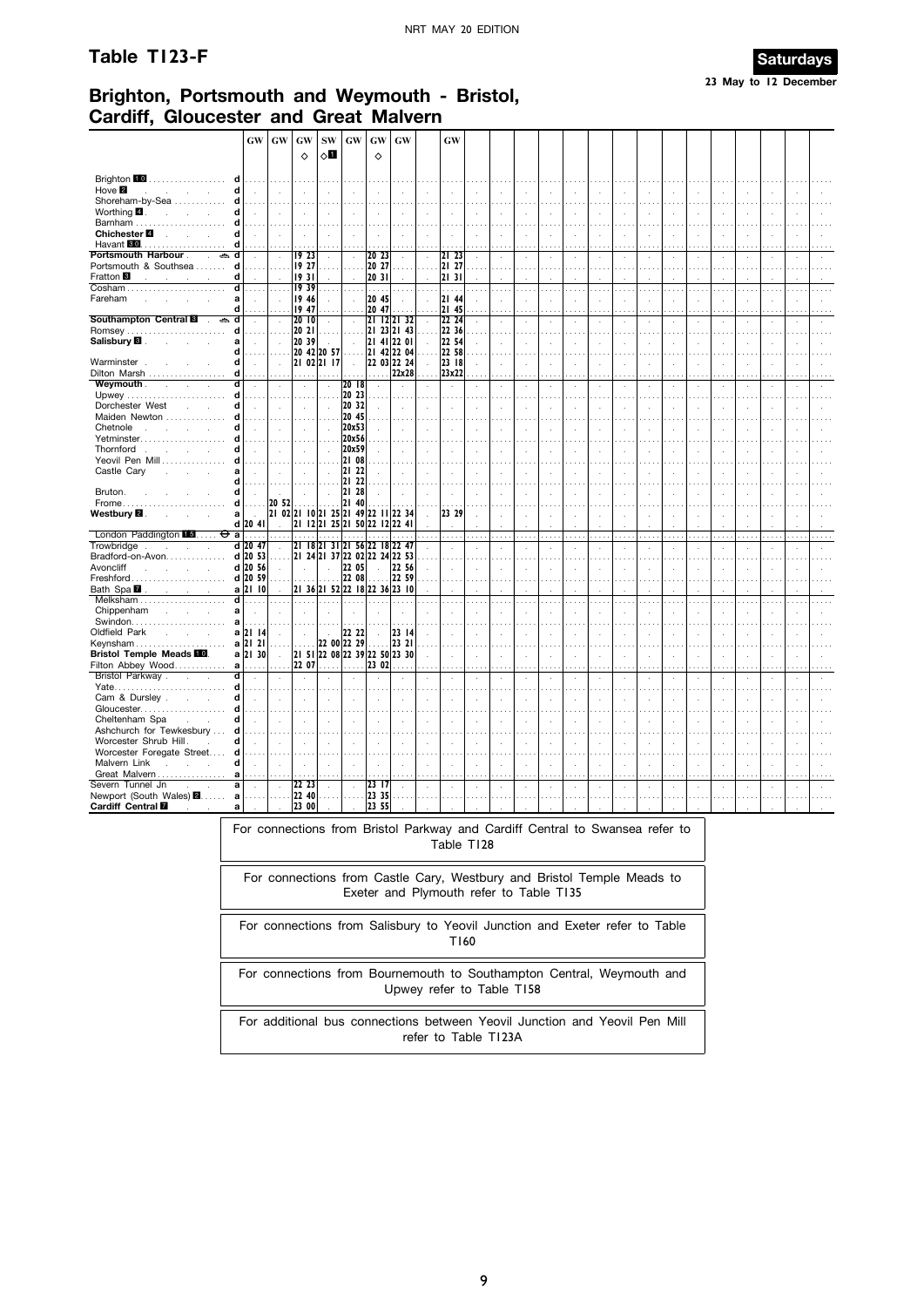## Table T123-F

**Saturdays**
**23 May to 12 December**

## Brighton, Portsmouth and Weymouth - Bristol, Cardiff, Gloucester and Great Malvern

| Station | | GW | GW | GW | SW | GW | GW | GW | GW |
|---|---|---|---|---|---|---|---|---|---|
| | | | | ◇ | ◇1 | | ◇ | | |
| Brighton 10 | d | | | | | | | | |
| Hove 2 | d | | | | | | | | |
| Shoreham-by-Sea | d | | | | | | | | |
| Worthing 4 | d | | | | | | | | |
| Barnham | d | | | | | | | | |
| **Chichester 4** | d | | | | | | | | |
| Havant 10 | d | | | | | | | | |
| **Portsmouth Harbour** ⛴ | d | | | 19 23 | | | 20 23 | | 21 23 |
| Portsmouth & Southsea | d | | | 19 27 | | | 20 27 | | 21 27 |
| Fratton 3 | d | | | 19 31 | | | 20 31 | | 21 31 |
| Cosham | d | | | 19 39 | | | | | |
| Fareham | a | | | 19 46 | | | 20 45 | | 21 44 |
| | d | | | 19 47 | | | 20 47 | | 21 45 |
| **Southampton Central 8** ⛴ | d | | | 20 10 | | | 21 12 | 21 32 | 22 24 |
| Romsey | d | | | 20 21 | | | 21 23 | 21 43 | 22 36 |
| **Salisbury 8** | a | | | 20 39 | | | 21 41 | 22 01 | 22 54 |
| | d | | | 20 42 | 20 57 | | 21 42 | 22 04 | 22 58 |
| Warminster | d | | | 21 02 | 21 17 | | 22 03 | 22 24 | 23 18 |
| Dilton Marsh | d | | | | | | | 22x28 | 23x22 |
| **Weymouth** | d | | | | | 20 18 | | | |
| Upwey | d | | | | | 20 23 | | | |
| Dorchester West | d | | | | | 20 32 | | | |
| Maiden Newton | d | | | | | 20 45 | | | |
| Chetnole | d | | | | | 20x53 | | | |
| Yetminster | d | | | | | 20x56 | | | |
| Thornford | d | | | | | 20x59 | | | |
| Yeovil Pen Mill | d | | | | | 21 08 | | | |
| Castle Cary | a | | | | | 21 22 | | | |
| | d | | | | | 21 22 | | | |
| Bruton | d | | | | | 21 28 | | | |
| Frome | d | | 20 52 | | | 21 40 | | | |
| **Westbury 2** | a | | 21 02 | 21 10 | 21 25 | 21 49 | 22 11 | 22 34 | 23 29 |
| | d | 20 41 | | 21 12 | 21 25 | 21 50 | 22 12 | 22 41 | |
| London Paddington 15 ⊖ | a | | | | | | | | |
| Trowbridge | d | 20 47 | | 21 18 | 21 31 | 21 56 | 22 18 | 22 47 | |
| Bradford-on-Avon | d | 20 53 | | 21 24 | 21 37 | 22 02 | 22 24 | 22 53 | |
| Avoncliff | d | 20 56 | | | | 22 05 | | 22 56 | |
| Freshford | d | 20 59 | | | | 22 08 | | 22 59 | |
| Bath Spa 7 | a | 21 10 | | 21 36 | 21 52 | 22 18 | 22 36 | 23 10 | |
| Melksham | d | | | | | | | | |
| Chippenham | a | | | | | | | | |
| Swindon | a | | | | | | | | |
| Oldfield Park | a | 21 14 | | | | 22 22 | | 23 14 | |
| Keynsham | a | 21 21 | | | 22 00 | 22 29 | | 23 21 | |
| **Bristol Temple Meads 10** | a | 21 30 | | 21 51 | 22 08 | 22 39 | 22 50 | 23 30 | |
| Filton Abbey Wood | a | | | 22 07 | | | 23 02 | | |
| Bristol Parkway | d | | | | | | | | |
| Yate | d | | | | | | | | |
| Cam & Dursley | d | | | | | | | | |
| Gloucester | d | | | | | | | | |
| Cheltenham Spa | d | | | | | | | | |
| Ashchurch for Tewkesbury | d | | | | | | | | |
| Worcester Shrub Hill | d | | | | | | | | |
| Worcester Foregate Street | d | | | | | | | | |
| Malvern Link | d | | | | | | | | |
| Great Malvern | a | | | | | | | | |
| Severn Tunnel Jn | a | | | 22 23 | | | 23 17 | | |
| Newport (South Wales) 2 | a | | | 22 40 | | | 23 35 | | |
| **Cardiff Central 7** | a | | | 23 00 | | | 23 55 | | |

For connections from Bristol Parkway and Cardiff Central to Swansea refer to Table T128

For connections from Castle Cary, Westbury and Bristol Temple Meads to Exeter and Plymouth refer to Table T135

For connections from Salisbury to Yeovil Junction and Exeter refer to Table T160

For connections from Bournemouth to Southampton Central, Weymouth and Upwey refer to Table T158

For additional bus connections between Yeovil Junction and Yeovil Pen Mill refer to Table T123A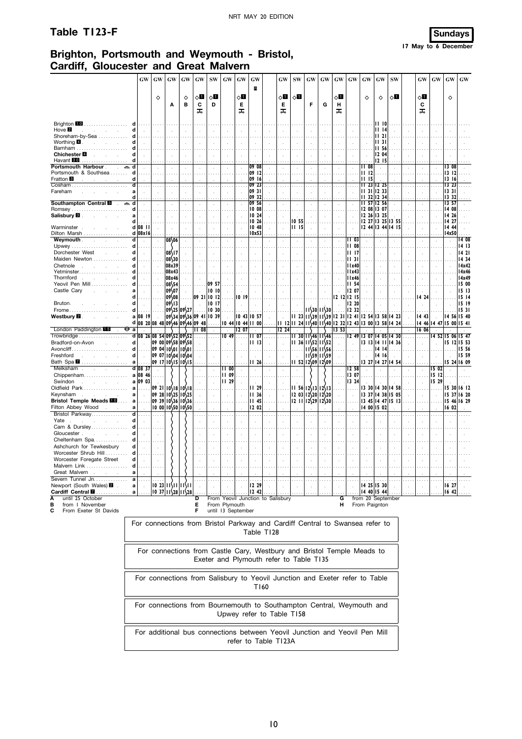# Table T123-F

**Sundays** 17 May to 6 December

## Brighton, Portsmouth and Weymouth - Bristol, Cardiff, Gloucester and Great Malvern

| | | GW | GW | GW | GW | GW | SW | GW | GW | GW | GW | SW | GW | GW | GW | GW | GW | GW | SW | GW | GW | GW | GW |
|---|---|---|---|---|---|---|---|---|---|---|---|---|---|---|---|---|---|---|---|---|---|---|---|
| | | | ◇ | A | ◇ B | ◇1 C | ◇1 D | | ◇1 E | | ◇1 E | ◇1 | F | G | ◇1 H | | ◇ | ◇ | ◇1 | ◇1 C | | ◇ | |
| Brighton 10 | d | | | | | | | | | | | | | | | | | 11 10 | | | | | |
| Hove 2 | d | | | | | | | | | | | | | | | | | 11 14 | | | | | |
| Shoreham-by-Sea | d | | | | | | | | | | | | | | | | | 11 21 | | | | | |
| Worthing 4 | d | | | | | | | | | | | | | | | | | 11 31 | | | | | |
| Barnham | d | | | | | | | | | | | | | | | | | 11 56 | | | | | |
| Chichester 4 | d | | | | | | | | | | | | | | | | | 12 04 | | | | | |
| Havant 10 | d | | | | | | | | | | | | | | | | | 12 15 | | | | | |
| Portsmouth Harbour | d | | | | | | | | | 09 08 | | | | | | | 11 08 | | | | | 13 08 | |
| Portsmouth & Southsea | d | | | | | | | | | 09 12 | | | | | | | 11 12 | | | | | 13 12 | |
| Fratton 8 | d | | | | | | | | | 09 16 | | | | | | | 11 15 | | | | | 13 16 | |
| Cosham | d | | | | | | | | | 09 23 | | | | | | | 11 23 | 12 25 | | | | 13 23 | |
| Fareham | a | | | | | | | | | 09 31 | | | | | | | 11 31 | 12 33 | | | | 13 31 | |
| | d | | | | | | | | | 09 32 | | | | | | | 11 32 | 12 34 | | | | 13 32 | |
| Southampton Central 8 | d | | | | | | | | | 09 56 | | | | | | | 11 57 | 12 56 | | | | 13 57 | |
| Romsey | d | | | | | | | | | 10 08 | | | | | | | 12 08 | 13 07 | | | | 14 08 | |
| Salisbury 8 | a | | | | | | | | | 10 24 | | | | | | | 12 26 | 13 25 | | | | 14 26 | |
| | d | | | | | | | | | 10 26 | | 10 55 | | | | | 12 27 | 13 25 | 13 55 | | | 14 27 | |
| Warminster | d | 08 11 | | | | | | | | 10 48 | | 11 15 | | | | | 12 44 | 13 44 | 14 15 | | | 14 44 | |
| Dilton Marsh | d | 08x16 | | | | | | | | 10x53 | | | | | | | | | | | | 14x50 | |
| Weymouth | d | | | 08 06 | | | | | | | | | | | | 11 03 | | | | | | | 14 08 |
| Upwey | d | | | | | | | | | | | | | | | 11 08 | | | | | | | 14 13 |
| Dorchester West | d | | | 08 17 | | | | | | | | | | | | 11 17 | | | | | | | 14 21 |
| Maiden Newton | d | | | 08 30 | | | | | | | | | | | | 11 31 | | | | | | | 14 34 |
| Chetnole | d | | | 08x39 | | | | | | | | | | | | 11x40 | | | | | | | 14x42 |
| Yetminster | d | | | 08x43 | | | | | | | | | | | | 11x43 | | | | | | | 14x46 |
| Thornford | d | | | 08x46 | | | | | | | | | | | | 11x46 | | | | | | | 14x49 |
| Yeovil Pen Mill | d | | | 08 54 | | | 09 57 | | | | | | | | | 11 54 | | | | | | | 15 00 |
| Castle Cary | a | | | 09 07 | | | 10 10 | | | | | | | | | 12 07 | | | | | | | 15 13 |
| | d | | | 09 08 | | 09 21 | 10 12 | | 10 19 | | | | | | 12 12 | 12 15 | | | | 14 24 | | | 15 14 |
| Bruton | d | | | 09 13 | | | 10 17 | | | | | | | | | 12 20 | | | | | | | 15 19 |
| Frome | d | | | 09 25 | 09 27 | | 10 30 | | | | | | 11 30 | 11 30 | | 12 32 | | | | | | | 15 31 |
| Westbury 2 | a | 08 19 | | 09 34 | 09 36 | 09 41 | 10 39 | | 10 43 | 10 57 | | 11 23 | 11 39 | 11 39 | 12 31 | 12 41 | 12 54 | 13 58 | 14 23 | 14 43 | | 14 56 | 15 40 |
| | d | 08 20 | 08 48 | 09 46 | 09 46 | 09 48 | | 10 44 | 10 44 | 11 00 | 11 12 | 11 24 | 11 40 | 11 40 | 12 32 | 12 43 | 13 00 | 13 58 | 14 24 | 14 46 | 14 47 | 15 00 | 15 41 |
| London Paddington 15 ⊖ | a | | | | | 11 08 | | | 12 07 | | 12 24 | | | | 13 53 | | | | | 16 06 | | | |
| Trowbridge | d | 08 26 | 08 54 | 09 52 | 09 52 | | | 10 49 | | 11 07 | | 11 30 | 11 46 | 11 46 | | 12 49 | 13 07 | 14 05 | 14 30 | | 14 52 | 15 06 | 15 47 |
| Bradford-on-Avon | d | | 09 00 | 09 58 | 09 58 | | | | | 11 13 | | 11 36 | 11 52 | 11 52 | | | 13 13 | 14 11 | 14 36 | | | 15 12 | 15 53 |
| Avoncliff | d | | 09 04 | 10 01 | 10 01 | | | | | | | | 11 56 | 11 56 | | | | 14 14 | | | | | 15 56 |
| Freshford | d | | 09 07 | 10 04 | 10 04 | | | | | | | | 11 59 | 11 59 | | | | 14 16 | | | | | 15 59 |
| Bath Spa 7 | a | | 09 17 | 10 15 | 10 15 | | | | | 11 26 | | 11 52 | 12 09 | 12 09 | | | 13 27 | 14 27 | 14 54 | | | 15 24 | 16 09 |
| Melksham | d | 08 37 | | | | | | 11 00 | | | | | | | | 12 58 | | | | | 15 02 | | |
| Chippenham | a | 08 46 | | | | | | 11 09 | | | | | | | | 13 07 | | | | | 15 12 | | |
| Swindon | a | 09 03 | | | | | | 11 29 | | | | | | | | 13 24 | | | | | 15 29 | | |
| Oldfield Park | a | | 09 21 | 10 18 | 10 18 | | | | | 11 29 | | 11 56 | 12 13 | 12 13 | | | 13 30 | 14 30 | 14 58 | | | 15 30 | 16 12 |
| Keynsham | a | | 09 28 | 10 25 | 10 25 | | | | | 11 36 | | 12 03 | 12 20 | 12 20 | | | 13 37 | 14 38 | 15 05 | | | 15 37 | 16 20 |
| Bristol Temple Meads 10 | a | | 09 39 | 10 36 | 10 36 | | | | | 11 45 | | 12 11 | 12 29 | 12 30 | | | 13 45 | 14 47 | 15 13 | | | 15 46 | 16 29 |
| Filton Abbey Wood | a | | 10 00 | 10 50 | 10 50 | | | | | 12 02 | | | | | | | 14 00 | 15 02 | | | | 16 02 | |
| Bristol Parkway | d | | | | | | | | | | | | | | | | | | | | | | |
| Yate | d | | | | | | | | | | | | | | | | | | | | | | |
| Cam & Dursley | d | | | | | | | | | | | | | | | | | | | | | | |
| Gloucester | d | | | | | | | | | | | | | | | | | | | | | | |
| Cheltenham Spa | d | | | | | | | | | | | | | | | | | | | | | | |
| Ashchurch for Tewkesbury | d | | | | | | | | | | | | | | | | | | | | | | |
| Worcester Shrub Hill | d | | | | | | | | | | | | | | | | | | | | | | |
| Worcester Foregate Street | d | | | | | | | | | | | | | | | | | | | | | | |
| Malvern Link | d | | | | | | | | | | | | | | | | | | | | | | |
| Great Malvern | a | | | | | | | | | | | | | | | | | | | | | | |
| Severn Tunnel Jn. | a | | | | | | | | | | | | | | | | | | | | | | |
| Newport (South Wales) 2 | a | | 10 23 | 11 11 | 11 11 | | | | | 12 29 | | | | | | | 14 25 | 15 30 | | | | 16 27 | |
| Cardiff Central 7 | a | | 10 37 | 11 28 | 11 28 | | | | | 12 42 | | | | | | | 14 40 | 15 44 | | | | 16 42 | |

**A** until 25 October
**B** from 1 November
**C** From Exeter St Davids
**D** From Yeovil Junction to Salisbury
**E** From Plymouth
**F** until 13 September
**G** from 20 September
**H** From Paignton

For connections from Bristol Parkway and Cardiff Central to Swansea refer to Table T128

For connections from Castle Cary, Westbury and Bristol Temple Meads to Exeter and Plymouth refer to Table T135

For connections from Salisbury to Yeovil Junction and Exeter refer to Table T160

For connections from Bournemouth to Southampton Central, Weymouth and Upwey refer to Table T158

For additional bus connections between Yeovil Junction and Yeovil Pen Mill refer to Table T123A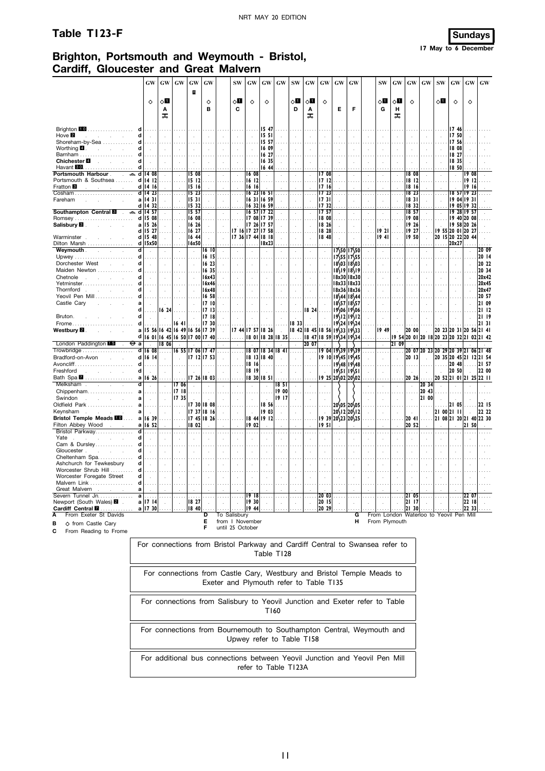# Table T123-F

**Sundays**
17 May to 6 December

## Brighton, Portsmouth and Weymouth - Bristol, Cardiff, Gloucester and Great Malvern

| | | GW | GW | GW | GW | GW | SW | GW | GW | GW | SW | GW | GW | GW | GW | SW | GW | GW | GW | SW | GW | GW | GW |
|---|---|---|---|---|---|---|---|---|---|---|---|---|---|---|---|---|---|---|---|---|---|---|---|
| | | ◇ | ◇1 | | R | ◇ | ◇1 | ◇ | ◇ | | ◇1 | ◇1 | ◇ | | | ◇1 | ◇1 | ◇ | | ◇1 | ◇ | ◇ | |
| | | | A | | | B | C | | | | D | A | | E | F | G | H | | | | | | |
| | | | 🚲 | | | | | | | | | 🚲 | | | | | 🚲 | | | | | | |
| Brighton 10 | d | | | | | | | | 15 47 | | | | | | | | | | | | 17 46 | | |
| Hove 2 | d | | | | | | | | 15 51 | | | | | | | | | | | | 17 50 | | |
| Shoreham-by-Sea | d | | | | | | | | 15 57 | | | | | | | | | | | | 17 56 | | |
| Worthing 4 | d | | | | | | | | 16 09 | | | | | | | | | | | | 18 08 | | |
| Barnham | d | | | | | | | | 16 27 | | | | | | | | | | | | 18 27 | | |
| Chichester 4 | d | | | | | | | | 16 35 | | | | | | | | | | | | 18 35 | | |
| Havant 10 | d | | | | | | | | 16 44 | | | | | | | | | | | | 18 50 | | |
| Portsmouth Harbour ⛴ | d | 14 08 | | | 15 08 | | | 16 08 | | | | | 17 08 | | | | | 18 08 | | | | 19 08 | |
| Portsmouth & Southsea | d | 14 12 | | | 15 12 | | | 16 12 | | | | | 17 12 | | | | | 18 12 | | | | 19 12 | |
| Fratton 8 | d | 14 16 | | | 15 16 | | | 16 16 | | | | | 17 16 | | | | | 18 16 | | | | 19 16 | |
| Cosham | d | 14 23 | | | 15 23 | | | 16 23 | 16 51 | | | | 17 23 | | | | | 18 23 | | | 18 57 | 19 23 | |
| Fareham | a | 14 31 | | | 15 31 | | | 16 31 | 16 59 | | | | 17 31 | | | | | 18 31 | | | 19 04 | 19 31 | |
| | d | 14 32 | | | 15 32 | | | 16 32 | 16 59 | | | | 17 32 | | | | | 18 32 | | | 19 05 | 19 32 | |
| Southampton Central 8 ⛴ | d | 14 57 | | | 15 57 | | | 16 57 | 17 22 | | | | 17 57 | | | | | 18 57 | | | 19 28 | 19 57 | |
| Romsey | d | 15 08 | | | 16 08 | | | 17 08 | 17 39 | | | | 18 08 | | | | | 19 08 | | | 19 40 | 20 08 | |
| Salisbury 8 | a | 15 26 | | | 16 26 | | | 17 26 | 17 57 | | | | 18 26 | | | | | 19 26 | | | 19 58 | 20 26 | |
| | d | 15 27 | | | 16 27 | | 17 16 | 17 27 | 17 58 | | | | 18 28 | | | 19 21 | | 19 27 | | 19 55 | 20 01 | 20 27 | |
| Warminster | d | 15 48 | | | 16 44 | | 17 36 | 17 44 | 18 18 | | | | 18 48 | | | 19 41 | | 19 50 | | 20 15 | 20 22 | 20 44 | |
| Dilton Marsh | d | 15x50 | | | 16x50 | | | | 18x23 | | | | | | | | | | | | 20x27 | | |
| Weymouth | d | | | | | 16 10 | | | | | | | | 17 50 | 17 50 | | | | | | | | 20 09 |
| Upwey | d | | | | | 16 15 | | | | | | | | 17 55 | 17 55 | | | | | | | | 20 14 |
| Dorchester West | d | | | | | 16 23 | | | | | | | | 18 03 | 18 03 | | | | | | | | 20 22 |
| Maiden Newton | d | | | | | 16 35 | | | | | | | | 18 19 | 18 19 | | | | | | | | 20 34 |
| Chetnole | d | | | | | 16x43 | | | | | | | | 18x30 | 18x30 | | | | | | | | 20x42 |
| Yetminster | d | | | | | 16x46 | | | | | | | | 18x33 | 18x33 | | | | | | | | 20x45 |
| Thornford | d | | | | | 16x48 | | | | | | | | 18x36 | 18x36 | | | | | | | | 20x47 |
| Yeovil Pen Mill | d | | | | | 16 58 | | | | | | | | 18 44 | 18 44 | | | | | | | | 20 57 |
| Castle Cary | a | | | | | 17 10 | | | | | | | | 18 57 | 18 57 | | | | | | | | 21 09 |
| | d | | 16 24 | | | 17 13 | | | | | | 18 24 | | 19 06 | 19 06 | | | | | | | | 21 12 |
| Bruton | d | | | | | 17 18 | | | | | | | | 19 12 | 19 12 | | | | | | | | 21 19 |
| Frome | d | | | 16 41 | | 17 30 | | | | | 18 33 | | | 19 24 | 19 24 | | | | | | | | 21 31 |
| Westbury 2 | a | 15 56 | 16 42 | 16 49 | 16 56 | 17 39 | 17 44 | 17 57 | 18 26 | | 18 42 | 18 45 | 18 56 | 19 33 | 19 33 | 19 49 | | 20 00 | | 20 23 | 20 31 | 20 56 | 21 41 |
| | d | 16 01 | 16 45 | 16 50 | 17 00 | 17 40 | | 18 01 | 18 28 | 18 35 | | 18 47 | 18 59 | 19 34 | 19 34 | | 19 54 | 20 01 | 20 18 | 20 23 | 20 32 | 21 02 | 21 42 |
| London Paddington 15 ⊖ | a | | 18 06 | | | | | | | | | 20 07 | | | | | 21 09 | | | | | | |
| Trowbridge | d | 16 08 | | 16 55 | 17 06 | 17 47 | | 18 07 | 18 34 | 18 41 | | | 19 04 | 19 39 | 19 39 | | | 20 07 | 20 23 | 20 29 | 20 39 | 21 06 | 21 48 |
| Bradford-on-Avon | d | 16 14 | | | 17 12 | 17 53 | | 18 13 | 18 40 | | | | 19 10 | 19 45 | 19 45 | | | 20 13 | | 20 35 | 20 45 | 21 12 | 21 54 |
| Avoncliff | d | | | | | | | 18 16 | | | | | | 19 48 | 19 48 | | | | | | 20 48 | | 21 57 |
| Freshford | d | | | | | | | 18 19 | | | | | | 19 51 | 19 51 | | | | | | 20 50 | | 22 00 |
| Bath Spa 7 | a | 16 26 | | | 17 26 | 18 03 | | 18 30 | 18 51 | | | | 19 25 | 20 02 | 20 02 | | | 20 26 | | 20 52 | 21 01 | 21 25 | 22 11 |
| Melksham | d | | | 17 06 | | | | | | 18 51 | | | | | | | | | 20 34 | | | | |
| Chippenham | a | | | 17 18 | | | | | | 19 00 | | | | | | | | | 20 43 | | | | |
| Swindon | a | | | 17 35 | | | | | | 19 17 | | | | | | | | | 21 00 | | | | |
| Oldfield Park | a | | | | 17 30 | 18 08 | | | 18 56 | | | | | 20 05 | 20 05 | | | | | | 21 05 | | 22 15 |
| Keynsham | a | | | | 17 37 | 18 16 | | | 19 03 | | | | | 20 12 | 20 12 | | | | | 21 00 | 21 11 | | 22 22 |
| Bristol Temple Meads 10 | a | 16 39 | | | 17 45 | 18 26 | | 18 44 | 19 12 | | | | 19 39 | 20 23 | 20 25 | | | 20 41 | | 21 08 | 21 20 | 21 40 | 22 30 |
| Filton Abbey Wood | a | 16 52 | | | 18 02 | | | 19 02 | | | | | 19 51 | | | | | 20 52 | | | | 21 50 | |
| Bristol Parkway | d | | | | | | | | | | | | | | | | | | | | | | |
| Yate | d | | | | | | | | | | | | | | | | | | | | | | |
| Cam & Dursley | d | | | | | | | | | | | | | | | | | | | | | | |
| Gloucester | d | | | | | | | | | | | | | | | | | | | | | | |
| Cheltenham Spa | d | | | | | | | | | | | | | | | | | | | | | | |
| Ashchurch for Tewkesbury | d | | | | | | | | | | | | | | | | | | | | | | |
| Worcester Shrub Hill | d | | | | | | | | | | | | | | | | | | | | | | |
| Worcester Foregate Street | d | | | | | | | | | | | | | | | | | | | | | | |
| Malvern Link | d | | | | | | | | | | | | | | | | | | | | | | |
| Great Malvern | a | | | | | | | | | | | | | | | | | | | | | | |
| Severn Tunnel Jn. | a | | | | | | | 19 18 | | | | | 20 03 | | | | | 21 05 | | | | 22 07 | |
| Newport (South Wales) 2 | a | 17 14 | | | 18 27 | | | 19 30 | | | | | 20 15 | | | | | 21 17 | | | | 22 18 | |
| Cardiff Central 7 | a | 17 30 | | | 18 40 | | | 19 44 | | | | | 20 29 | | | | | 21 30 | | | | 22 33 | |

**A** From Exeter St Davids
**B** ◇ from Castle Cary
**C** From Reading to Frome
**D** To Salisbury
**E** from 1 November
**F** until 25 October
**G** From London Waterloo to Yeovil Pen Mill
**H** From Plymouth

For connections from Bristol Parkway and Cardiff Central to Swansea refer to Table T128

For connections from Castle Cary, Westbury and Bristol Temple Meads to Exeter and Plymouth refer to Table T135

For connections from Salisbury to Yeovil Junction and Exeter refer to Table T160

For connections from Bournemouth to Southampton Central, Weymouth and Upwey refer to Table T158

For additional bus connections between Yeovil Junction and Yeovil Pen Mill refer to Table T123A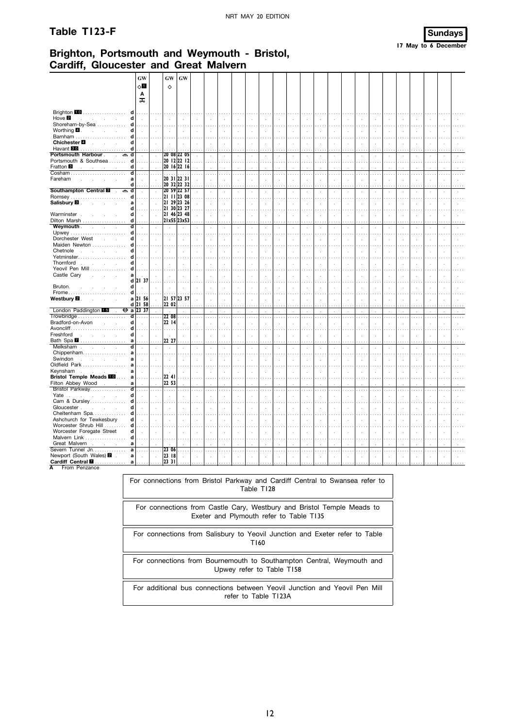# Table T123-F

**Sundays**
**17 May to 6 December**

## Brighton, Portsmouth and Weymouth - Bristol, Cardiff, Gloucester and Great Malvern

| | | GW | | GW | GW |
|---|---|---|---|---|---|
| | | ◇1 | | ◇ | |
| | | A | | | |
| | | ꝏ | | | |
| Brighton 10 | d | | | | |
| Hove 2 | d | | | | |
| Shoreham-by-Sea | d | | | | |
| Worthing 4 | d | | | | |
| Barnham | d | | | | |
| **Chichester 4** | d | | | | |
| Havant 10 | d | | | | |
| **Portsmouth Harbour** ⛴ | d | | | 20 08 | 22 05 |
| Portsmouth & Southsea | d | | | 20 12 | 22 12 |
| Fratton 3 | d | | | 20 16 | 22 16 |
| Cosham | d | | | | |
| Fareham | a | | | 20 31 | 22 31 |
| | d | | | 20 32 | 22 32 |
| **Southampton Central 8** ⛴ | d | | | 20 59 | 22 57 |
| Romsey | d | | | 21 11 | 23 08 |
| **Salisbury 8** | a | | | 21 29 | 23 26 |
| | d | | | 21 30 | 23 27 |
| Warminster | d | | | 21 46 | 23 48 |
| Dilton Marsh | d | | | 21x55 | 23x53 |
| Weymouth | d | | | | |
| Upwey | d | | | | |
| Dorchester West | d | | | | |
| Maiden Newton | d | | | | |
| Chetnole | d | | | | |
| Yetminster | d | | | | |
| Thornford | d | | | | |
| Yeovil Pen Mill | d | | | | |
| Castle Cary | a | | | | |
| | d | 21 37 | | | |
| Bruton | d | | | | |
| Frome | d | | | | |
| **Westbury 2** | a | 21 56 | | 21 57 | 23 57 |
| | d | 21 58 | | 22 02 | |
| London Paddington 15 ⊖ | a | 23 37 | | | |
| Trowbridge | d | | | 22 08 | |
| Bradford-on-Avon | d | | | 22 14 | |
| Avoncliff | d | | | | |
| Freshford | d | | | | |
| Bath Spa 7 | a | | | 22 27 | |
| Melksham | d | | | | |
| Chippenham | a | | | | |
| Swindon | a | | | | |
| Oldfield Park | a | | | | |
| Keynsham | a | | | | |
| **Bristol Temple Meads 10** | a | | | 22 41 | |
| Filton Abbey Wood | a | | | 22 53 | |
| Bristol Parkway | d | | | | |
| Yate | d | | | | |
| Cam & Dursley | d | | | | |
| Gloucester | d | | | | |
| Cheltenham Spa | d | | | | |
| Ashchurch for Tewkesbury | d | | | | |
| Worcester Shrub Hill | d | | | | |
| Worcester Foregate Street | d | | | | |
| Malvern Link | d | | | | |
| Great Malvern | a | | | | |
| Severn Tunnel Jn. | a | | | 23 06 | |
| Newport (South Wales) 2 | a | | | 23 18 | |
| **Cardiff Central 7** | a | | | 23 31 | |

**A** From Penzance

For connections from Bristol Parkway and Cardiff Central to Swansea refer to Table T128

For connections from Castle Cary, Westbury and Bristol Temple Meads to Exeter and Plymouth refer to Table T135

For connections from Salisbury to Yeovil Junction and Exeter refer to Table T160

For connections from Bournemouth to Southampton Central, Weymouth and Upwey refer to Table T158

For additional bus connections between Yeovil Junction and Yeovil Pen Mill refer to Table T123A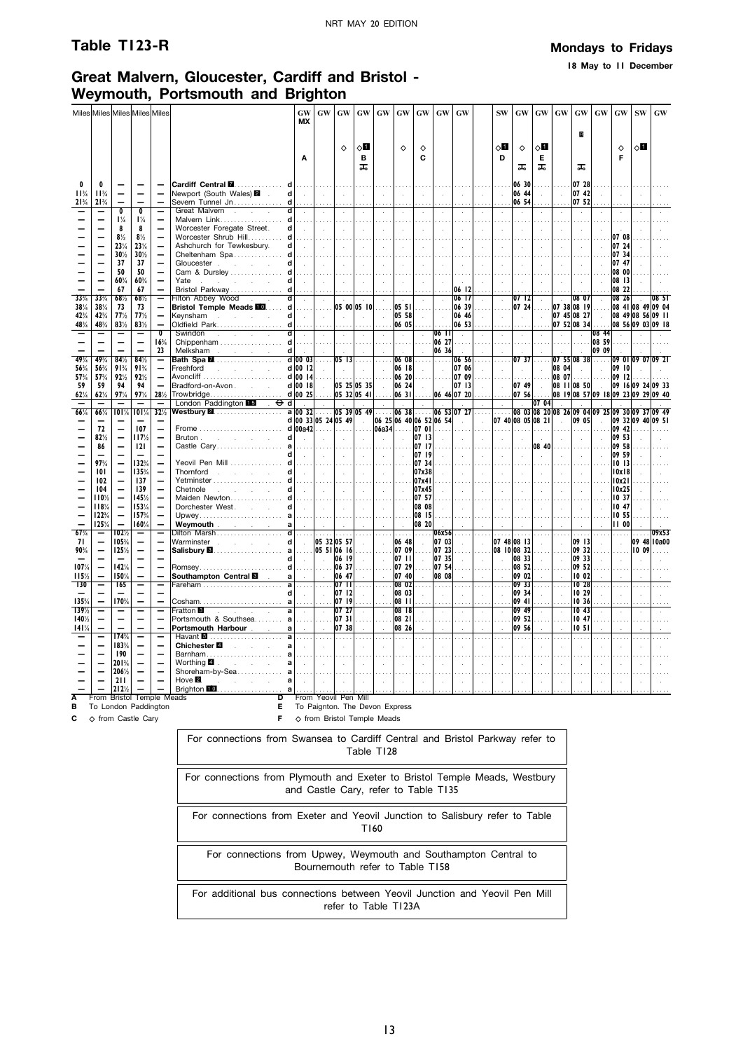## Table T123-R

**Mondays to Fridays**

**18 May to 11 December**

## Great Malvern, Gloucester, Cardiff and Bristol - Weymouth, Portsmouth and Brighton

| Miles | Miles | Miles | Miles | Miles | | | GW MX | GW | GW | GW | GW | GW | GW | GW | GW | SW | GW | GW | GW | GW | GW | GW | SW | GW |
|---|---|---|---|---|---|---|---|---|---|---|---|---|---|---|---|---|---|---|---|---|---|---|---|---|
| | | | | | | | | | | | | | | | | | | | | R | | | | |
| | | | | | | | | | ◇ | ◇1 | | ◇ | ◇ | | | ◇1 | ◇ | ◇1 | | | | ◇ | ◇1 | |
| | | | | | | | A | | | B | | | C | | | D | | E | | | | F | | |
| | | | | | | | | | | ✈ | | | | | | | ✈ | ✈ | | ✈ | | | | |
| 0 | 0 | — | — | — | **Cardiff Central 7** | d | | | | | | | | | | | 06 30 | | | 07 28 | | | | |
| 11¾ | 11¾ | — | — | — | Newport (South Wales) 2 | d | | | | | | | | | | | 06 44 | | | 07 42 | | | | |
| 21¾ | 21¾ | — | — | — | Severn Tunnel Jn | d | | | | | | | | | | | 06 54 | | | 07 52 | | | | |
| — | — | 0 | 0 | — | Great Malvern | d | | | | | | | | | | | | | | | | | | |
| — | — | 1¼ | 1¼ | — | Malvern Link | d | | | | | | | | | | | | | | | | | | |
| — | — | 8 | 8 | — | Worcester Foregate Street | d | | | | | | | | | | | | | | | | | | |
| — | — | 8½ | 8½ | — | Worcester Shrub Hill | d | | | | | | | | | | | | | | | | 07 08 | | |
| — | — | 23¼ | 23¼ | — | Ashchurch for Tewkesbury | d | | | | | | | | | | | | | | | | 07 24 | | |
| — | — | 30½ | 30½ | — | Cheltenham Spa | d | | | | | | | | | | | | | | | | 07 34 | | |
| — | — | 37 | 37 | — | Gloucester | d | | | | | | | | | | | | | | | | 07 47 | | |
| — | — | 50 | 50 | — | Cam & Dursley | d | | | | | | | | | | | | | | | | 08 00 | | |
| — | — | 60¼ | 60¼ | — | Yate | d | | | | | | | | | | | | | | | | 08 13 | | |
| — | — | 67 | 67 | — | Bristol Parkway | d | | | | | | | | | 06 12 | | | | | | | 08 22 | | |
| 33¾ | 33¾ | 68½ | 68½ | — | Filton Abbey Wood | d | | | | | | | | | 06 17 | | 07 12 | | | 08 07 | | 08 26 | | 08 51 |
| 38¼ | 38¼ | 73 | 73 | — | **Bristol Temple Meads 10** | d | | | 05 00 | 05 10 | | 05 51 | | | 06 39 | | 07 24 | | 07 38 | 08 19 | | 08 41 | 08 49 | 09 04 |
| 42¾ | 42¾ | 77½ | 77½ | — | Keynsham | d | | | | | | 05 58 | | | 06 46 | | | | 07 45 | 08 27 | | 08 49 | 08 56 | 09 11 |
| 48¾ | 48¾ | 83½ | 83½ | — | Oldfield Park | d | | | | | | 06 05 | | | 06 53 | | | | 07 52 | 08 34 | | 08 56 | 09 03 | 09 18 |
| — | — | — | — | 0 | Swindon | d | | | | | | | | 06 11 | | | | | | | 08 44 | | | |
| — | — | — | — | 16¾ | Chippenham | d | | | | | | | | 06 27 | | | | | | | 08 59 | | | |
| — | — | — | — | 23 | Melksham | d | | | | | | | | 06 36 | | | | | | | 09 09 | | | |
| 49¾ | 49¾ | 84½ | 84½ | — | **Bath Spa 7** | d | 00 03 | | 05 13 | | | 06 08 | | | 06 56 | | 07 37 | | 07 55 | 08 38 | | 09 01 | 09 07 | 09 21 |
| 56¾ | 56¾ | 91¾ | 91¾ | — | Freshford | d | 00 12 | | | | | 06 18 | | | 07 06 | | | | 08 04 | | | 09 10 | | |
| 57¾ | 57¾ | 92½ | 92½ | — | Avoncliff | d | 00 14 | | | | | 06 20 | | | 07 09 | | | | 08 07 | | | 09 12 | | |
| 59 | 59 | 94 | 94 | — | Bradford-on-Avon | d | 00 18 | | 05 25 | 05 35 | | 06 24 | | | 07 13 | | 07 49 | | 08 11 | 08 50 | | 09 16 | 09 24 | 09 33 |
| 62¼ | 62¼ | 97¼ | 97¼ | 28½ | Trowbridge | d | 00 25 | | 05 32 | 05 41 | | 06 31 | | 06 46 | 07 20 | | 07 56 | | 08 19 | 08 57 | 09 18 | 09 23 | 09 29 | 09 40 |
| — | — | — | — | — | London Paddington 15 ⊖ | d | | | | | | | | | | | | 07 04 | | | | | | |
| 66¾ | 66¾ | 101¼ | 101¼ | 32½ | **Westbury 2** | a | 00 32 | | 05 39 | 05 49 | | 06 38 | | 06 53 | 07 27 | | 08 03 | 08 20 | 08 26 | 09 04 | 09 25 | 09 30 | 09 37 | 09 49 |
| — | — | — | — | — | | d | 00 33 | 05 24 | 05 49 | | 06 25 | 06 40 | 06 52 | 06 54 | | 07 40 | 08 05 | 08 21 | | 09 05 | | 09 32 | 09 40 | 09 51 |
| — | 72 | — | 107 | — | Frome | d | 00a42 | | | | 06a34 | | 07 01 | | | | | | | | | 09 42 | | |
| — | 82½ | — | 117½ | — | Bruton | d | | | | | | | 07 13 | | | | | | | | | 09 53 | | |
| — | 86 | — | 121 | — | Castle Cary | a | | | | | | | 07 17 | | | | | 08 40 | | | | 09 58 | | |
| — | — | — | — | — | | d | | | | | | | 07 19 | | | | | | | | | 09 59 | | |
| — | 97¾ | — | 132¾ | — | Yeovil Pen Mill | d | | | | | | | 07 34 | | | | | | | | | 10 13 | | |
| — | 101 | — | 135¾ | — | Thornford | d | | | | | | | 07x38 | | | | | | | | | 10x18 | | |
| — | 102 | — | 137 | — | Yetminster | d | | | | | | | 07x41 | | | | | | | | | 10x21 | | |
| — | 104 | — | 139 | — | Chetnole | d | | | | | | | 07x45 | | | | | | | | | 10x25 | | |
| — | 110½ | — | 145½ | — | Maiden Newton | d | | | | | | | 07 57 | | | | | | | | | 10 37 | | |
| — | 118¼ | — | 153¼ | — | Dorchester West | d | | | | | | | 08 08 | | | | | | | | | 10 47 | | |
| — | 122¾ | — | 157¾ | — | Upwey | a | | | | | | | 08 15 | | | | | | | | | 10 55 | | |
| — | 125¼ | — | 160¼ | — | **Weymouth** | a | | | | | | | 08 20 | | | | | | | | | 11 00 | | |
| 67¾ | — | 102½ | — | — | Dilton Marsh | d | | | | | | | | 06x56 | | | | | | | | | | 09x53 |
| 71 | — | 105¾ | — | — | Warminster | d | | 05 32 | 05 57 | | | 06 48 | | 07 03 | | 07 48 | 08 13 | | | 09 13 | | | 09 48 | 10a00 |
| 90¾ | — | 125½ | — | — | **Salisbury 8** | a | | 05 51 | 06 16 | | | 07 09 | | 07 23 | | 08 10 | 08 32 | | | 09 32 | | | 10 09 | |
| — | — | — | — | — | | d | | | 06 19 | | | 07 11 | | 07 35 | | | 08 33 | | | 09 33 | | | | |
| 107¼ | — | 142¼ | — | — | Romsey | d | | | 06 37 | | | 07 29 | | 07 54 | | | 08 52 | | | 09 52 | | | | |
| 115½ | — | 150¼ | — | — | **Southampton Central 8** | a | | | 06 47 | | | 07 40 | | 08 08 | | | 09 02 | | | 10 02 | | | | |
| 130 | — | 165 | — | — | Fareham | a | | | 07 11 | | | 08 02 | | | | | 09 33 | | | 10 28 | | | | |
| — | — | — | — | — | | d | | | 07 12 | | | 08 03 | | | | | 09 34 | | | 10 29 | | | | |
| 135¾ | — | 170¾ | — | — | Cosham | a | | | 07 19 | | | 08 11 | | | | | 09 41 | | | 10 36 | | | | |
| 139½ | — | — | — | — | Fratton 8 | a | | | 07 27 | | | 08 18 | | | | | 09 49 | | | 10 43 | | | | |
| 140½ | — | — | — | — | Portsmouth & Southsea | a | | | 07 31 | | | 08 21 | | | | | 09 52 | | | 10 47 | | | | |
| 141¼ | — | — | — | — | **Portsmouth Harbour** | a | | | 07 38 | | | 08 26 | | | | | 09 56 | | | 10 51 | | | | |
| — | — | 174¾ | — | — | Havant 8 | a | | | | | | | | | | | | | | | | | | |
| — | — | 183¾ | — | — | **Chichester 4** | a | | | | | | | | | | | | | | | | | | |
| — | — | 190 | — | — | Barnham | a | | | | | | | | | | | | | | | | | | |
| — | — | 201¾ | — | — | Worthing 4 | a | | | | | | | | | | | | | | | | | | |
| — | — | 206½ | — | — | Shoreham-by-Sea | a | | | | | | | | | | | | | | | | | | |
| — | — | 211 | — | — | Hove 2 | a | | | | | | | | | | | | | | | | | | |
| — | — | 212½ | — | — | Brighton 10 | a | | | | | | | | | | | | | | | | | | |

**A** From Bristol Temple Meads
**B** To London Paddington
**C** ◇ from Castle Cary
**D** From Yeovil Pen Mill
**E** To Paignton. The Devon Express
**F** ◇ from Bristol Temple Meads

For connections from Swansea to Cardiff Central and Bristol Parkway refer to Table T128

For connections from Plymouth and Exeter to Bristol Temple Meads, Westbury and Castle Cary, refer to Table T135

For connections from Exeter and Yeovil Junction to Salisbury refer to Table T160

For connections from Upwey, Weymouth and Southampton Central to Bournemouth refer to Table T158

For additional bus connections between Yeovil Junction and Yeovil Pen Mill refer to Table T123A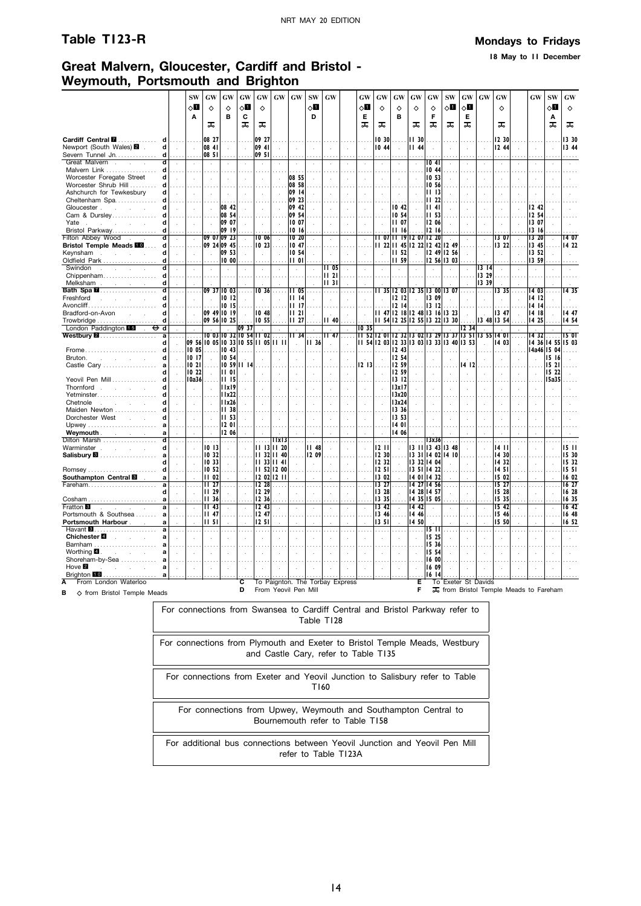# Table T123-R

**Mondays to Fridays**

**18 May to 11 December**

## Great Malvern, Gloucester, Cardiff and Bristol - Weymouth, Portsmouth and Brighton

| Station | | SW | GW | GW | GW | GW | GW | GW | SW | GW | | GW | GW | GW | GW | GW | SW | GW | GW | GW | | GW | SW | GW |
|---|---|---|---|---|---|---|---|---|---|---|---|---|---|---|---|---|---|---|---|---|---|---|---|---|
| | | ◇1 | ◇ | ◇ | ◇1 | ◇ | | | ◇1 | | | ◇1 | ◇ | ◇ | ◇ | ◇ | ◇1 | ◇1 | | ◇ | | | ◇1 | ◇ |
| | | A | | B | C | | | | D | | | E | | B | | F | | E | | | | | A | |
| | | | ⊼ | | ⊼ | ⊼ | | | | | | ⊼ | ⊼ | | ⊼ | ⊼ | ⊼ | ⊼ | | ⊼ | | | ⊼ | ⊼ |
| **Cardiff Central 7** | d | | 08 27 | | | 09 27 | | | | | | | 10 30 | | 11 30 | | | | | 12 30 | | | | 13 30 |
| Newport (South Wales) 2 | d | | 08 41 | | | 09 41 | | | | | | | 10 44 | | 11 44 | | | | | 12 44 | | | | 13 44 |
| Severn Tunnel Jn | d | | 08 51 | | | 09 51 | | | | | | | | | | | | | | | | | | |
| Great Malvern | d | | | | | | | | | | | | | | | 10 41 | | | | | | | | |
| Malvern Link | d | | | | | | | | | | | | | | | 10 44 | | | | | | | | |
| Worcester Foregate Street | d | | | | | | | 08 55 | | | | | | | | 10 53 | | | | | | | | |
| Worcester Shrub Hill | d | | | | | | | 08 58 | | | | | | | | 10 56 | | | | | | | | |
| Ashchurch for Tewkesbury | d | | | | | | | 09 14 | | | | | | | | 11 13 | | | | | | | | |
| Cheltenham Spa | d | | | | | | | 09 23 | | | | | | | | 11 22 | | | | | | | | |
| Gloucester | d | | | 08 42 | | | | 09 42 | | | | | | 10 42 | | 11 41 | | | | | | 12 42 | | |
| Cam & Dursley | d | | | 08 54 | | | | 09 54 | | | | | | 10 54 | | 11 53 | | | | | | 12 54 | | |
| Yate | d | | | 09 07 | | | | 10 07 | | | | | | 11 07 | | 12 06 | | | | | | 13 07 | | |
| Bristol Parkway | d | | | 09 19 | | | | 10 16 | | | | | | 11 16 | | 12 16 | | | | | | 13 16 | | |
| Filton Abbey Wood | d | | 09 07 | 09 23 | | 10 06 | | 10 20 | | | | | 11 07 | 11 19 | 12 07 | 12 20 | | | | 13 07 | | 13 20 | | 14 07 |
| **Bristol Temple Meads 10** | d | | 09 24 | 09 45 | | 10 23 | | 10 47 | | | | | 11 22 | 11 45 | 12 22 | 12 42 | 12 49 | | | 13 22 | | 13 45 | | 14 22 |
| Keynsham | d | | | 09 53 | | | | 10 54 | | | | | | 11 52 | | 12 49 | 12 56 | | | | | 13 52 | | |
| Oldfield Park | d | | | 10 00 | | | | 11 01 | | | | | | 11 59 | | 12 56 | 13 03 | | | | | 13 59 | | |
| Swindon | d | | | | | | | | | 11 05 | | | | | | | | | 13 14 | | | | | |
| Chippenham | d | | | | | | | | | 11 21 | | | | | | | | | 13 29 | | | | | |
| Melksham | d | | | | | | | | | 11 31 | | | | | | | | | 13 39 | | | | | |
| **Bath Spa 7** | d | | 09 37 | 10 03 | | 10 36 | | 11 05 | | | | | 11 35 | 12 03 | 12 35 | 13 00 | 13 07 | | | 13 35 | | 14 03 | | 14 35 |
| Freshford | d | | | 10 12 | | | | 11 14 | | | | | | 12 12 | | 13 09 | | | | | | 14 12 | | |
| Avoncliff | d | | | 10 15 | | | | 11 17 | | | | | | 12 14 | | 13 12 | | | | | | 14 14 | | |
| Bradford-on-Avon | d | | 09 49 | 10 19 | | 10 48 | | 11 21 | | | | | 11 47 | 12 18 | 12 48 | 13 16 | 13 23 | | | 13 47 | | 14 18 | | 14 47 |
| Trowbridge | d | | 09 56 | 10 25 | | 10 55 | | 11 27 | | 11 40 | | | 11 54 | 12 25 | 12 55 | 13 22 | 13 30 | | 13 48 | 13 54 | | 14 25 | | 14 54 |
| London Paddington 15 ⊖ | d | | | | 09 37 | | | | | | | 10 35 | | | | | | 12 34 | | | | | | |
| **Westbury 2** | a | | 10 03 | 10 32 | 10 54 | 11 02 | | 11 34 | | 11 47 | | 11 52 | 12 01 | 12 32 | 13 02 | 13 29 | 13 37 | 13 51 | 13 55 | 14 01 | | 14 32 | | 15 01 |
| | d | 09 56 | 10 05 | 10 33 | 10 55 | 11 05 | 11 11 | | 11 36 | | | 11 54 | 12 03 | 12 33 | 13 03 | 13 33 | 13 40 | 13 53 | | 14 03 | | 14 36 | 14 55 | 15 03 |
| Frome | d | 10 05 | | 10 43 | | | | | | | | | | 12 43 | | | | | | | | 14a46 | 15 04 | |
| Bruton | d | 10 17 | | 10 54 | | | | | | | | | | 12 54 | | | | | | | | | 15 16 | |
| Castle Cary | a | 10 21 | | 10 59 | 11 14 | | | | | | | 12 13 | | 12 59 | | | | 14 12 | | | | | 15 21 | |
| | d | 10 22 | | 11 01 | | | | | | | | | | 12 59 | | | | | | | | | 15 22 | |
| Yeovil Pen Mill | d | 10a36 | | 11 15 | | | | | | | | | | 13 12 | | | | | | | | | 15a35 | |
| Thornford | d | | | 11x19 | | | | | | | | | | 13x17 | | | | | | | | | | |
| Yetminster | d | | | 11x22 | | | | | | | | | | 13x20 | | | | | | | | | | |
| Chetnole | d | | | 11x26 | | | | | | | | | | 13x24 | | | | | | | | | | |
| Maiden Newton | d | | | 11 38 | | | | | | | | | | 13 36 | | | | | | | | | | |
| Dorchester West | d | | | 11 53 | | | | | | | | | | 13 53 | | | | | | | | | | |
| Upwey | d | | | 12 01 | | | | | | | | | | 14 01 | | | | | | | | | | |
| **Weymouth** | a | | | 12 06 | | | | | | | | | | 14 06 | | | | | | | | | | |
| Dilton Marsh | d | | | | | | 11x13 | | | | | | | | | 13x36 | | | | | | | | |
| Warminster | d | | 10 13 | | | 11 13 | 11 20 | | 11 48 | | | | 12 11 | | 13 11 | 13 43 | 13 48 | | | 14 11 | | | | 15 11 |
| **Salisbury 8** | a | | 10 32 | | | 11 32 | 11 40 | | 12 09 | | | | 12 30 | | 13 31 | 14 02 | 14 10 | | | 14 30 | | | | 15 30 |
| | d | | 10 33 | | | 11 33 | 11 41 | | | | | | 12 32 | | 13 32 | 14 04 | | | | 14 32 | | | | 15 32 |
| Romsey | d | | 10 52 | | | 11 52 | 12 00 | | | | | | 12 51 | | 13 51 | 14 22 | | | | 14 51 | | | | 15 51 |
| **Southampton Central 8** | a | | 11 02 | | | 12 02 | 12 11 | | | | | | 13 02 | | 14 01 | 14 32 | | | | 15 02 | | | | 16 02 |
| Fareham | a | | 11 27 | | | 12 28 | | | | | | | 13 27 | | 14 27 | 14 56 | | | | 15 27 | | | | 16 27 |
| | d | | 11 29 | | | 12 29 | | | | | | | 13 28 | | 14 28 | 14 57 | | | | 15 28 | | | | 16 28 |
| Cosham | a | | 11 36 | | | 12 36 | | | | | | | 13 35 | | 14 35 | 15 05 | | | | 15 35 | | | | 16 35 |
| Fratton 8 | a | | 11 43 | | | 12 43 | | | | | | | 13 42 | | 14 42 | | | | | 15 42 | | | | 16 42 |
| Portsmouth & Southsea | a | | 11 47 | | | 12 47 | | | | | | | 13 46 | | 14 46 | | | | | 15 46 | | | | 16 48 |
| **Portsmouth Harbour** | a | | 11 51 | | | 12 51 | | | | | | | 13 51 | | 14 50 | | | | | 15 50 | | | | 16 52 |
| Havant 8 | a | | | | | | | | | | | | | | | 15 11 | | | | | | | | |
| **Chichester 4** | a | | | | | | | | | | | | | | | 15 25 | | | | | | | | |
| Barnham | a | | | | | | | | | | | | | | | 15 36 | | | | | | | | |
| Worthing 4 | a | | | | | | | | | | | | | | | 15 54 | | | | | | | | |
| Shoreham-by-Sea | a | | | | | | | | | | | | | | | 16 00 | | | | | | | | |
| Hove 2 | a | | | | | | | | | | | | | | | 16 09 | | | | | | | | |
| Brighton 10 | a | | | | | | | | | | | | | | | 16 14 | | | | | | | | |

**A** From London Waterloo
**B** ◇ from Bristol Temple Meads
**C** To Paignton. The Torbay Express
**D** From Yeovil Pen Mill
**E** To Exeter St Davids
**F** ⊼ from Bristol Temple Meads to Fareham

For connections from Swansea to Cardiff Central and Bristol Parkway refer to Table T128

For connections from Plymouth and Exeter to Bristol Temple Meads, Westbury and Castle Cary, refer to Table T135

For connections from Exeter and Yeovil Junction to Salisbury refer to Table T160

For connections from Upwey, Weymouth and Southampton Central to Bournemouth refer to Table T158

For additional bus connections between Yeovil Junction and Yeovil Pen Mill refer to Table T123A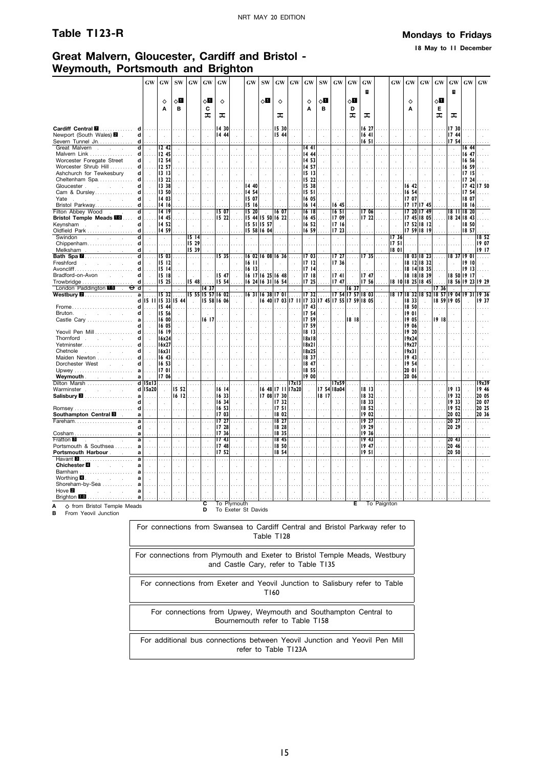## Table T123-R

**Mondays to Fridays**

**18 May to 11 December**

# Great Malvern, Gloucester, Cardiff and Bristol - Weymouth, Portsmouth and Brighton

| | | GW | GW | SW | GW | GW | GW | GW | SW | GW | GW | GW | SW | GW | GW | GW | GW | GW | GW | GW | GW | GW | GW | GW |
|---|---|---|---|---|---|---|---|---|---|---|---|---|---|---|---|---|---|---|---|---|---|---|---|---|
| | | | | | | | | | | | | | | | | R | | | | | | R | | |
| | | | ◇ | ◇1 | | ◇1 | ◇ | | ◇1 | ◇ | | ◇ | ◇1 | | ◇1 | | | | ◇ | | ◇1 | | | |
| | | | A | B | | C | | | | | | A | B | | D | | | | A | | E | | | |
| | | | | | | bike | bike | | | bike | | | | | bike | bike | | | | | bike | bike | | |
| Cardiff Central 7 | d | | | | | | 14 30 | | | 15 30 | | | | | | 16 27 | | | | | | 17 30 | | |
| Newport (South Wales) 2 | d | | | | | | 14 44 | | | 15 44 | | | | | | 16 41 | | | | | | 17 44 | | |
| Severn Tunnel Jn. | d | | | | | | | | | | | | | | | 16 51 | | | | | | 17 54 | | |
| Great Malvern | d | | 12 42 | | | | | | | | | 14 41 | | | | | | | | | | | 16 44 | |
| Malvern Link | d | | 12 45 | | | | | | | | | 14 44 | | | | | | | | | | | 16 47 | |
| Worcester Foregate Street | d | | 12 54 | | | | | | | | | 14 53 | | | | | | | | | | | 16 56 | |
| Worcester Shrub Hill | d | | 12 57 | | | | | | | | | 14 57 | | | | | | | | | | | 16 59 | |
| Ashchurch for Tewkesbury | d | | 13 13 | | | | | | | | | 15 13 | | | | | | | | | | | 17 15 | |
| Cheltenham Spa | d | | 13 22 | | | | | | | | | 15 22 | | | | | | | | | | | 17 24 | |
| Gloucester | d | | 13 38 | | | | | 14 40 | | | | 15 38 | | | | | | | 16 42 | | | | 17 42 | 17 50 |
| Cam & Dursley | d | | 13 50 | | | | | 14 54 | | | | 15 51 | | | | | | | 16 54 | | | | 17 54 | |
| Yate | d | | 14 03 | | | | | 15 07 | | | | 16 05 | | | | | | | 17 07 | | | | 18 07 | |
| Bristol Parkway | d | | 14 16 | | | | | 15 16 | | | | 16 14 | | 16 45 | | | | | 17 17 | 17 45 | | | 18 16 | |
| Filton Abbey Wood | d | | 14 19 | | | | 15 07 | 15 20 | | 16 07 | | 16 18 | | 16 51 | | 17 06 | | | 17 20 | 17 49 | | 18 11 | 18 20 | |
| Bristol Temple Meads 10 | d | | 14 45 | | | | 15 22 | 15 44 | 15 50 | 16 22 | | 16 45 | | 17 09 | | 17 22 | | | 17 45 | 18 05 | | 18 24 | 18 43 | |
| Keynsham | d | | 14 52 | | | | | 15 51 | 15 57 | | | 16 52 | | 17 16 | | | | | 17 52 | 18 12 | | | 18 50 | |
| Oldfield Park | d | | 14 59 | | | | | 15 58 | 16 04 | | | 16 59 | | 17 23 | | | | | 17 59 | 18 19 | | | 18 57 | |
| Swindon | d | | | | 15 14 | | | | | | | | | | | | | 17 36 | | | | | | 18 52 |
| Chippenham | d | | | | 15 29 | | | | | | | | | | | | | 17 51 | | | | | | 19 07 |
| Melksham | d | | | | 15 39 | | | | | | | | | | | | | 18 01 | | | | | | 19 17 |
| Bath Spa 7 | d | | 15 03 | | | | 15 35 | 16 02 | 16 08 | 16 36 | | 17 03 | | 17 27 | | 17 35 | | | 18 03 | 18 23 | | 18 37 | 19 01 | |
| Freshford | d | | 15 12 | | | | | 16 11 | | | | 17 12 | | 17 36 | | | | | 18 12 | 18 32 | | | 19 10 | |
| Avoncliff | d | | 15 14 | | | | | 16 13 | | | | 17 14 | | | | | | | 18 14 | 18 35 | | | 19 13 | |
| Bradford-on-Avon | d | | 15 18 | | | | 15 47 | 16 17 | 16 25 | 16 48 | | 17 18 | | 17 41 | | 17 47 | | | 18 18 | 18 39 | | 18 50 | 19 17 | |
| Trowbridge | d | | 15 25 | | 15 48 | | 15 54 | 16 24 | 16 31 | 16 54 | | 17 25 | | 17 47 | | 17 56 | | 18 10 | 18 25 | 18 45 | | 18 56 | 19 23 | 19 29 |
| London Paddington 15 ⊖ | d | | | | | 14 37 | | | | | | | | | 16 37 | | | | | | 17 36 | | | |
| Westbury 2 | a | | 15 32 | | 15 55 | 15 57 | 16 02 | 16 31 | 16 38 | 17 01 | | 17 32 | | 17 54 | 17 57 | 18 03 | | 18 17 | 18 32 | 18 52 | 18 57 | 19 04 | 19 31 | 19 36 |
| | d | 15 11 | 15 33 | 15 44 | | 15 58 | 16 06 | | 16 40 | 17 03 | 17 11 | 17 33 | 17 45 | 17 55 | 17 59 | 18 05 | | | 18 33 | | 18 59 | 19 05 | | 19 37 |
| Frome | d | | 15 44 | | | | | | | | | 17 43 | | | | | | | 18 50 | | | | | |
| Bruton | d | | 15 56 | | | | | | | | | 17 54 | | | | | | | 19 01 | | | | | |
| Castle Cary | a | | 16 00 | | | 16 17 | | | | | | 17 59 | | | 18 18 | | | | 19 05 | | 19 18 | | | |
| | d | | 16 05 | | | | | | | | | 17 59 | | | | | | | 19 06 | | | | | |
| Yeovil Pen Mill | d | | 16 19 | | | | | | | | | 18 13 | | | | | | | 19 20 | | | | | |
| Thornford | d | | 16x24 | | | | | | | | | 18x18 | | | | | | | 19x24 | | | | | |
| Yetminster | d | | 16x27 | | | | | | | | | 18x21 | | | | | | | 19x27 | | | | | |
| Chetnole | d | | 16x31 | | | | | | | | | 18x25 | | | | | | | 19x31 | | | | | |
| Maiden Newton | d | | 16 43 | | | | | | | | | 18 37 | | | | | | | 19 43 | | | | | |
| Dorchester West | d | | 16 53 | | | | | | | | | 18 47 | | | | | | | 19 54 | | | | | |
| Upwey | a | | 17 01 | | | | | | | | | 18 55 | | | | | | | 20 01 | | | | | |
| Weymouth | a | | 17 06 | | | | | | | | | 19 00 | | | | | | | 20 06 | | | | | |
| Dilton Marsh | d | 15x13 | | | | | | | | | 17x13 | | | 17x59 | | | | | | | | | | 19x39 |
| Warminster | d | 15a20 | | 15 52 | | | 16 14 | | 16 48 | 17 11 | 17a20 | | 17 54 | 18a04 | | 18 13 | | | | | | 19 13 | | 19 46 |
| Salisbury 8 | a | | | 16 12 | | | 16 33 | | 17 08 | 17 30 | | | 18 17 | | | 18 32 | | | | | | 19 32 | | 20 05 |
| | d | | | | | | 16 34 | | | 17 32 | | | | | | 18 33 | | | | | | 19 33 | | 20 07 |
| Romsey | d | | | | | | 16 53 | | | 17 51 | | | | | | 18 52 | | | | | | 19 52 | | 20 25 |
| Southampton Central 8 | a | | | | | | 17 03 | | | 18 02 | | | | | | 19 02 | | | | | | 20 02 | | 20 36 |
| Fareham | a | | | | | | 17 27 | | | 18 27 | | | | | | 19 27 | | | | | | 20 27 | | |
| | d | | | | | | 17 28 | | | 18 28 | | | | | | 19 29 | | | | | | 20 29 | | |
| Cosham | a | | | | | | 17 35 | | | 18 35 | | | | | | 19 36 | | | | | | | | |
| Fratton 8 | a | | | | | | 17 43 | | | 18 45 | | | | | | 19 43 | | | | | | 20 43 | | |
| Portsmouth & Southsea | a | | | | | | 17 48 | | | 18 50 | | | | | | 19 47 | | | | | | 20 46 | | |
| Portsmouth Harbour | a | | | | | | 17 52 | | | 18 54 | | | | | | 19 51 | | | | | | 20 50 | | |
| Havant 8 | a | | | | | | | | | | | | | | | | | | | | | | | |
| Chichester 4 | a | | | | | | | | | | | | | | | | | | | | | | | |
| Barnham | a | | | | | | | | | | | | | | | | | | | | | | | |
| Worthing 4 | a | | | | | | | | | | | | | | | | | | | | | | | |
| Shoreham-by-Sea | a | | | | | | | | | | | | | | | | | | | | | | | |
| Hove 2 | a | | | | | | | | | | | | | | | | | | | | | | | |
| Brighton 10 | a | | | | | | | | | | | | | | | | | | | | | | | |

**A** ◇ from Bristol Temple Meads
**B** From Yeovil Junction
**C** To Plymouth
**D** To Exeter St Davids
**E** To Paignton

For connections from Swansea to Cardiff Central and Bristol Parkway refer to Table T128

For connections from Plymouth and Exeter to Bristol Temple Meads, Westbury and Castle Cary, refer to Table T135

For connections from Exeter and Yeovil Junction to Salisbury refer to Table T160

For connections from Upwey, Weymouth and Southampton Central to Bournemouth refer to Table T158

For additional bus connections between Yeovil Junction and Yeovil Pen Mill refer to Table T123A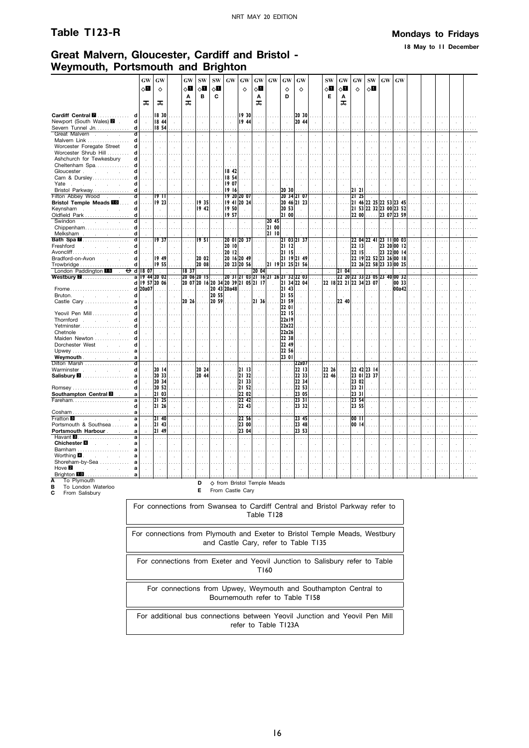# Table T123-R

**Mondays to Fridays**

**18 May to 11 December**

## Great Malvern, Gloucester, Cardiff and Bristol - Weymouth, Portsmouth and Brighton

| | | GW | GW | GW | SW | SW | GW | GW | GW | GW | GW | GW | SW | GW | GW | SW | GW | GW |
|---|---|---|---|---|---|---|---|---|---|---|---|---|---|---|---|---|---|---|
| | | ◇1 | ◇ | ◇1 | ◇1 | ◇1 | | ◇ | ◇1 | | ◇ | ◇ | ◇1 | ◇1 | ◇ | ◇1 | | |
| | | | | A | B | C | | | A | | D | | E | A | | | | |
| | | 🚲 | 🚲 | 🚲 | | | | | 🚲 | | | | | 🚲 | | | | |
| **Cardiff Central** 7 | d | | 18 30 | | | | | 19 30 | | | | 20 30 | | | | | | |
| Newport (South Wales) 2 | d | | 18 44 | | | | | 19 44 | | | | 20 44 | | | | | | |
| Severn Tunnel Jn. | d | | 18 54 | | | | | | | | | | | | | | | |
| Great Malvern | d | | | | | | | | | | | | | | | | | |
| Malvern Link | d | | | | | | | | | | | | | | | | | |
| Worcester Foregate Street | d | | | | | | | | | | | | | | | | | |
| Worcester Shrub Hill | d | | | | | | | | | | | | | | | | | |
| Ashchurch for Tewkesbury | d | | | | | | | | | | | | | | | | | |
| Cheltenham Spa | d | | | | | | | | | | | | | | | | | |
| Gloucester | d | | | | | | 18 42 | | | | | | | | | | | |
| Cam & Dursley | d | | | | | | 18 54 | | | | | | | | | | | |
| Yate | d | | | | | | 19 07 | | | | | | | | | | | |
| Bristol Parkway | d | | | | | | 19 16 | | | | 20 30 | | | | 21 21 | | | |
| Filton Abbey Wood | d | | 19 11 | | | | 19 20 | 20 07 | | | 20 34 | 21 07 | | | 21 25 | | | |
| **Bristol Temple Meads** 10 | d | | 19 23 | | 19 35 | | 19 41 | 20 24 | | | 20 46 | 21 23 | | | 21 46 | 22 25 | 22 53 | 23 45 |
| Keynsham | d | | | | 19 42 | | 19 50 | | | | 20 53 | | | | 21 53 | 22 32 | 23 00 | 23 52 |
| Oldfield Park | d | | | | | | 19 57 | | | | 21 00 | | | | 22 00 | | 23 07 | 23 59 |
| Swindon | d | | | | | | | | | 20 45 | | | | | | | | |
| Chippenham | d | | | | | | | | | 21 00 | | | | | | | | |
| Melksham | d | | | | | | | | | 21 10 | | | | | | | | |
| **Bath Spa** 7 | d | | 19 37 | | 19 51 | | 20 01 | 20 37 | | | 21 03 | 21 37 | | | 22 04 | 22 41 | 23 11 | 00 03 |
| Freshford | d | | | | | | 20 10 | | | | 21 12 | | | | 22 13 | | 23 20 | 00 12 |
| Avoncliff | d | | | | | | 20 12 | | | | 21 15 | | | | 22 15 | | 23 22 | 00 14 |
| Bradford-on-Avon | d | | 19 49 | | 20 02 | | 20 16 | 20 49 | | | 21 19 | 21 49 | | | 22 19 | 22 52 | 23 26 | 00 18 |
| Trowbridge | d | | 19 55 | | 20 08 | | 20 23 | 20 56 | | 21 19 | 21 25 | 21 56 | | | 22 26 | 22 58 | 23 33 | 00 25 |
| London Paddington 15 ⊖ | d | 18 07 | | 18 37 | | | | | 20 04 | | | | | 21 04 | | | | |
| **Westbury** 2 | a | 19 44 | 20 02 | 20 06 | 20 15 | | 20 31 | 21 03 | 21 16 | 21 26 | 21 32 | 22 03 | | 22 20 | 22 33 | 23 05 | 23 40 | 00 32 |
| | d | 19 57 | 20 06 | 20 07 | 20 16 | 20 34 | 20 39 | 21 05 | 21 17 | | 21 34 | 22 04 | 22 18 | 22 21 | 22 34 | 23 07 | | 00 33 |
| Frome | d | 20a07 | | | | 20 43 | 20a48 | | | | 21 43 | | | | | | | 00a42 |
| Bruton | d | | | | | 20 55 | | | | | 21 55 | | | | | | | |
| Castle Cary | a | | | 20 26 | | 20 59 | | | 21 36 | | 21 59 | | | 22 40 | | | | |
| | d | | | | | | | | | | 22 01 | | | | | | | |
| Yeovil Pen Mill | d | | | | | | | | | | 22 15 | | | | | | | |
| Thornford | d | | | | | | | | | | 22x19 | | | | | | | |
| Yetminster | d | | | | | | | | | | 22x22 | | | | | | | |
| Chetnole | d | | | | | | | | | | 22x26 | | | | | | | |
| Maiden Newton | d | | | | | | | | | | 22 38 | | | | | | | |
| Dorchester West | d | | | | | | | | | | 22 49 | | | | | | | |
| Upwey | a | | | | | | | | | | 22 56 | | | | | | | |
| **Weymouth** | a | | | | | | | | | | 23 01 | | | | | | | |
| Dilton Marsh | d | | | | | | | | | | | 22x07 | | | | | | |
| Warminster | d | | 20 14 | | 20 24 | | | 21 13 | | | | 22 13 | 22 26 | | 22 42 | 23 14 | | |
| **Salisbury** 8 | a | | 20 33 | | 20 44 | | | 21 32 | | | | 22 33 | 22 46 | | 23 01 | 23 37 | | |
| | d | | 20 34 | | | | | 21 33 | | | | 22 34 | | | 23 02 | | | |
| Romsey | d | | 20 52 | | | | | 21 52 | | | | 22 53 | | | 23 21 | | | |
| **Southampton Central** 8 | a | | 21 03 | | | | | 22 02 | | | | 23 05 | | | 23 31 | | | |
| Fareham | a | | 21 25 | | | | | 22 42 | | | | 23 31 | | | 23 54 | | | |
| | d | | 21 26 | | | | | 22 43 | | | | 23 32 | | | 23 55 | | | |
| Cosham | a | | | | | | | | | | | | | | | | | |
| Fratton 8 | a | | 21 40 | | | | | 22 56 | | | | 23 45 | | | 00 11 | | | |
| Portsmouth & Southsea | a | | 21 43 | | | | | 23 00 | | | | 23 48 | | | 00 14 | | | |
| **Portsmouth Harbour** | a | | 21 49 | | | | | 23 04 | | | | 23 53 | | | | | | |
| Havant 8 | a | | | | | | | | | | | | | | | | | |
| **Chichester** 4 | a | | | | | | | | | | | | | | | | | |
| Barnham | a | | | | | | | | | | | | | | | | | |
| Worthing 4 | a | | | | | | | | | | | | | | | | | |
| Shoreham-by-Sea | a | | | | | | | | | | | | | | | | | |
| Hove 2 | a | | | | | | | | | | | | | | | | | |
| Brighton 10 | a | | | | | | | | | | | | | | | | | |

**A** To Plymouth
**B** To London Waterloo
**C** From Salisbury
**D** ◇ from Bristol Temple Meads
**E** From Castle Cary

For connections from Swansea to Cardiff Central and Bristol Parkway refer to Table T128

For connections from Plymouth and Exeter to Bristol Temple Meads, Westbury and Castle Cary, refer to Table T135

For connections from Exeter and Yeovil Junction to Salisbury refer to Table T160

For connections from Upwey, Weymouth and Southampton Central to Bournemouth refer to Table T158

For additional bus connections between Yeovil Junction and Yeovil Pen Mill refer to Table T123A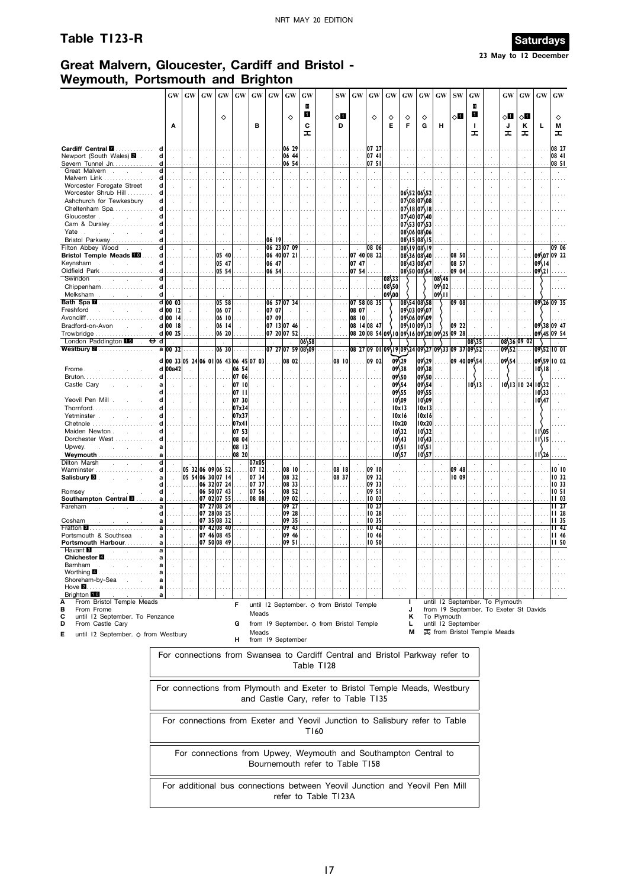## Table T123-R

**Saturdays**

23 May to 12 December

## Great Malvern, Gloucester, Cardiff and Bristol - Weymouth, Portsmouth and Brighton

| | | GW | GW | GW | GW | GW | GW | GW | GW | GW | SW | GW | GW | GW | GW | GW | GW | SW | GW | GW | GW | GW | GW |
|---|---|---|---|---|---|---|---|---|---|---|---|---|---|---|---|---|---|---|---|---|---|---|---|
| | | | | | ◇ | | | | ◇ | R 1 | ◇1 | | ◇ | ◇ | ◇ | ◇ | | ◇1 | R 1 | ◇1 | ◇1 | | ◇ |
| | | A | | | | | B | | | C ✠ | D | | | E | F | G | H | | I ✠ | J ✠ | K ✠ | L | M ✠ |
| Cardiff Central 7 | d | | | | | | | | 06 29 | | | | 07 27 | | | | | | | | | | 08 27 |
| Newport (South Wales) 2 | d | | | | | | | | 06 44 | | | | 07 41 | | | | | | | | | | 08 41 |
| Severn Tunnel Jn. | d | | | | | | | | 06 54 | | | | 07 51 | | | | | | | | | | 08 51 |
| Great Malvern | d | | | | | | | | | | | | | | | | | | | | | | |
| Malvern Link | d | | | | | | | | | | | | | | | | | | | | | | |
| Worcester Foregate Street | d | | | | | | | | | | | | | | | | | | | | | | |
| Worcester Shrub Hill | d | | | | | | | | | | | | | | 06 52 | 06 52 | | | | | | | |
| Ashchurch for Tewkesbury | d | | | | | | | | | | | | | | 07 08 | 07 08 | | | | | | | |
| Cheltenham Spa | d | | | | | | | | | | | | | | 07 18 | 07 18 | | | | | | | |
| Gloucester | d | | | | | | | | | | | | | | 07 40 | 07 40 | | | | | | | |
| Cam & Dursley | d | | | | | | | | | | | | | | 07 53 | 07 53 | | | | | | | |
| Yate | d | | | | | | | | | | | | | | 08 06 | 08 06 | | | | | | | |
| Bristol Parkway | d | | | | | | | 06 19 | | | | | | | 08 15 | 08 15 | | | | | | | |
| Filton Abbey Wood | d | | | | | | | 06 23 | 07 09 | | | | 08 06 | | 08 19 | 08 19 | | | | | | | 09 06 |
| **Bristol Temple Meads 10** | d | | | | 05 40 | | | 06 40 | 07 21 | | | 07 40 | 08 22 | | 08 36 | 08 40 | | 08 50 | | | | 09 07 | 09 22 |
| Keynsham | d | | | | 05 47 | | | 06 47 | | | | 07 47 | | | 08 43 | 08 47 | | 08 57 | | | | 09 14 | |
| Oldfield Park | d | | | | 05 54 | | | 06 54 | | | | 07 54 | | | 08 50 | 08 54 | | 09 04 | | | | 09 21 | |
| Swindon | d | | | | | | | | | | | | | 08 33 | | | 08 46 | | | | | | |
| Chippenham | d | | | | | | | | | | | | | 08 50 | | | 09 02 | | | | | | |
| Melksham | d | | | | | | | | | | | | | 09 00 | | | 09 11 | | | | | | |
| **Bath Spa 7** | d | 00 03 | | | 05 58 | | | 06 57 | 07 34 | | | 07 58 | 08 35 | | 08 54 | 08 58 | | 09 08 | | | | 09 26 | 09 35 |
| Freshford | d | 00 12 | | | 06 07 | | | 07 07 | | | | 08 07 | | | 09 03 | 09 07 | | | | | | | |
| Avoncliff | d | 00 14 | | | 06 10 | | | 07 09 | | | | 08 10 | | | 09 06 | 09 09 | | | | | | | |
| Bradford-on-Avon | d | 00 18 | | | 06 14 | | | 07 13 | 07 46 | | | 08 14 | 08 47 | | 09 10 | 09 13 | | 09 22 | | | | 09 38 | 09 47 |
| Trowbridge | d | 00 25 | | | 06 20 | | | 07 20 | 07 52 | | | 08 20 | 08 54 | 09 10 | 09 16 | 09 20 | 09 25 | 09 28 | | | | 09 45 | 09 54 |
| London Paddington 15 ⊖ | d | | | | | | | | | 06 58 | | | | | | | | | 08 35 | 08 36 | 09 02 | | |
| **Westbury 2** | a | 00 32 | | | 06 30 | | | 07 27 | 07 59 | 08 09 | | 08 27 | 09 01 | 09 19 | 09 24 | 09 27 | 09 33 | 09 37 | 09 52 | 09 52 | | 09 52 | 10 01 |
| | d | 00 33 | 05 24 | 06 01 | 06 43 | 06 45 | 07 03 | | 08 02 | | 08 10 | | 09 02 | | 09 29 | 09 29 | | 09 40 | 09 54 | 09 54 | | 09 59 | 10 02 |
| Frome | d | 00a42 | | | | 06 54 | | | | | | | | | 09 38 | 09 38 | | | | | | 10 18 | |
| Bruton | d | | | | | 07 06 | | | | | | | | | 09 50 | 09 50 | | | | | | | |
| Castle Cary | a | | | | | 07 10 | | | | | | | | | 09 54 | 09 54 | | | 10 13 | 10 13 | 10 24 | 10 32 | |
| | d | | | | | 07 11 | | | | | | | | | 09 55 | 09 55 | | | | | | 10 33 | |
| Yeovil Pen Mill | d | | | | | 07 30 | | | | | | | | | 10 09 | 10 09 | | | | | | 10 47 | |
| Thornford | d | | | | | 07x34 | | | | | | | | | 10x13 | 10x13 | | | | | | | |
| Yetminster | d | | | | | 07x37 | | | | | | | | | 10x16 | 10x16 | | | | | | | |
| Chetnole | d | | | | | 07x41 | | | | | | | | | 10x20 | 10x20 | | | | | | | |
| Maiden Newton | d | | | | | 07 53 | | | | | | | | | 10 32 | 10 32 | | | | | | 11 05 | |
| Dorchester West | d | | | | | 08 04 | | | | | | | | | 10 43 | 10 43 | | | | | | 11 15 | |
| Upwey | d | | | | | 08 13 | | | | | | | | | 10 51 | 10 51 | | | | | | | |
| **Weymouth** | a | | | | | 08 20 | | | | | | | | | 10 57 | 10 57 | | | | | | 11 26 | |
| Dilton Marsh | d | | | | | | 07x05 | | | | | | | | | | | | | | | | |
| Warminster | d | | 05 32 | 06 09 | 06 52 | | 07 12 | | 08 10 | | 08 18 | | 09 10 | | | | | 09 48 | | | | | 10 10 |
| **Salisbury 8** | a | | 05 54 | 06 30 | 07 14 | | 07 34 | | 08 32 | | 08 37 | | 09 32 | | | | | 10 09 | | | | | 10 32 |
| | d | | | 06 32 | 07 24 | | 07 37 | | 08 33 | | | | 09 33 | | | | | | | | | | 10 33 |
| Romsey | d | | | 06 50 | 07 43 | | 07 56 | | 08 52 | | | | 09 51 | | | | | | | | | | 10 51 |
| **Southampton Central 8** | a | | | 07 02 | 07 55 | | 08 08 | | 09 02 | | | | 10 03 | | | | | | | | | | 11 03 |
| Fareham | a | | | 07 27 | 08 24 | | | | 09 27 | | | | 10 27 | | | | | | | | | | 11 27 |
| | d | | | 07 28 | 08 25 | | | | 09 28 | | | | 10 28 | | | | | | | | | | 11 28 |
| Cosham | a | | | 07 35 | 08 32 | | | | 09 35 | | | | 10 35 | | | | | | | | | | 11 35 |
| Fratton 8 | a | | | 07 42 | 08 40 | | | | 09 43 | | | | 10 42 | | | | | | | | | | 11 42 |
| Portsmouth & Southsea | a | | | 07 46 | 08 45 | | | | 09 46 | | | | 10 46 | | | | | | | | | | 11 46 |
| **Portsmouth Harbour** | a | | | 07 50 | 08 49 | | | | 09 51 | | | | 10 50 | | | | | | | | | | 11 50 |
| Havant 8 | a | | | | | | | | | | | | | | | | | | | | | | |
| **Chichester 4** | a | | | | | | | | | | | | | | | | | | | | | | |
| Barnham | a | | | | | | | | | | | | | | | | | | | | | | |
| Worthing 4 | a | | | | | | | | | | | | | | | | | | | | | | |
| Shoreham-by-Sea | a | | | | | | | | | | | | | | | | | | | | | | |
| Hove 2 | a | | | | | | | | | | | | | | | | | | | | | | |
| Brighton 10 | a | | | | | | | | | | | | | | | | | | | | | | |

**A** From Bristol Temple Meads
**B** From Frome
**C** until 12 September. To Penzance
**D** From Castle Cary
**E** until 12 September. ◇ from Westbury
**F** until 12 September. ◇ from Bristol Temple Meads
**G** from 19 September. ◇ from Bristol Temple Meads
**H** from 19 September
**I** until 12 September. To Plymouth
**J** from 19 September. To Exeter St Davids
**K** To Plymouth
**L** until 12 September
**M** ✠ from Bristol Temple Meads

For connections from Swansea to Cardiff Central and Bristol Parkway refer to Table T128

For connections from Plymouth and Exeter to Bristol Temple Meads, Westbury and Castle Cary, refer to Table T135

For connections from Exeter and Yeovil Junction to Salisbury refer to Table T160

For connections from Upwey, Weymouth and Southampton Central to Bournemouth refer to Table T158

For additional bus connections between Yeovil Junction and Yeovil Pen Mill refer to Table T123A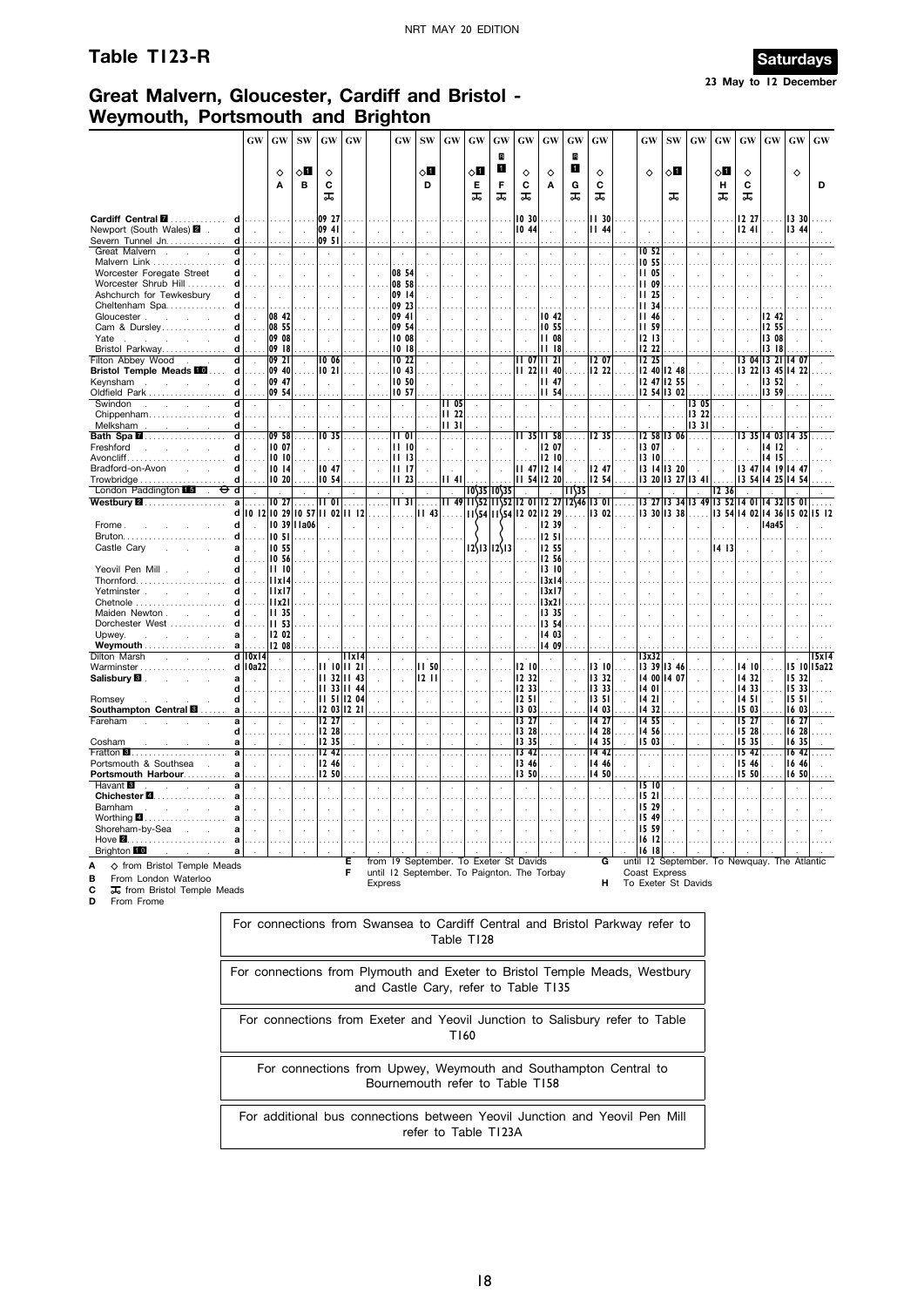# Table T123-R

**Saturdays**
23 May to 12 December

## Great Malvern, Gloucester, Cardiff and Bristol - Weymouth, Portsmouth and Brighton

| | | GW | GW | SW | GW | GW | GW | SW | GW | GW | GW | GW | GW | GW | GW | GW | SW | GW | GW | GW | GW | GW | GW |
|---|---|---|---|---|---|---|---|---|---|---|---|---|---|---|---|---|---|---|---|---|---|---|---|
| | | | ◇ | ◇1 | ◇ | | | ◇1 | | ◇1 | R 1 | ◇ | ◇ | R 1 | ◇ | ◇ | ◇1 | | ◇1 | ◇ | | ◇ | |
| | | | A | B | C | | | D | | E | F | C | A | G | C | | | | H | C | | | D |
| | | | | | ⊼ | | | | | ⊼ | ⊼ | ⊼ | | ⊼ | ⊼ | | ⊼ | | ⊼ | ⊼ | | | |
| Cardiff Central 7 | d | | | | 09 27 | | | | | | | 10 30 | | | 11 30 | | | | | 12 27 | | 13 30 | |
| Newport (South Wales) 2 | d | | | | 09 41 | | | | | | | 10 44 | | | 11 44 | | | | | 12 41 | | 13 44 | |
| Severn Tunnel Jn. | d | | | | 09 51 | | | | | | | | | | | | | | | | | | |
| Great Malvern | d | | | | | | | | | | | | | | | 10 52 | | | | | | | |
| Malvern Link | d | | | | | | | | | | | | | | | 10 55 | | | | | | | |
| Worcester Foregate Street | d | | | | | | 08 54 | | | | | | | | | 11 05 | | | | | | | |
| Worcester Shrub Hill | d | | | | | | 08 58 | | | | | | | | | 11 09 | | | | | | | |
| Ashchurch for Tewkesbury | d | | | | | | 09 14 | | | | | | | | | 11 25 | | | | | | | |
| Cheltenham Spa | d | | | | | | 09 23 | | | | | | | | | 11 34 | | | | | | | |
| Gloucester | d | | 08 42 | | | | 09 41 | | | | | | 10 42 | | | 11 46 | | | | | 12 42 | | |
| Cam & Dursley | d | | 08 55 | | | | 09 54 | | | | | | 10 55 | | | 11 59 | | | | | 12 55 | | |
| Yate | d | | 09 08 | | | | 10 08 | | | | | | 11 08 | | | 12 13 | | | | | 13 08 | | |
| Bristol Parkway | d | | 09 18 | | | | 10 18 | | | | | | 11 18 | | | 12 22 | | | | | 13 18 | | |
| Filton Abbey Wood | d | | 09 21 | | 10 06 | | 10 22 | | | | | 11 07 | 11 21 | | 12 07 | 12 25 | | | | 13 04 | 13 21 | 14 07 | |
| Bristol Temple Meads 10 | d | | 09 40 | | 10 21 | | 10 43 | | | | | 11 22 | 11 40 | | 12 22 | 12 40 | 12 48 | | | 13 22 | 13 45 | 14 22 | |
| Keynsham | d | | 09 47 | | | | 10 50 | | | | | | 11 47 | | | 12 47 | 12 55 | | | | 13 52 | | |
| Oldfield Park | d | | 09 54 | | | | 10 57 | | | | | | 11 54 | | | 12 54 | 13 02 | | | | 13 59 | | |
| Swindon | d | | | | | | | | 11 05 | | | | | | | | | 13 05 | | | | | |
| Chippenham | d | | | | | | | | 11 22 | | | | | | | | | 13 22 | | | | | |
| Melksham | d | | | | | | | | 11 31 | | | | | | | | | 13 31 | | | | | |
| Bath Spa 7 | d | | 09 58 | | 10 35 | | 11 01 | | | | | 11 35 | 11 58 | | 12 35 | 12 58 | 13 06 | | | 13 35 | 14 03 | 14 35 | |
| Freshford | d | | 10 07 | | | | 11 10 | | | | | | 12 07 | | | 13 07 | | | | | 14 12 | | |
| Avoncliff | d | | 10 10 | | | | 11 13 | | | | | | 12 10 | | | 13 10 | | | | | 14 15 | | |
| Bradford-on-Avon | d | | 10 14 | | 10 47 | | 11 17 | | | | | 11 47 | 12 14 | | 12 47 | 13 14 | 13 20 | | | 13 47 | 14 19 | 14 47 | |
| Trowbridge | d | | 10 20 | | 10 54 | | 11 23 | | 11 41 | | | 11 54 | 12 20 | | 12 54 | 13 20 | 13 27 | 13 41 | | 13 54 | 14 25 | 14 54 | |
| London Paddington 15 ⊖ | d | | | | | | | | | 10\35 | 10\35 | | | 11\35 | | | | | 12 36 | | | | |
| Westbury 2 | a | | 10 27 | | 11 01 | | 11 31 | | 11 49 | 11\52 | 11\52 | 12 01 | 12 27 | 12\46 | 13 01 | 13 27 | 13 34 | 13 49 | 13 52 | 14 01 | 14 32 | 15 01 | |
| | d | 10 12 | 10 29 | 10 57 | 11 02 | 11 12 | | 11 43 | | 11\54 | 11\54 | 12 02 | 12 29 | | 13 02 | 13 30 | 13 38 | | 13 54 | 14 02 | 14 36 | 15 02 | 15 12 |
| Frome | d | | 10 39 | 11a06 | | | | | | | | | 12 39 | | | | | | | | 14a45 | | |
| Bruton | d | | 10 51 | | | | | | | | | | 12 51 | | | | | | | | | | |
| Castle Cary | a | | 10 55 | | | | | | | 12\13 | 12\13 | | 12 55 | | | | | | 14 13 | | | | |
| | d | | 10 56 | | | | | | | | | | 12 56 | | | | | | | | | | |
| Yeovil Pen Mill | d | | 11 10 | | | | | | | | | | 13 10 | | | | | | | | | | |
| Thornford | d | | 11x14 | | | | | | | | | | 13x14 | | | | | | | | | | |
| Yetminster | d | | 11x17 | | | | | | | | | | 13x17 | | | | | | | | | | |
| Chetnole | d | | 11x21 | | | | | | | | | | 13x21 | | | | | | | | | | |
| Maiden Newton | d | | 11 35 | | | | | | | | | | 13 35 | | | | | | | | | | |
| Dorchester West | d | | 11 53 | | | | | | | | | | 13 54 | | | | | | | | | | |
| Upwey | a | | 12 02 | | | | | | | | | | 14 03 | | | | | | | | | | |
| Weymouth | a | | 12 08 | | | | | | | | | | 14 09 | | | | | | | | | | |
| Dilton Marsh | d | 10x14 | | | | 11x14 | | | | | | | | | | 13x32 | | | | | | | 15x14 |
| Warminster | d | 10a22 | | | 11 10 | 11 21 | | 11 50 | | | | 12 10 | | | 13 10 | 13 39 | 13 46 | | | 14 10 | | 15 10 | 15a22 |
| Salisbury 8 | a | | | | 11 32 | 11 43 | | 12 11 | | | | 12 32 | | | 13 32 | 14 00 | 14 07 | | | 14 32 | | 15 32 | |
| | d | | | | 11 33 | 11 44 | | | | | | 12 33 | | | 13 33 | 14 01 | | | | 14 33 | | 15 33 | |
| Romsey | d | | | | 11 51 | 12 04 | | | | | | 12 51 | | | 13 51 | 14 21 | | | | 14 51 | | 15 51 | |
| Southampton Central 8 | a | | | | 12 03 | 12 21 | | | | | | 13 03 | | | 14 03 | 14 32 | | | | 15 03 | | 16 03 | |
| Fareham | a | | | | 12 27 | | | | | | | 13 27 | | | 14 27 | 14 55 | | | | 15 27 | | 16 27 | |
| | d | | | | 12 28 | | | | | | | 13 28 | | | 14 28 | 14 56 | | | | 15 28 | | 16 28 | |
| Cosham | a | | | | 12 35 | | | | | | | 13 35 | | | 14 35 | 15 03 | | | | 15 35 | | 16 35 | |
| Fratton 8 | a | | | | 12 42 | | | | | | | 13 42 | | | 14 42 | | | | | 15 42 | | 16 42 | |
| Portsmouth & Southsea | a | | | | 12 46 | | | | | | | 13 46 | | | 14 46 | | | | | 15 46 | | 16 46 | |
| Portsmouth Harbour | a | | | | 12 50 | | | | | | | 13 50 | | | 14 50 | | | | | 15 50 | | 16 50 | |
| Havant 8 | a | | | | | | | | | | | | | | | 15 10 | | | | | | | |
| Chichester 4 | a | | | | | | | | | | | | | | | 15 21 | | | | | | | |
| Barnham | a | | | | | | | | | | | | | | | 15 29 | | | | | | | |
| Worthing 4 | a | | | | | | | | | | | | | | | 15 49 | | | | | | | |
| Shoreham-by-Sea | a | | | | | | | | | | | | | | | 15 59 | | | | | | | |
| Hove 2 | a | | | | | | | | | | | | | | | 16 12 | | | | | | | |
| Brighton 10 | a | | | | | | | | | | | | | | | 16 18 | | | | | | | |

**A** ◇ from Bristol Temple Meads
**B** From London Waterloo
**C** ⊼ from Bristol Temple Meads
**D** From Frome
**E** from 19 September. To Exeter St Davids
**F** until 12 September. To Paignton. The Torbay Express
**G** until 12 September. To Newquay. The Atlantic Coast Express
**H** To Exeter St Davids

For connections from Swansea to Cardiff Central and Bristol Parkway refer to Table T128

For connections from Plymouth and Exeter to Bristol Temple Meads, Westbury and Castle Cary, refer to Table T135

For connections from Exeter and Yeovil Junction to Salisbury refer to Table T160

For connections from Upwey, Weymouth and Southampton Central to Bournemouth refer to Table T158

For additional bus connections between Yeovil Junction and Yeovil Pen Mill refer to Table T123A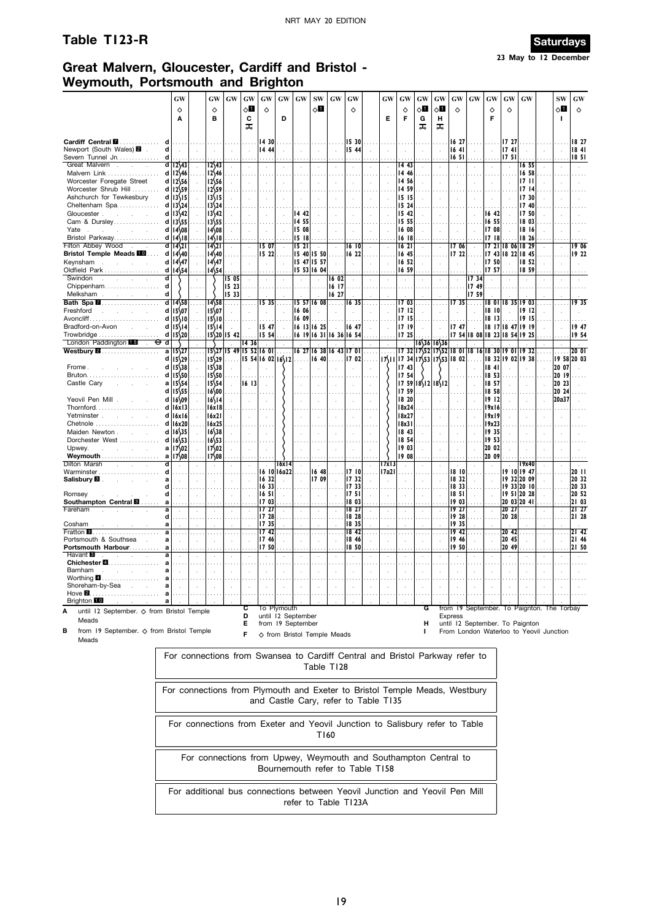## Table T123-R

**Saturdays**

**23 May to 12 December**

# Great Malvern, Gloucester, Cardiff and Bristol - Weymouth, Portsmouth and Brighton

| | | GW | GW | GW | GW | GW | GW | GW | SW | GW | GW | GW | GW | GW | GW | GW | GW | GW | GW | GW | SW | GW |
|---|---|---|---|---|---|---|---|---|---|---|---|---|---|---|---|---|---|---|---|---|---|---|
| | | ◇ | ◇ | | ◇1 | ◇ | | | ◇1 | | ◇ | | ◇ | ◇1 | ◇1 | ◇ | | ◇ | ◇ | | ◇1 | ◇ |
| | | A | B | | C | | D | | | | | E | F | G | H | | | F | | | I | |
| Cardiff Central 7 | d | | | | | 14 30 | | | | | 15 30 | | | | | 16 27 | | | 17 27 | | | 18 27 |
| Newport (South Wales) 2 | d | | | | | 14 44 | | | | | 15 44 | | | | | 16 41 | | | 17 41 | | | 18 41 |
| Severn Tunnel Jn | d | | | | | | | | | | | | | | | 16 51 | | | 17 51 | | | 18 51 |
| Great Malvern | d | 12 43 | 12 43 | | | | | | | | | | 14 43 | | | | | | | 16 55 | | |
| Malvern Link | d | 12 46 | 12 46 | | | | | | | | | | 14 46 | | | | | | | 16 58 | | |
| Worcester Foregate Street | d | 12 56 | 12 56 | | | | | | | | | | 14 56 | | | | | | | 17 11 | | |
| Worcester Shrub Hill | d | 12 59 | 12 59 | | | | | | | | | | 14 59 | | | | | | | 17 14 | | |
| Ashchurch for Tewkesbury | d | 13 15 | 13 15 | | | | | | | | | | 15 15 | | | | | | | 17 30 | | |
| Cheltenham Spa | d | 13 24 | 13 24 | | | | | | | | | | 15 24 | | | | | | | 17 40 | | |
| Gloucester | d | 13 42 | 13 42 | | | | | 14 42 | | | | | 15 42 | | | | | 16 42 | | 17 50 | | |
| Cam & Dursley | d | 13 55 | 13 55 | | | | | 14 55 | | | | | 15 55 | | | | | 16 55 | | 18 03 | | |
| Yate | d | 14 08 | 14 08 | | | | | 15 08 | | | | | 16 08 | | | | | 17 08 | | 18 16 | | |
| Bristol Parkway | d | 14 18 | 14 18 | | | | | 15 18 | | | | | 16 18 | | | | | 17 18 | | 18 26 | | |
| Filton Abbey Wood | d | 14 21 | 14 21 | | | 15 07 | | 15 21 | | | 16 10 | | 16 21 | | | 17 06 | | 17 21 | 18 06 | 18 29 | | 19 06 |
| **Bristol Temple Meads 10** | d | 14 40 | 14 40 | | | 15 22 | | 15 40 | 15 50 | | 16 22 | | 16 45 | | | 17 22 | | 17 43 | 18 22 | 18 45 | | 19 22 |
| Keynsham | d | 14 47 | 14 47 | | | | | 15 47 | 15 57 | | | | 16 52 | | | | | 17 50 | | 18 52 | | |
| Oldfield Park | d | 14 54 | 14 54 | | | | | 15 53 | 16 04 | | | | 16 59 | | | | | 17 57 | | 18 59 | | |
| Swindon | d | | | 15 05 | | | | | | 16 02 | | | | | | | 17 34 | | | | | |
| Chippenham | d | | | 15 23 | | | | | | 16 17 | | | | | | | 17 49 | | | | | |
| Melksham | d | | | 15 33 | | | | | | 16 27 | | | | | | | 17 59 | | | | | |
| **Bath Spa 7** | d | 14 58 | 14 58 | | | 15 35 | | 15 57 | 16 08 | | 16 35 | | 17 03 | | | 17 35 | | 18 01 | 18 35 | 19 03 | | 19 35 |
| Freshford | d | 15 07 | 15 07 | | | | | 16 06 | | | | | 17 12 | | | | | 18 10 | | 19 12 | | |
| Avoncliff | d | 15 10 | 15 10 | | | | | 16 09 | | | | | 17 15 | | | | | 18 13 | | 19 15 | | |
| Bradford-on-Avon | d | 15 14 | 15 14 | | | 15 47 | | 16 13 | 16 25 | | 16 47 | | 17 19 | | | 17 47 | | 18 17 | 18 47 | 19 19 | | 19 47 |
| Trowbridge | d | 15 20 | 15 20 | 15 42 | | 15 54 | | 16 19 | 16 31 | 16 36 | 16 54 | | 17 25 | | | 17 54 | 18 08 | 18 23 | 18 54 | 19 25 | | 19 54 |
| London Paddington 15 ⊖ | d | | | | 14 36 | | | | | | | | | 16 36 | 16 36 | | | | | | | |
| **Westbury 2** | a | 15 27 | 15 27 | 15 49 | 15 52 | 16 01 | | 16 27 | 16 38 | 16 43 | 17 01 | | 17 32 | 17 52 | 17 52 | 18 01 | 18 16 | 18 30 | 19 01 | 19 32 | | 20 01 |
| | d | 15 29 | 15 29 | | 15 54 | 16 02 | 16 12 | | 16 40 | | 17 02 | 17 11 | 17 34 | 17 53 | 17 53 | 18 02 | | 18 32 | 19 02 | 19 38 | 19 58 | 20 03 |
| Frome | d | 15 38 | 15 38 | | | | | | | | | | 17 43 | | | | | 18 41 | | | 20 07 | |
| Bruton | d | 15 50 | 15 50 | | | | | | | | | | 17 54 | | | | | 18 53 | | | 20 19 | |
| Castle Cary | a | 15 54 | 15 54 | | 16 13 | | | | | | | | 17 59 | 18 12 | 18 12 | | | 18 57 | | | 20 23 | |
| | d | 15 55 | 16 00 | | | | | | | | | | 17 59 | | | | | 18 58 | | | 20 24 | |
| Yeovil Pen Mill | d | 16 09 | 16 14 | | | | | | | | | | 18 20 | | | | | 19 12 | | | 20a37 | |
| Thornford | d | 16x13 | 16x18 | | | | | | | | | | 18x24 | | | | | 19x16 | | | | |
| Yetminster | d | 16x16 | 16x21 | | | | | | | | | | 18x27 | | | | | 19x19 | | | | |
| Chetnole | d | 16x20 | 16x25 | | | | | | | | | | 18x31 | | | | | 19x23 | | | | |
| Maiden Newton | d | 16 35 | 16 38 | | | | | | | | | | 18 43 | | | | | 19 35 | | | | |
| Dorchester West | d | 16 53 | 16 53 | | | | | | | | | | 18 54 | | | | | 19 53 | | | | |
| Upwey | a | 17 02 | 17 02 | | | | | | | | | | 19 03 | | | | | 20 02 | | | | |
| **Weymouth** | a | 17 08 | 17 08 | | | | | | | | | | 19 08 | | | | | 20 09 | | | | |
| Dilton Marsh | d | | | | | | 16x14 | | | | | 17x13 | | | | | | | | 19x40 | | |
| Warminster | d | | | | | 16 10 | 16a22 | | 16 48 | | 17 10 | 17a21 | | | | 18 10 | | | 19 10 | 19 47 | | 20 11 |
| **Salisbury 8** | a | | | | | 16 32 | | | 17 09 | | 17 32 | | | | | 18 32 | | | 19 32 | 20 09 | | 20 32 |
| | d | | | | | 16 33 | | | | | 17 33 | | | | | 18 33 | | | 19 33 | 20 10 | | 20 33 |
| Romsey | d | | | | | 16 51 | | | | | 17 51 | | | | | 18 51 | | | 19 51 | 20 28 | | 20 52 |
| **Southampton Central 8** | a | | | | | 17 03 | | | | | 18 03 | | | | | 19 03 | | | 20 03 | 20 41 | | 21 03 |
| Fareham | a | | | | | 17 27 | | | | | 18 27 | | | | | 19 27 | | | 20 27 | | | 21 27 |
| | d | | | | | 17 28 | | | | | 18 28 | | | | | 19 28 | | | 20 28 | | | 21 28 |
| Cosham | a | | | | | 17 35 | | | | | 18 35 | | | | | 19 35 | | | | | | |
| Fratton 8 | a | | | | | 17 42 | | | | | 18 42 | | | | | 19 42 | | | 20 42 | | | 21 42 |
| Portsmouth & Southsea | a | | | | | 17 46 | | | | | 18 46 | | | | | 19 46 | | | 20 45 | | | 21 46 |
| **Portsmouth Harbour** | a | | | | | 17 50 | | | | | 18 50 | | | | | 19 50 | | | 20 49 | | | 21 50 |
| Havant 8 | a | | | | | | | | | | | | | | | | | | | | | |
| **Chichester 4** | a | | | | | | | | | | | | | | | | | | | | | |
| Barnham | a | | | | | | | | | | | | | | | | | | | | | |
| Worthing 4 | a | | | | | | | | | | | | | | | | | | | | | |
| Shoreham-by-Sea | a | | | | | | | | | | | | | | | | | | | | | |
| Hove 2 | a | | | | | | | | | | | | | | | | | | | | | |
| Brighton 10 | a | | | | | | | | | | | | | | | | | | | | | |

**A** until 12 September. ◇ from Bristol Temple Meads

**B** from 19 September. ◇ from Bristol Temple Meads

**C** To Plymouth

**D** until 12 September

**E** from 19 September

**F** ◇ from Bristol Temple Meads

**G** from 19 September. To Paignton. The Torbay Express

**H** until 12 September. To Paignton

**I** From London Waterloo to Yeovil Junction

For connections from Swansea to Cardiff Central and Bristol Parkway refer to Table T128

For connections from Plymouth and Exeter to Bristol Temple Meads, Westbury and Castle Cary, refer to Table T135

For connections from Exeter and Yeovil Junction to Salisbury refer to Table T160

For connections from Upwey, Weymouth and Southampton Central to Bournemouth refer to Table T158

For additional bus connections between Yeovil Junction and Yeovil Pen Mill refer to Table T123A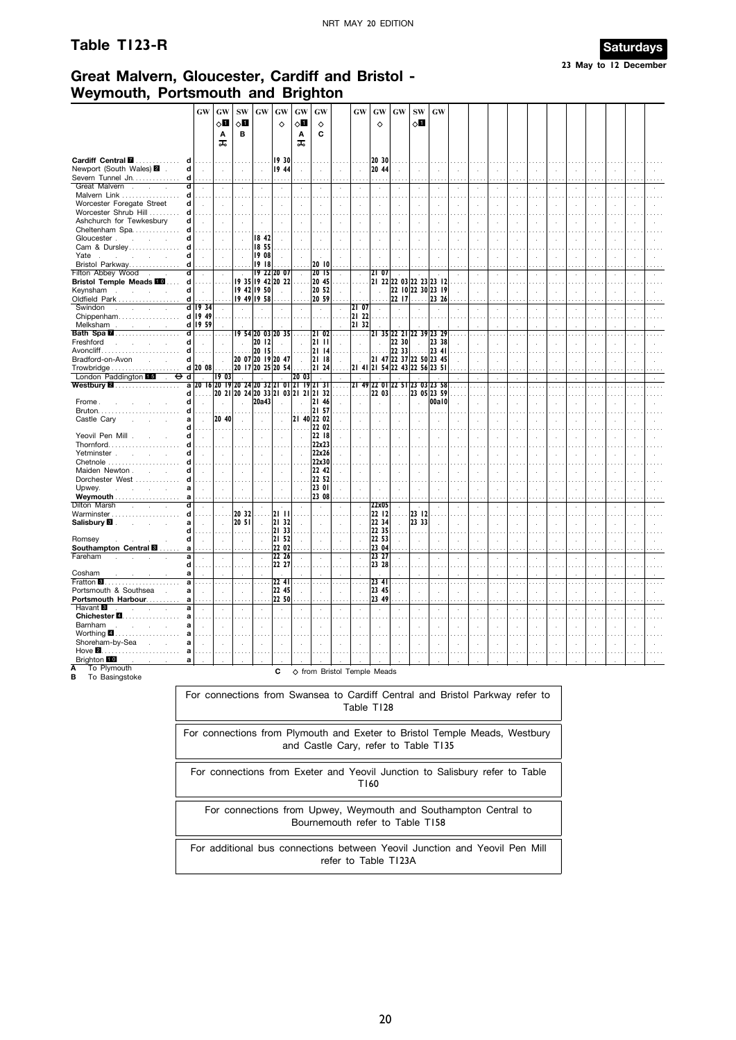## Table T123-R

**Saturdays**
23 May to 12 December

## Great Malvern, Gloucester, Cardiff and Bristol - Weymouth, Portsmouth and Brighton

| | | GW | GW | SW | GW | GW | GW | GW | | GW | GW | GW | SW | GW |
|---|---|---|---|---|---|---|---|---|---|---|---|---|---|---|
| | | | ◇1 | ◇1 | | ◇ | ◇1 | ◇ | | | ◇ | | ◇1 | |
| | | | A | B | | | A | C | | | | | | |
| | | | 🚲 | | | | 🚲 | | | | | | | |
| **Cardiff Central 7** | d | | | | | 19 30 | | | | | 20 30 | | | |
| Newport (South Wales) 2 | d | | | | | 19 44 | | | | | 20 44 | | | |
| Severn Tunnel Jn. | d | | | | | | | | | | | | | |
| Great Malvern | d | | | | | | | | | | | | | |
| Malvern Link | d | | | | | | | | | | | | | |
| Worcester Foregate Street | d | | | | | | | | | | | | | |
| Worcester Shrub Hill | d | | | | | | | | | | | | | |
| Ashchurch for Tewkesbury | d | | | | | | | | | | | | | |
| Cheltenham Spa | d | | | | | | | | | | | | | |
| Gloucester | d | | | | 18 42 | | | | | | | | | |
| Cam & Dursley | d | | | | 18 55 | | | | | | | | | |
| Yate | d | | | | 19 08 | | | | | | | | | |
| Bristol Parkway | d | | | | 19 18 | | | 20 10 | | | | | | |
| Filton Abbey Wood | d | | | | 19 22 | 20 07 | | 20 15 | | | 21 07 | | | |
| **Bristol Temple Meads 10** | d | | | 19 35 | 19 42 | 20 22 | | 20 45 | | | 21 22 | 22 03 | 22 23 | 23 12 |
| Keynsham | d | | | 19 42 | 19 50 | | | 20 52 | | | | 22 10 | 22 30 | 23 19 |
| Oldfield Park | d | | | 19 49 | 19 58 | | | 20 59 | | | | 22 17 | | 23 26 |
| Swindon | d | 19 34 | | | | | | | | 21 07 | | | | |
| Chippenham | d | 19 49 | | | | | | | | 21 22 | | | | |
| Melksham | d | 19 59 | | | | | | | | 21 32 | | | | |
| **Bath Spa 7** | d | | | 19 54 | 20 03 | 20 35 | | 21 02 | | | 21 35 | 22 21 | 22 39 | 23 29 |
| Freshford | d | | | | 20 12 | | | 21 11 | | | | 22 30 | | 23 38 |
| Avoncliff | d | | | | 20 15 | | | 21 14 | | | | 22 33 | | 23 41 |
| Bradford-on-Avon | d | | | 20 07 | 20 19 | 20 47 | | 21 18 | | | 21 47 | 22 37 | 22 50 | 23 45 |
| Trowbridge | d | 20 08 | | 20 17 | 20 25 | 20 54 | | 21 24 | | 21 41 | 21 54 | 22 43 | 22 56 | 23 51 |
| London Paddington 15 ⊖ | d | | 19 03 | | | | 20 03 | | | | | | | |
| **Westbury 2** | a | 20 16 | 20 19 | 20 24 | 20 32 | 21 01 | 21 19 | 21 31 | | 21 49 | 22 01 | 22 51 | 23 03 | 23 58 |
| | d | | 20 21 | 20 24 | 20 33 | 21 03 | 21 21 | 21 32 | | | 22 03 | | 23 05 | 23 59 |
| Frome | d | | | | 20a43 | | | 21 46 | | | | | | 00a10 |
| Bruton | d | | | | | | | 21 57 | | | | | | |
| Castle Cary | a | | 20 40 | | | | 21 40 | 22 02 | | | | | | |
| | d | | | | | | | 22 02 | | | | | | |
| Yeovil Pen Mill | d | | | | | | | 22 18 | | | | | | |
| Thornford | d | | | | | | | 22x23 | | | | | | |
| Yetminster | d | | | | | | | 22x26 | | | | | | |
| Chetnole | d | | | | | | | 22x30 | | | | | | |
| Maiden Newton | d | | | | | | | 22 42 | | | | | | |
| Dorchester West | d | | | | | | | 22 52 | | | | | | |
| Upwey | a | | | | | | | 23 01 | | | | | | |
| **Weymouth** | a | | | | | | | 23 08 | | | | | | |
| Dilton Marsh | d | | | | | | | | | | 22x05 | | | |
| Warminster | d | | | 20 32 | | 21 11 | | | | | 22 12 | | 23 12 | |
| **Salisbury 8** | a | | | 20 51 | | 21 32 | | | | | 22 34 | | 23 33 | |
| | d | | | | | 21 33 | | | | | 22 35 | | | |
| Romsey | d | | | | | 21 52 | | | | | 22 53 | | | |
| **Southampton Central 8** | a | | | | | 22 02 | | | | | 23 04 | | | |
| Fareham | a | | | | | 22 26 | | | | | 23 27 | | | |
| | d | | | | | 22 27 | | | | | 23 28 | | | |
| Cosham | a | | | | | | | | | | | | | |
| Fratton 8 | a | | | | | 22 41 | | | | | 23 41 | | | |
| Portsmouth & Southsea | a | | | | | 22 45 | | | | | 23 45 | | | |
| **Portsmouth Harbour** | a | | | | | 22 50 | | | | | 23 49 | | | |
| Havant 8 | a | | | | | | | | | | | | | |
| **Chichester 4** | a | | | | | | | | | | | | | |
| Barnham | a | | | | | | | | | | | | | |
| Worthing 4 | a | | | | | | | | | | | | | |
| Shoreham-by-Sea | a | | | | | | | | | | | | | |
| Hove 2 | a | | | | | | | | | | | | | |
| Brighton 10 | a | | | | | | | | | | | | | |

**A** To Plymouth
**B** To Basingstoke
**C** ◇ from Bristol Temple Meads

For connections from Swansea to Cardiff Central and Bristol Parkway refer to Table T128

For connections from Plymouth and Exeter to Bristol Temple Meads, Westbury and Castle Cary, refer to Table T135

For connections from Exeter and Yeovil Junction to Salisbury refer to Table T160

For connections from Upwey, Weymouth and Southampton Central to Bournemouth refer to Table T158

For additional bus connections between Yeovil Junction and Yeovil Pen Mill refer to Table T123A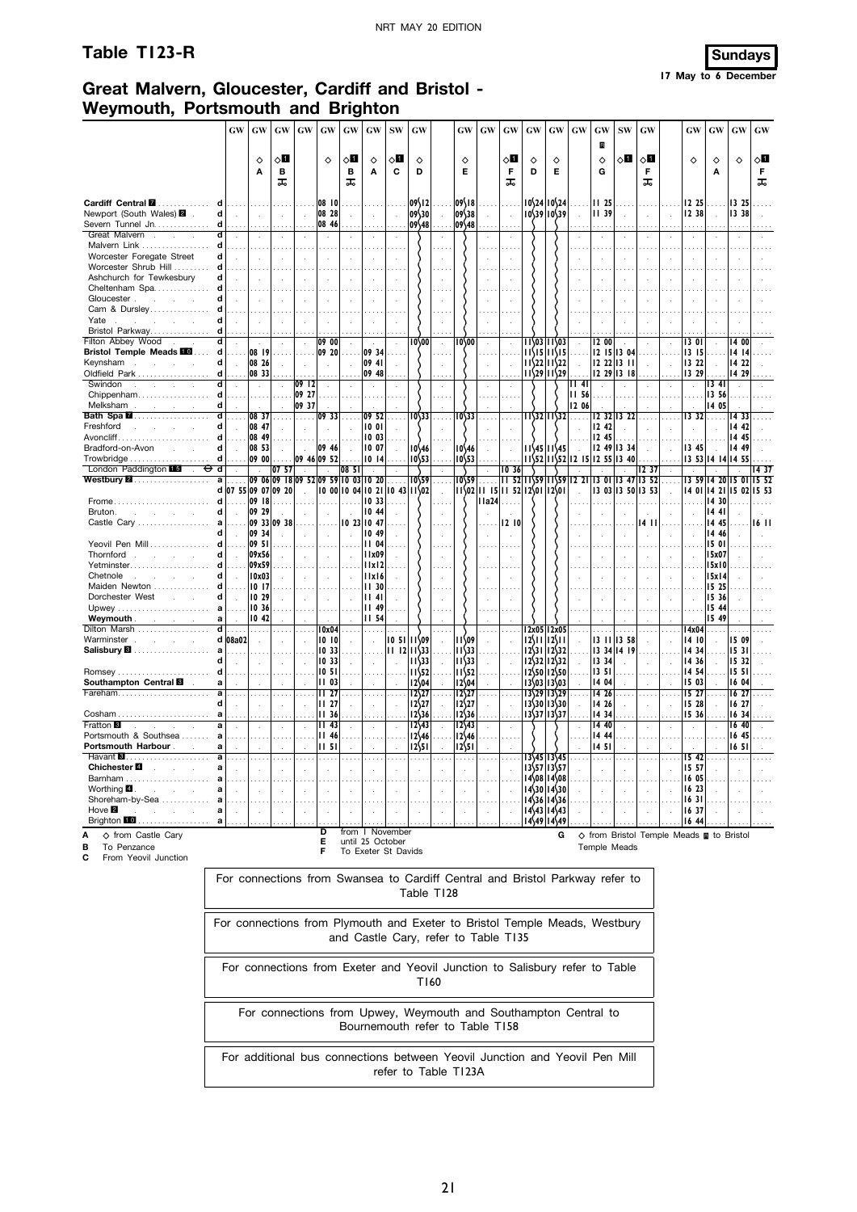# Table T123-R

**Sundays**
**17 May to 6 December**

## Great Malvern, Gloucester, Cardiff and Bristol - Weymouth, Portsmouth and Brighton

| Station | | GW | GW | GW | GW | GW | GW | GW | SW | GW | GW | GW | GW | GW | GW | GW | GW | SW | GW | GW | GW | GW | GW |
|---|---|---|---|---|---|---|---|---|---|---|---|---|---|---|---|---|---|---|---|---|---|---|---|
| | | | ◇ A | ◇■ B | | ◇ | ◇■ B | ◇ A | ◇■ C | ◇ D | ◇ E | | ◇■ F | ◇ D | ◇ E | | ◇ G | ◇■ | ◇■ F | ◇ | ◇ A | ◇ | ◇■ F |
| Cardiff Central 7 | d | | | | | 08 10 | | | | 09 12 | 09 18 | | | 10 24 | 10 24 | | 11 25 | | | 12 25 | | 13 25 | |
| Newport (South Wales) 2 | d | | | | | 08 28 | | | | 09 30 | 09 38 | | | 10 39 | 10 39 | | 11 39 | | | 12 38 | | 13 38 | |
| Severn Tunnel Jn. | d | | | | | 08 46 | | | | 09 48 | 09 48 | | | | | | | | | | | | |
| Great Malvern | d | | | | | | | | | | | | | | | | | | | | | | |
| Malvern Link | d | | | | | | | | | | | | | | | | | | | | | | |
| Worcester Foregate Street | d | | | | | | | | | | | | | | | | | | | | | | |
| Worcester Shrub Hill | d | | | | | | | | | | | | | | | | | | | | | | |
| Ashchurch for Tewkesbury | d | | | | | | | | | | | | | | | | | | | | | | |
| Cheltenham Spa | d | | | | | | | | | | | | | | | | | | | | | | |
| Gloucester | d | | | | | | | | | | | | | | | | | | | | | | |
| Cam & Dursley | d | | | | | | | | | | | | | | | | | | | | | | |
| Yate | d | | | | | | | | | | | | | | | | | | | | | | |
| Bristol Parkway | d | | | | | | | | | | | | | | | | | | | | | | |
| Filton Abbey Wood | d | | | | | 09 00 | | | | 10 00 | 10 00 | | | 11 03 | 11 03 | | 12 00 | | | 13 01 | | 14 00 | |
| Bristol Temple Meads 10 | d | | 08 19 | | | 09 20 | | 09 34 | | | | | | 11 15 | 11 15 | | 12 15 | 13 04 | | 13 15 | | 14 14 | |
| Keynsham | d | | 08 26 | | | | | 09 41 | | | | | | 11 22 | 11 22 | | 12 22 | 13 11 | | 13 22 | | 14 22 | |
| Oldfield Park | d | | 08 33 | | | | | 09 48 | | | | | | 11 29 | 11 29 | | 12 29 | 13 18 | | 13 29 | | 14 29 | |
| Swindon | d | | | | 09 12 | | | | | | | | | | | 11 41 | | | | | 13 41 | | |
| Chippenham | d | | | | 09 27 | | | | | | | | | | | 11 56 | | | | | 13 56 | | |
| Melksham | d | | | | 09 37 | | | | | | | | | | | 12 06 | | | | | 14 05 | | |
| Bath Spa 7 | d | | 08 37 | | | 09 33 | | 09 52 | | 10 33 | 10 33 | | | 11 32 | 11 32 | | 12 32 | 13 22 | | 13 32 | | 14 33 | |
| Freshford | d | | 08 47 | | | | | 10 01 | | | | | | | | | 12 42 | | | | | 14 42 | |
| Avoncliff | d | | 08 49 | | | | | 10 03 | | | | | | | | | 12 45 | | | | | 14 45 | |
| Bradford-on-Avon | d | | 08 53 | | | 09 46 | | 10 07 | | 10 46 | 10 46 | | | 11 45 | 11 45 | | 12 49 | 13 34 | | 13 45 | | 14 49 | |
| Trowbridge | d | | 09 00 | | 09 46 | 09 52 | | 10 14 | | 10 53 | 10 53 | | | 11 52 | 11 52 | 12 15 | 12 55 | 13 40 | | 13 53 | 14 14 | 14 55 | |
| London Paddington 15 ⊖ | d | | | 07 57 | | | 08 51 | | | | | | 10 36 | | | | | | 12 37 | | | | 14 37 |
| Westbury 2 | a | | 09 06 | 09 18 | 09 52 | 09 59 | 10 03 | 10 20 | | 10 59 | 10 59 | | 11 52 | 11 59 | 11 59 | 12 21 | 13 01 | 13 47 | 13 52 | 13 59 | 14 20 | 15 01 | 15 52 |
| | d | 07 55 | 09 07 | 09 20 | | 10 00 | 10 04 | 10 21 | 10 43 | 11 02 | 11 02 | 11 15 | 11 52 | 12 01 | 12 01 | | 13 03 | 13 50 | 13 53 | 14 01 | 14 21 | 15 02 | 15 53 |
| Frome | d | | 09 18 | | | | | 10 33 | | | | 11a24 | | | | | | | | | 14 30 | | |
| Bruton | d | | 09 29 | | | | | 10 44 | | | | | | | | | | | | | 14 41 | | |
| Castle Cary | a | | 09 33 | 09 38 | | | 10 23 | 10 47 | | | | | 12 10 | | | | | | 14 11 | | 14 45 | | 16 11 |
| | d | | 09 34 | | | | | 10 49 | | | | | | | | | | | | | 14 46 | | |
| Yeovil Pen Mill | d | | 09 51 | | | | | 11 04 | | | | | | | | | | | | | 15 01 | | |
| Thornford | d | | 09x56 | | | | | 11x09 | | | | | | | | | | | | | 15x07 | | |
| Yetminster | d | | 09x59 | | | | | 11x12 | | | | | | | | | | | | | 15x10 | | |
| Chetnole | d | | 10x03 | | | | | 11x16 | | | | | | | | | | | | | 15x14 | | |
| Maiden Newton | d | | 10 17 | | | | | 11 30 | | | | | | | | | | | | | 15 25 | | |
| Dorchester West | d | | 10 29 | | | | | 11 41 | | | | | | | | | | | | | 15 36 | | |
| Upwey | a | | 10 36 | | | | | 11 49 | | | | | | | | | | | | | 15 44 | | |
| Weymouth | a | | 10 42 | | | | | 11 54 | | | | | | | | | | | | | 15 49 | | |
| Dilton Marsh | d | | | | | 10x04 | | | | | | | | 12x05 | 12x05 | | | | | 14x04 | | | |
| Warminster | d | 08a02 | | | | 10 10 | | | 10 51 | 11 09 | 11 09 | | | 12 11 | 12 11 | | 13 11 | 13 58 | | 14 10 | | 15 09 | |
| Salisbury 8 | a | | | | | 10 33 | | | 11 12 | 11 33 | 11 33 | | | 12 31 | 12 31 | | 13 34 | 14 19 | | 14 34 | | 15 31 | |
| | d | | | | | 10 33 | | | | 11 33 | 11 33 | | | 12 32 | 12 32 | | 13 34 | | | 14 36 | | 15 32 | |
| Romsey | d | | | | | 10 51 | | | | 11 52 | 11 52 | | | 12 50 | 12 50 | | 13 51 | | | 14 54 | | 15 51 | |
| Southampton Central 8 | a | | | | | 11 03 | | | | 12 04 | 12 04 | | | 13 03 | 13 03 | | 14 04 | | | 15 03 | | 16 04 | |
| Fareham | a | | | | | 11 27 | | | | 12 27 | 12 27 | | | 13 29 | 13 29 | | 14 26 | | | 15 27 | | 16 27 | |
| | d | | | | | 11 27 | | | | 12 27 | 12 27 | | | 13 30 | 13 30 | | 14 26 | | | 15 28 | | 16 27 | |
| Cosham | a | | | | | 11 36 | | | | 12 36 | 12 36 | | | 13 37 | 13 37 | | 14 34 | | | 15 36 | | 16 34 | |
| Fratton 8 | a | | | | | 11 43 | | | | 12 43 | 12 43 | | | | | | 14 40 | | | | | 16 40 | |
| Portsmouth & Southsea | a | | | | | 11 46 | | | | 12 46 | 12 46 | | | | | | 14 44 | | | | | 16 45 | |
| Portsmouth Harbour | a | | | | | 11 51 | | | | 12 51 | 12 51 | | | | | | 14 51 | | | | | 16 51 | |
| Havant 8 | a | | | | | | | | | | | | | 13 45 | 13 45 | | | | | 15 42 | | | |
| Chichester 4 | a | | | | | | | | | | | | | 13 57 | 13 57 | | | | | 15 57 | | | |
| Barnham | a | | | | | | | | | | | | | 14 08 | 14 08 | | | | | 16 05 | | | |
| Worthing 4 | a | | | | | | | | | | | | | 14 30 | 14 30 | | | | | 16 23 | | | |
| Shoreham-by-Sea | a | | | | | | | | | | | | | 14 36 | 14 36 | | | | | 16 31 | | | |
| Hove 2 | a | | | | | | | | | | | | | 14 43 | 14 43 | | | | | 16 37 | | | |
| Brighton 10 | a | | | | | | | | | | | | | 14 49 | 14 49 | | | | | 16 44 | | | |

**A** ◇ from Castle Cary
**B** To Penzance
**C** From Yeovil Junction
**D** from 1 November
**E** until 25 October
**F** To Exeter St Davids
**G** ◇ from Bristol Temple Meads to Bristol Temple Meads

For connections from Swansea to Cardiff Central and Bristol Parkway refer to Table T128

For connections from Plymouth and Exeter to Bristol Temple Meads, Westbury and Castle Cary, refer to Table T135

For connections from Exeter and Yeovil Junction to Salisbury refer to Table T160

For connections from Upwey, Weymouth and Southampton Central to Bournemouth refer to Table T158

For additional bus connections between Yeovil Junction and Yeovil Pen Mill refer to Table T123A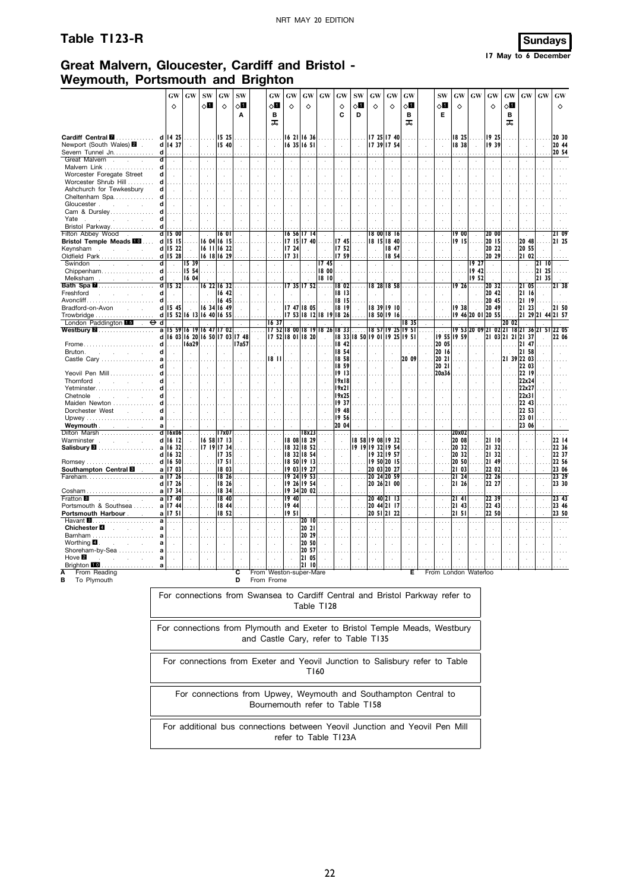# Table T123-R

**Sundays**
**17 May to 6 December**

## Great Malvern, Gloucester, Cardiff and Bristol - Weymouth, Portsmouth and Brighton

| | | GW | GW | SW | GW | SW | GW | GW | GW | GW | GW | SW | GW | GW | GW | SW | GW | GW | GW | GW | GW | GW | GW |
|---|---|---|---|---|---|---|---|---|---|---|---|---|---|---|---|---|---|---|---|---|---|---|---|
| | | ◇ | | ◇1 | ◇ | ◇1 | ◇1 | ◇ | ◇ | | ◇ | ◇1 | ◇ | ◇ | ◇1 | ◇1 | ◇ | | ◇ | ◇1 | | | ◇ |
| | | | | | | A | B | | | | C | D | | | B | E | | | | B | | | |
| | | | | | | | 🚲 | | | | | | | | 🚲 | | | | | 🚲 | | | |
| Cardiff Central 7 | d | 14 25 | | | 15 25 | | | 16 21 | 16 36 | | | | 17 25 | 17 40 | | | 18 25 | | 19 25 | | | | 20 30 |
| Newport (South Wales) 2 | d | 14 37 | | | 15 40 | | | 16 35 | 16 51 | | | | 17 39 | 17 54 | | | 18 38 | | 19 39 | | | | 20 44 |
| Severn Tunnel Jn. | d | | | | | | | | | | | | | | | | | | | | | | 20 54 |
| Great Malvern | d | | | | | | | | | | | | | | | | | | | | | | |
| Malvern Link | d | | | | | | | | | | | | | | | | | | | | | | |
| Worcester Foregate Street | d | | | | | | | | | | | | | | | | | | | | | | |
| Worcester Shrub Hill | d | | | | | | | | | | | | | | | | | | | | | | |
| Ashchurch for Tewkesbury | d | | | | | | | | | | | | | | | | | | | | | | |
| Cheltenham Spa | d | | | | | | | | | | | | | | | | | | | | | | |
| Gloucester | d | | | | | | | | | | | | | | | | | | | | | | |
| Cam & Dursley | d | | | | | | | | | | | | | | | | | | | | | | |
| Yate | d | | | | | | | | | | | | | | | | | | | | | | |
| Bristol Parkway | d | | | | | | | | | | | | | | | | | | | | | | |
| Filton Abbey Wood | d | 15 00 | | | 16 01 | | | 16 56 | 17 14 | | | | 18 00 | 18 16 | | | 19 00 | | 20 00 | | | | 21 09 |
| Bristol Temple Meads 10 | d | 15 15 | | 16 04 | 16 15 | | | 17 15 | 17 40 | | 17 45 | | 18 15 | 18 40 | | | 19 15 | | 20 15 | | 20 48 | | 21 25 |
| Keynsham | d | 15 22 | | 16 11 | 16 22 | | | 17 24 | | | 17 52 | | | 18 47 | | | | | 20 22 | | 20 55 | | |
| Oldfield Park | d | 15 28 | | 16 18 | 16 29 | | | 17 31 | | | 17 59 | | | 18 54 | | | | | 20 29 | | 21 02 | | |
| Swindon | d | | 15 39 | | | | | | | 17 45 | | | | | | | | 19 27 | | | | 21 10 | |
| Chippenham | d | | 15 54 | | | | | | | 18 00 | | | | | | | | 19 42 | | | | 21 25 | |
| Melksham | d | | 16 04 | | | | | | | 18 10 | | | | | | | | 19 52 | | | | 21 35 | |
| Bath Spa 7 | d | 15 32 | | 16 22 | 16 32 | | | 17 35 | 17 52 | | 18 02 | | 18 28 | 18 58 | | | 19 26 | | 20 32 | | 21 05 | | 21 38 |
| Freshford | d | | | | 16 42 | | | | | | 18 13 | | | | | | | | 20 42 | | 21 16 | | |
| Avoncliff | d | | | | 16 45 | | | | | | 18 15 | | | | | | | | 20 45 | | 21 19 | | |
| Bradford-on-Avon | d | 15 45 | | 16 34 | 16 49 | | | 17 47 | 18 05 | | 18 19 | | 18 39 | 19 10 | | | 19 38 | | 20 49 | | 21 23 | | 21 50 |
| Trowbridge | d | 15 52 | 16 13 | 16 40 | 16 55 | | | 17 53 | 18 12 | 18 19 | 18 26 | | 18 50 | 19 16 | | | 19 46 | 20 01 | 20 55 | | 21 29 | 21 44 | 21 57 |
| London Paddington 15 ⊖ | d | | | | | | 16 37 | | | | | | | | 18 35 | | | | | 20 02 | | | |
| Westbury 2 | a | 15 59 | 16 19 | 16 47 | 17 02 | | 17 52 | 18 00 | 18 19 | 18 26 | 18 33 | | 18 57 | 19 25 | 19 51 | | 19 53 | 20 09 | 21 02 | 21 18 | 21 36 | 21 51 | 22 05 |
| | d | 16 03 | 16 20 | 16 50 | 17 03 | 17 48 | 17 52 | 18 01 | 18 20 | | 18 33 | 18 50 | 19 01 | 19 25 | 19 51 | 19 55 | 19 59 | | 21 03 | 21 21 | 21 37 | | 22 06 |
| Frome | d | | 16a29 | | | 17a57 | | | | | 18 42 | | | | | 20 05 | | | | | 21 47 | | |
| Bruton | d | | | | | | | | | | 18 54 | | | | | 20 16 | | | | | 21 58 | | |
| Castle Cary | a | | | | | | 18 11 | | | | 18 58 | | | | 20 09 | 20 21 | | | | 21 39 | 22 03 | | |
| | d | | | | | | | | | | 18 59 | | | | | 20 21 | | | | | 22 03 | | |
| Yeovil Pen Mill | d | | | | | | | | | | 19 13 | | | | | 20a36 | | | | | 22 19 | | |
| Thornford | d | | | | | | | | | | 19x18 | | | | | | | | | | 22x24 | | |
| Yetminster | d | | | | | | | | | | 19x21 | | | | | | | | | | 22x27 | | |
| Chetnole | d | | | | | | | | | | 19x25 | | | | | | | | | | 22x31 | | |
| Maiden Newton | d | | | | | | | | | | 19 37 | | | | | | | | | | 22 43 | | |
| Dorchester West | d | | | | | | | | | | 19 48 | | | | | | | | | | 22 53 | | |
| Upwey | a | | | | | | | | | | 19 56 | | | | | | | | | | 23 01 | | |
| Weymouth | a | | | | | | | | | | 20 04 | | | | | | | | | | 23 06 | | |
| Dilton Marsh | d | 16x06 | | | 17x07 | | | | 18x23 | | | | | | | | 20x02 | | | | | | |
| Warminster | d | 16 12 | | 16 58 | 17 13 | | | 18 08 | 18 29 | | | 18 58 | 19 08 | 19 32 | | | 20 08 | | 21 10 | | | | 22 14 |
| Salisbury 8 | a | 16 32 | | 17 19 | 17 34 | | | 18 32 | 18 52 | | | 19 19 | 19 32 | 19 54 | | | 20 32 | | 21 32 | | | | 22 36 |
| | d | 16 32 | | | 17 35 | | | 18 32 | 18 54 | | | | 19 32 | 19 57 | | | 20 32 | | 21 32 | | | | 22 37 |
| Romsey | d | 16 50 | | | 17 51 | | | 18 50 | 19 13 | | | | 19 50 | 20 15 | | | 20 50 | | 21 49 | | | | 22 56 |
| Southampton Central 8 | a | 17 03 | | | 18 03 | | | 19 03 | 19 27 | | | | 20 03 | 20 27 | | | 21 03 | | 22 02 | | | | 23 06 |
| Fareham | a | 17 26 | | | 18 26 | | | 19 24 | 19 53 | | | | 20 24 | 20 59 | | | 21 24 | | 22 26 | | | | 23 29 |
| | d | 17 26 | | | 18 26 | | | 19 26 | 19 54 | | | | 20 26 | 21 00 | | | 21 26 | | 22 27 | | | | 23 30 |
| Cosham | a | 17 34 | | | 18 34 | | | 19 34 | 20 02 | | | | | | | | | | | | | | |
| Fratton 8 | a | 17 40 | | | 18 40 | | | 19 40 | | | | | 20 40 | 21 13 | | | 21 41 | | 22 39 | | | | 23 43 |
| Portsmouth & Southsea | a | 17 44 | | | 18 44 | | | 19 44 | | | | | 20 44 | 21 17 | | | 21 43 | | 22 43 | | | | 23 46 |
| Portsmouth Harbour | a | 17 51 | | | 18 52 | | | 19 51 | | | | | 20 51 | 21 22 | | | 21 51 | | 22 50 | | | | 23 50 |
| Havant 8 | a | | | | | | | | 20 10 | | | | | | | | | | | | | | |
| Chichester 4 | a | | | | | | | | 20 21 | | | | | | | | | | | | | | |
| Barnham | a | | | | | | | | 20 29 | | | | | | | | | | | | | | |
| Worthing 4 | a | | | | | | | | 20 50 | | | | | | | | | | | | | | |
| Shoreham-by-Sea | a | | | | | | | | 20 57 | | | | | | | | | | | | | | |
| Hove 2 | a | | | | | | | | 21 05 | | | | | | | | | | | | | | |
| Brighton 10 | a | | | | | | | | 21 10 | | | | | | | | | | | | | | |

**A** From Reading
**B** To Plymouth
**C** From Weston-super-Mare
**D** From Frome
**E** From London Waterloo

For connections from Swansea to Cardiff Central and Bristol Parkway refer to Table T128

For connections from Plymouth and Exeter to Bristol Temple Meads, Westbury and Castle Cary, refer to Table T135

For connections from Exeter and Yeovil Junction to Salisbury refer to Table T160

For connections from Upwey, Weymouth and Southampton Central to Bournemouth refer to Table T158

For additional bus connections between Yeovil Junction and Yeovil Pen Mill refer to Table T123A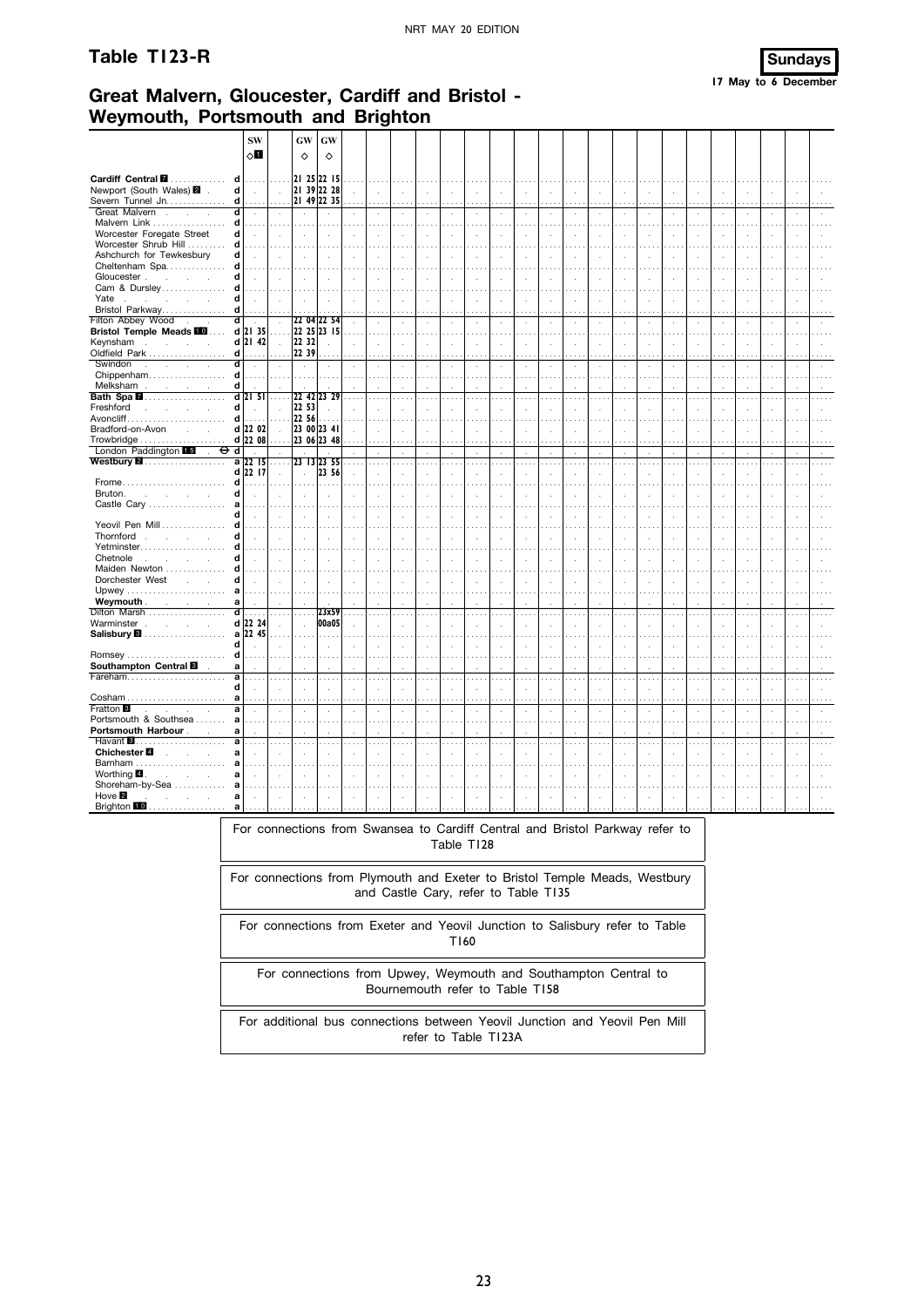NRT MAY 20 EDITION

# Table T123-R

**Sundays**
**17 May to 6 December**

## Great Malvern, Gloucester, Cardiff and Bristol - Weymouth, Portsmouth and Brighton

| | | SW | GW | GW |
|---|---|---|---|---|
| | | ◇1 | ◇ | ◇ |
| **Cardiff Central 7** | d | | 21 25 | 22 15 |
| Newport (South Wales) 2 | d | | 21 39 | 22 28 |
| Severn Tunnel Jn. | d | | 21 49 | 22 35 |
| Great Malvern | d | | | |
| Malvern Link | d | | | |
| Worcester Foregate Street | d | | | |
| Worcester Shrub Hill | d | | | |
| Ashchurch for Tewkesbury | d | | | |
| Cheltenham Spa | d | | | |
| Gloucester | d | | | |
| Cam & Dursley | d | | | |
| Yate | d | | | |
| Bristol Parkway | d | | | |
| Filton Abbey Wood | d | | 22 04 | 22 54 |
| **Bristol Temple Meads 10** | d | 21 35 | 22 25 | 23 15 |
| Keynsham | d | 21 42 | 22 32 | |
| Oldfield Park | d | | 22 39 | |
| Swindon | d | | | |
| Chippenham | d | | | |
| Melksham | d | | | |
| **Bath Spa 7** | d | 21 51 | 22 42 | 23 29 |
| Freshford | d | | 22 53 | |
| Avoncliff | d | | 22 56 | |
| Bradford-on-Avon | d | 22 02 | 23 00 | 23 41 |
| Trowbridge | d | 22 08 | 23 06 | 23 48 |
| London Paddington 15 ⊖ | d | | | |
| **Westbury 2** | a | 22 15 | 23 13 | 23 55 |
| | d | 22 17 | | 23 56 |
| Frome | d | | | |
| Bruton | d | | | |
| Castle Cary | a | | | |
| | d | | | |
| Yeovil Pen Mill | d | | | |
| Thornford | d | | | |
| Yetminster | d | | | |
| Chetnole | d | | | |
| Maiden Newton | d | | | |
| Dorchester West | d | | | |
| Upwey | a | | | |
| **Weymouth** | a | | | |
| Dilton Marsh | d | | | 23x59 |
| Warminster | d | 22 24 | | 00a05 |
| **Salisbury 8** | a | 22 45 | | |
| | d | | | |
| Romsey | d | | | |
| **Southampton Central 8** | a | | | |
| Fareham | a | | | |
| | d | | | |
| Cosham | a | | | |
| Fratton 8 | a | | | |
| Portsmouth & Southsea | a | | | |
| **Portsmouth Harbour** | a | | | |
| Havant 8 | a | | | |
| **Chichester 4** | a | | | |
| Barnham | a | | | |
| Worthing 4 | a | | | |
| Shoreham-by-Sea | a | | | |
| Hove 2 | a | | | |
| Brighton 10 | a | | | |

For connections from Swansea to Cardiff Central and Bristol Parkway refer to Table T128

For connections from Plymouth and Exeter to Bristol Temple Meads, Westbury and Castle Cary, refer to Table T135

For connections from Exeter and Yeovil Junction to Salisbury refer to Table T160

For connections from Upwey, Weymouth and Southampton Central to Bournemouth refer to Table T158

For additional bus connections between Yeovil Junction and Yeovil Pen Mill refer to Table T123A